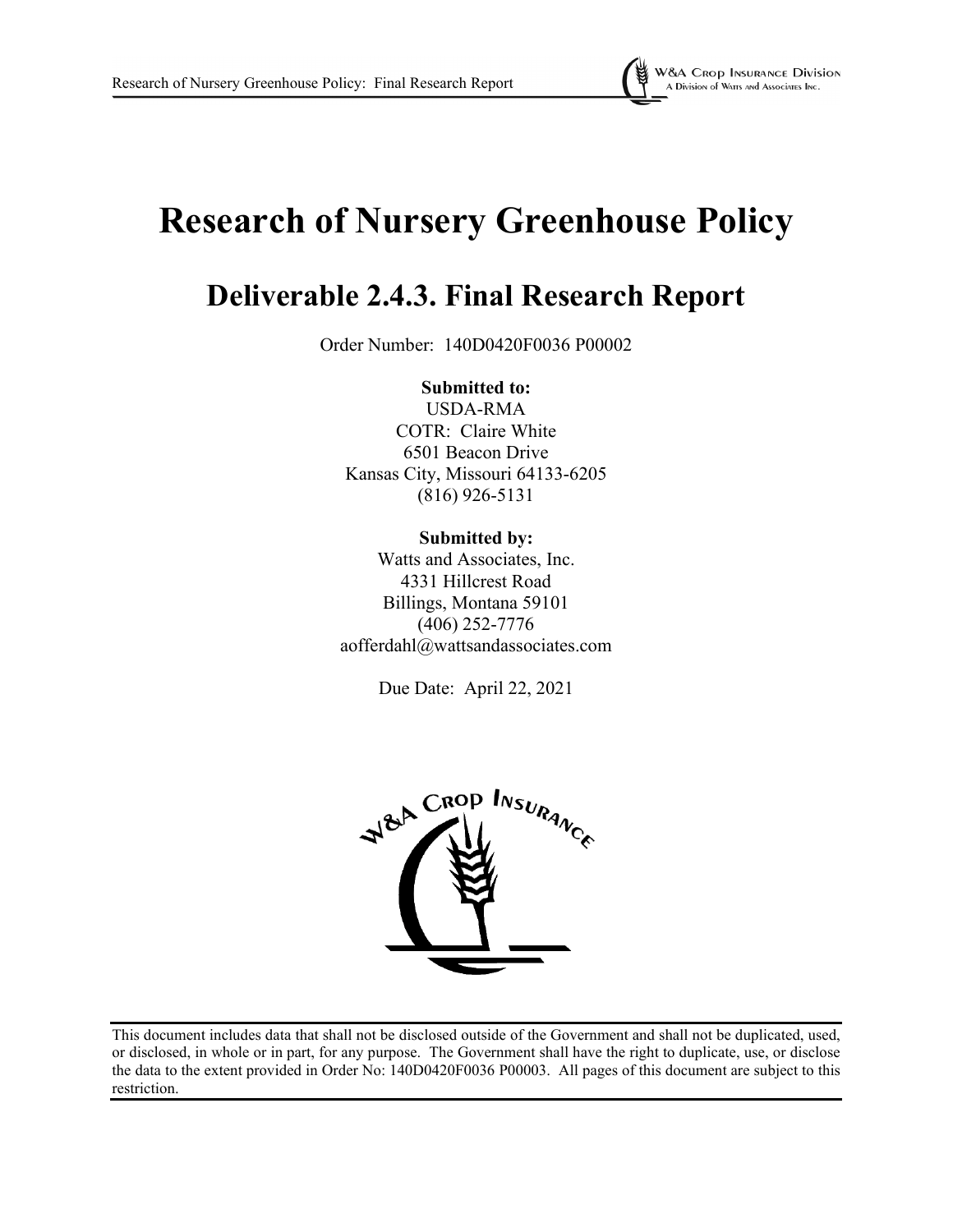# Research of Nursery Greenhouse Policy

## Deliverable 2.4.3. Final Research Report

Order Number: 140D0420F0036 P00002

**Submitted to:**
USDA-RMA
COTR: Claire White
6501 Beacon Drive
Kansas City, Missouri 64133-6205
(816) 926-5131

**Submitted by:**
Watts and Associates, Inc.
4331 Hillcrest Road
Billings, Montana 59101
(406) 252-7776
aofferdahl@wattsandassociates.com

Due Date: April 22, 2021

This document includes data that shall not be disclosed outside of the Government and shall not be duplicated, used, or disclosed, in whole or in part, for any purpose. The Government shall have the right to duplicate, use, or disclose the data to the extent provided in Order No: 140D0420F0036 P00003. All pages of this document are subject to this restriction.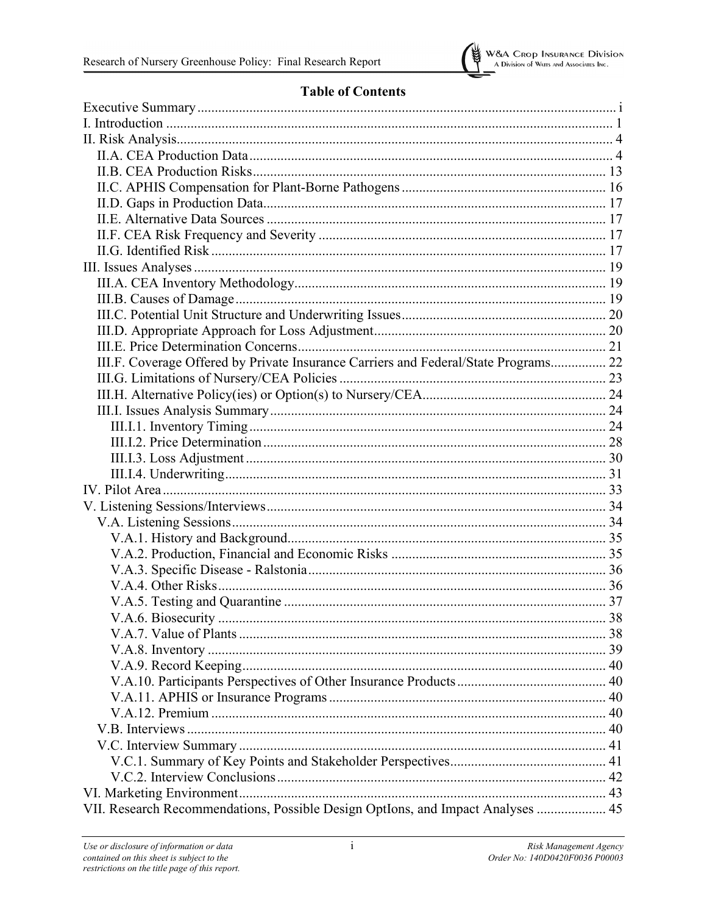## Table of Contents

Executive Summary ............................................................ i
I. Introduction ............................................................ 1
II. Risk Analysis ............................................................ 4
  II.A. CEA Production Data ............................................................ 4
  II.B. CEA Production Risks ............................................................ 13
  II.C. APHIS Compensation for Plant-Borne Pathogens ............................................................ 16
  II.D. Gaps in Production Data ............................................................ 17
  II.E. Alternative Data Sources ............................................................ 17
  II.F. CEA Risk Frequency and Severity ............................................................ 17
  II.G. Identified Risk ............................................................ 17
III. Issues Analyses ............................................................ 19
  III.A. CEA Inventory Methodology ............................................................ 19
  III.B. Causes of Damage ............................................................ 19
  III.C. Potential Unit Structure and Underwriting Issues ............................................................ 20
  III.D. Appropriate Approach for Loss Adjustment ............................................................ 20
  III.E. Price Determination Concerns ............................................................ 21
  III.F. Coverage Offered by Private Insurance Carriers and Federal/State Programs ............................................................ 22
  III.G. Limitations of Nursery/CEA Policies ............................................................ 23
  III.H. Alternative Policy(ies) or Option(s) to Nursery/CEA ............................................................ 24
  III.I. Issues Analysis Summary ............................................................ 24
    III.I.1. Inventory Timing ............................................................ 24
    III.I.2. Price Determination ............................................................ 28
    III.I.3. Loss Adjustment ............................................................ 30
    III.I.4. Underwriting ............................................................ 31
IV. Pilot Area ............................................................ 33
V. Listening Sessions/Interviews ............................................................ 34
  V.A. Listening Sessions ............................................................ 34
    V.A.1. History and Background ............................................................ 35
    V.A.2. Production, Financial and Economic Risks ............................................................ 35
    V.A.3. Specific Disease - Ralstonia ............................................................ 36
    V.A.4. Other Risks ............................................................ 36
    V.A.5. Testing and Quarantine ............................................................ 37
    V.A.6. Biosecurity ............................................................ 38
    V.A.7. Value of Plants ............................................................ 38
    V.A.8. Inventory ............................................................ 39
    V.A.9. Record Keeping ............................................................ 40
    V.A.10. Participants Perspectives of Other Insurance Products ............................................................ 40
    V.A.11. APHIS or Insurance Programs ............................................................ 40
    V.A.12. Premium ............................................................ 40
  V.B. Interviews ............................................................ 40
  V.C. Interview Summary ............................................................ 41
    V.C.1. Summary of Key Points and Stakeholder Perspectives ............................................................ 41
    V.C.2. Interview Conclusions ............................................................ 42
VI. Marketing Environment ............................................................ 43
VII. Research Recommendations, Possible Design OptIons, and Impact Analyses ............................................................ 45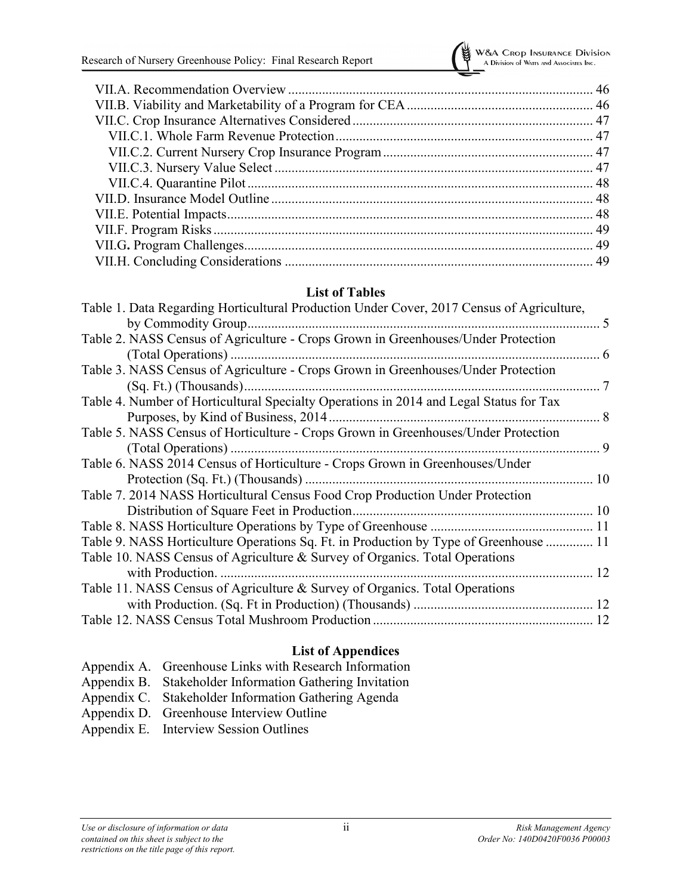VII.A. Recommendation Overview ........................................................................................ 46
VII.B. Viability and Marketability of a Program for CEA ....................................................... 46
VII.C. Crop Insurance Alternatives Considered ...................................................................... 47
  VII.C.1. Whole Farm Revenue Protection ........................................................................... 47
  VII.C.2. Current Nursery Crop Insurance Program ............................................................. 47
  VII.C.3. Nursery Value Select ............................................................................................. 47
  VII.C.4. Quarantine Pilot ..................................................................................................... 48
VII.D. Insurance Model Outline .............................................................................................. 48
VII.E. Potential Impacts ........................................................................................................... 48
VII.F. Program Risks ............................................................................................................... 49
VII.G. Program Challenges ...................................................................................................... 49
VII.H. Concluding Considerations .......................................................................................... 49

## List of Tables

Table 1. Data Regarding Horticultural Production Under Cover, 2017 Census of Agriculture, by Commodity Group ........................................................................................ 5
Table 2. NASS Census of Agriculture - Crops Grown in Greenhouses/Under Protection (Total Operations) ........................................................................................................ 6
Table 3. NASS Census of Agriculture - Crops Grown in Greenhouses/Under Protection (Sq. Ft.) (Thousands) ...................................................................................................... 7
Table 4. Number of Horticultural Specialty Operations in 2014 and Legal Status for Tax Purposes, by Kind of Business, 2014 ............................................................................ 8
Table 5. NASS Census of Horticulture - Crops Grown in Greenhouses/Under Protection (Total Operations) ........................................................................................................ 9
Table 6. NASS 2014 Census of Horticulture - Crops Grown in Greenhouses/Under Protection (Sq. Ft.) (Thousands) .................................................................................... 10
Table 7. 2014 NASS Horticultural Census Food Crop Production Under Protection Distribution of Square Feet in Production ..................................................................... 10
Table 8. NASS Horticulture Operations by Type of Greenhouse ............................................... 11
Table 9. NASS Horticulture Operations Sq. Ft. in Production by Type of Greenhouse .............. 11
Table 10. NASS Census of Agriculture & Survey of Organics. Total Operations with Production. ............................................................................................................ 12
Table 11. NASS Census of Agriculture & Survey of Organics. Total Operations with Production. (Sq. Ft in Production) (Thousands) .................................................... 12
Table 12. NASS Census Total Mushroom Production ............................................................... 12

## List of Appendices

Appendix A. Greenhouse Links with Research Information
Appendix B. Stakeholder Information Gathering Invitation
Appendix C. Stakeholder Information Gathering Agenda
Appendix D. Greenhouse Interview Outline
Appendix E. Interview Session Outlines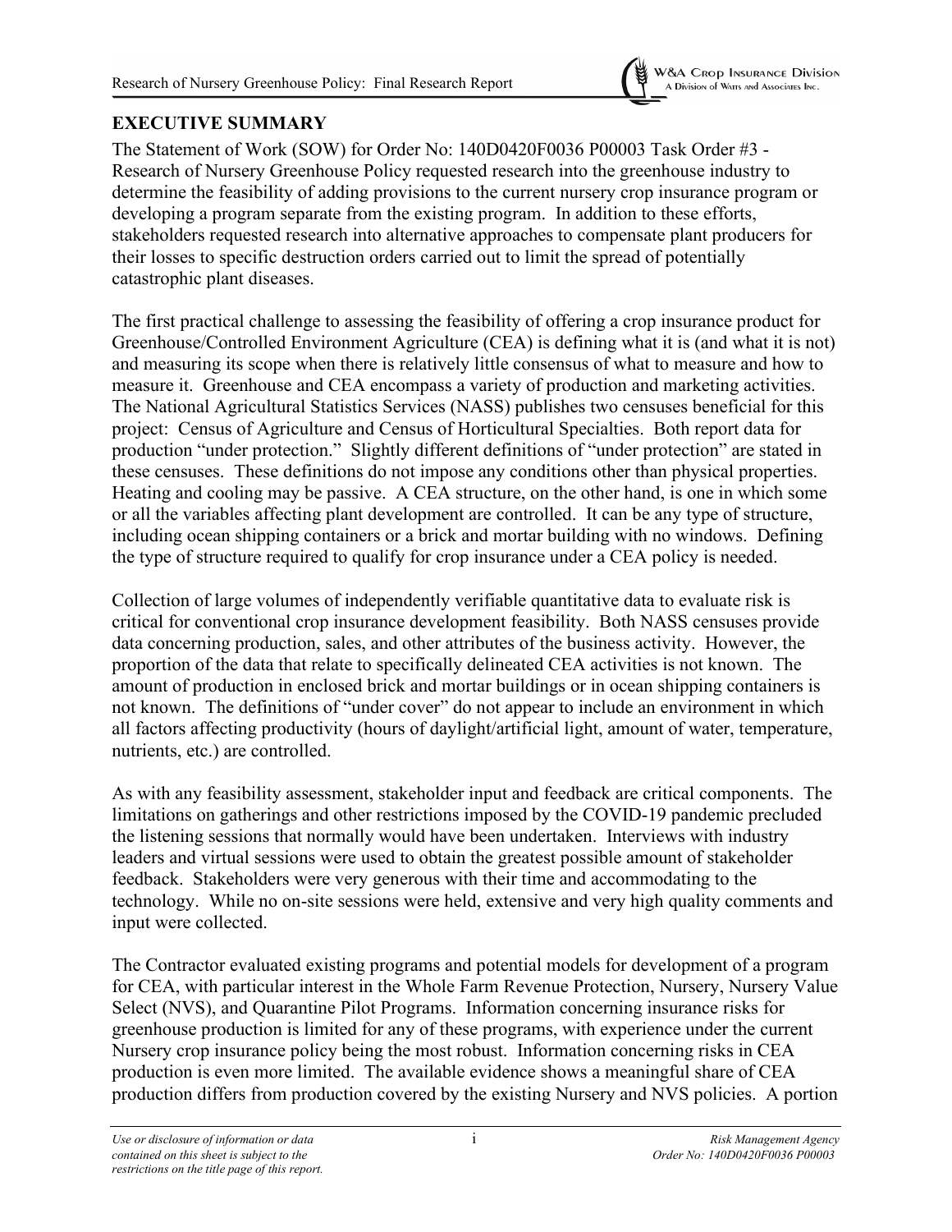## EXECUTIVE SUMMARY

The Statement of Work (SOW) for Order No: 140D0420F0036 P00003 Task Order #3 - Research of Nursery Greenhouse Policy requested research into the greenhouse industry to determine the feasibility of adding provisions to the current nursery crop insurance program or developing a program separate from the existing program. In addition to these efforts, stakeholders requested research into alternative approaches to compensate plant producers for their losses to specific destruction orders carried out to limit the spread of potentially catastrophic plant diseases.

The first practical challenge to assessing the feasibility of offering a crop insurance product for Greenhouse/Controlled Environment Agriculture (CEA) is defining what it is (and what it is not) and measuring its scope when there is relatively little consensus of what to measure and how to measure it. Greenhouse and CEA encompass a variety of production and marketing activities. The National Agricultural Statistics Services (NASS) publishes two censuses beneficial for this project: Census of Agriculture and Census of Horticultural Specialties. Both report data for production "under protection." Slightly different definitions of "under protection" are stated in these censuses. These definitions do not impose any conditions other than physical properties. Heating and cooling may be passive. A CEA structure, on the other hand, is one in which some or all the variables affecting plant development are controlled. It can be any type of structure, including ocean shipping containers or a brick and mortar building with no windows. Defining the type of structure required to qualify for crop insurance under a CEA policy is needed.

Collection of large volumes of independently verifiable quantitative data to evaluate risk is critical for conventional crop insurance development feasibility. Both NASS censuses provide data concerning production, sales, and other attributes of the business activity. However, the proportion of the data that relate to specifically delineated CEA activities is not known. The amount of production in enclosed brick and mortar buildings or in ocean shipping containers is not known. The definitions of "under cover" do not appear to include an environment in which all factors affecting productivity (hours of daylight/artificial light, amount of water, temperature, nutrients, etc.) are controlled.

As with any feasibility assessment, stakeholder input and feedback are critical components. The limitations on gatherings and other restrictions imposed by the COVID-19 pandemic precluded the listening sessions that normally would have been undertaken. Interviews with industry leaders and virtual sessions were used to obtain the greatest possible amount of stakeholder feedback. Stakeholders were very generous with their time and accommodating to the technology. While no on-site sessions were held, extensive and very high quality comments and input were collected.

The Contractor evaluated existing programs and potential models for development of a program for CEA, with particular interest in the Whole Farm Revenue Protection, Nursery, Nursery Value Select (NVS), and Quarantine Pilot Programs. Information concerning insurance risks for greenhouse production is limited for any of these programs, with experience under the current Nursery crop insurance policy being the most robust. Information concerning risks in CEA production is even more limited. The available evidence shows a meaningful share of CEA production differs from production covered by the existing Nursery and NVS policies. A portion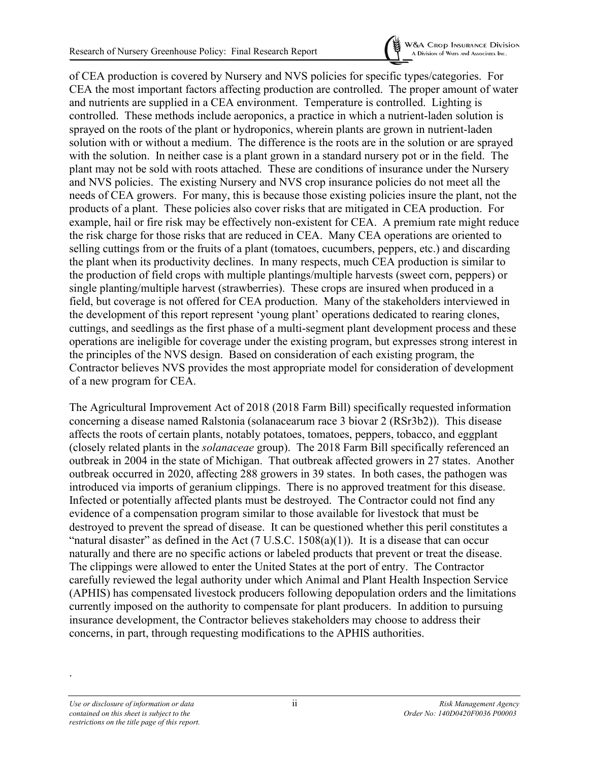of CEA production is covered by Nursery and NVS policies for specific types/categories. For CEA the most important factors affecting production are controlled. The proper amount of water and nutrients are supplied in a CEA environment. Temperature is controlled. Lighting is controlled. These methods include aeroponics, a practice in which a nutrient-laden solution is sprayed on the roots of the plant or hydroponics, wherein plants are grown in nutrient-laden solution with or without a medium. The difference is the roots are in the solution or are sprayed with the solution. In neither case is a plant grown in a standard nursery pot or in the field. The plant may not be sold with roots attached. These are conditions of insurance under the Nursery and NVS policies. The existing Nursery and NVS crop insurance policies do not meet all the needs of CEA growers. For many, this is because those existing policies insure the plant, not the products of a plant. These policies also cover risks that are mitigated in CEA production. For example, hail or fire risk may be effectively non-existent for CEA. A premium rate might reduce the risk charge for those risks that are reduced in CEA. Many CEA operations are oriented to selling cuttings from or the fruits of a plant (tomatoes, cucumbers, peppers, etc.) and discarding the plant when its productivity declines. In many respects, much CEA production is similar to the production of field crops with multiple plantings/multiple harvests (sweet corn, peppers) or single planting/multiple harvest (strawberries). These crops are insured when produced in a field, but coverage is not offered for CEA production. Many of the stakeholders interviewed in the development of this report represent 'young plant' operations dedicated to rearing clones, cuttings, and seedlings as the first phase of a multi-segment plant development process and these operations are ineligible for coverage under the existing program, but expresses strong interest in the principles of the NVS design. Based on consideration of each existing program, the Contractor believes NVS provides the most appropriate model for consideration of development of a new program for CEA.

The Agricultural Improvement Act of 2018 (2018 Farm Bill) specifically requested information concerning a disease named Ralstonia (solanacearum race 3 biovar 2 (RSr3b2)). This disease affects the roots of certain plants, notably potatoes, tomatoes, peppers, tobacco, and eggplant (closely related plants in the *solanaceae* group). The 2018 Farm Bill specifically referenced an outbreak in 2004 in the state of Michigan. That outbreak affected growers in 27 states. Another outbreak occurred in 2020, affecting 288 growers in 39 states. In both cases, the pathogen was introduced via imports of geranium clippings. There is no approved treatment for this disease. Infected or potentially affected plants must be destroyed. The Contractor could not find any evidence of a compensation program similar to those available for livestock that must be destroyed to prevent the spread of disease. It can be questioned whether this peril constitutes a "natural disaster" as defined in the Act (7 U.S.C. 1508(a)(1)). It is a disease that can occur naturally and there are no specific actions or labeled products that prevent or treat the disease. The clippings were allowed to enter the United States at the port of entry. The Contractor carefully reviewed the legal authority under which Animal and Plant Health Inspection Service (APHIS) has compensated livestock producers following depopulation orders and the limitations currently imposed on the authority to compensate for plant producers. In addition to pursuing insurance development, the Contractor believes stakeholders may choose to address their concerns, in part, through requesting modifications to the APHIS authorities.

.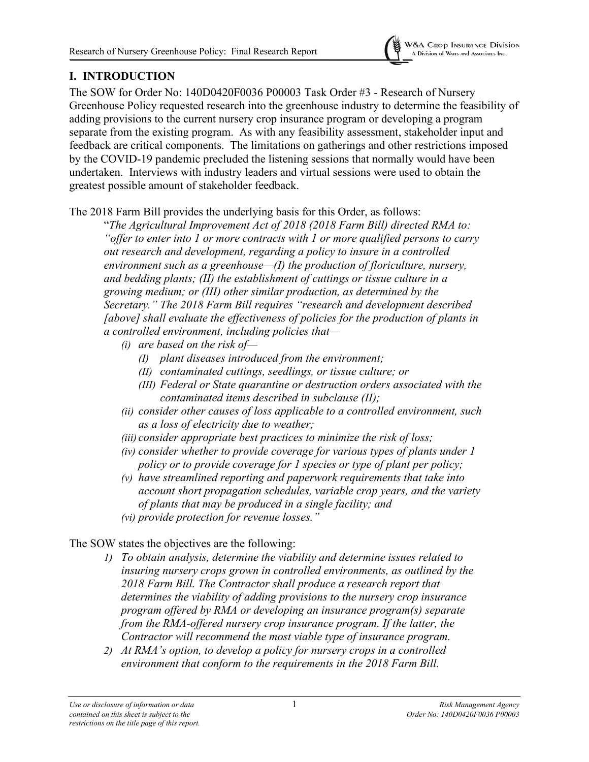## I. INTRODUCTION

The SOW for Order No: 140D0420F0036 P00003 Task Order #3 - Research of Nursery Greenhouse Policy requested research into the greenhouse industry to determine the feasibility of adding provisions to the current nursery crop insurance program or developing a program separate from the existing program. As with any feasibility assessment, stakeholder input and feedback are critical components. The limitations on gatherings and other restrictions imposed by the COVID-19 pandemic precluded the listening sessions that normally would have been undertaken. Interviews with industry leaders and virtual sessions were used to obtain the greatest possible amount of stakeholder feedback.

The 2018 Farm Bill provides the underlying basis for this Order, as follows:

> "*The Agricultural Improvement Act of 2018 (2018 Farm Bill) directed RMA to: "offer to enter into 1 or more contracts with 1 or more qualified persons to carry out research and development, regarding a policy to insure in a controlled environment such as a greenhouse—(I) the production of floriculture, nursery, and bedding plants; (II) the establishment of cuttings or tissue culture in a growing medium; or (III) other similar production, as determined by the Secretary." The 2018 Farm Bill requires "research and development described [above] shall evaluate the effectiveness of policies for the production of plants in a controlled environment, including policies that—*
>
> *(i) are based on the risk of—*
>    - *(I) plant diseases introduced from the environment;*
>    - *(II) contaminated cuttings, seedlings, or tissue culture; or*
>    - *(III) Federal or State quarantine or destruction orders associated with the contaminated items described in subclause (II);*
>
> *(ii) consider other causes of loss applicable to a controlled environment, such as a loss of electricity due to weather;*
>
> *(iii) consider appropriate best practices to minimize the risk of loss;*
>
> *(iv) consider whether to provide coverage for various types of plants under 1 policy or to provide coverage for 1 species or type of plant per policy;*
>
> *(v) have streamlined reporting and paperwork requirements that take into account short propagation schedules, variable crop years, and the variety of plants that may be produced in a single facility; and*
>
> *(vi) provide protection for revenue losses."*

The SOW states the objectives are the following:

1) *To obtain analysis, determine the viability and determine issues related to insuring nursery crops grown in controlled environments, as outlined by the 2018 Farm Bill. The Contractor shall produce a research report that determines the viability of adding provisions to the nursery crop insurance program offered by RMA or developing an insurance program(s) separate from the RMA-offered nursery crop insurance program. If the latter, the Contractor will recommend the most viable type of insurance program.*
2) *At RMA's option, to develop a policy for nursery crops in a controlled environment that conform to the requirements in the 2018 Farm Bill.*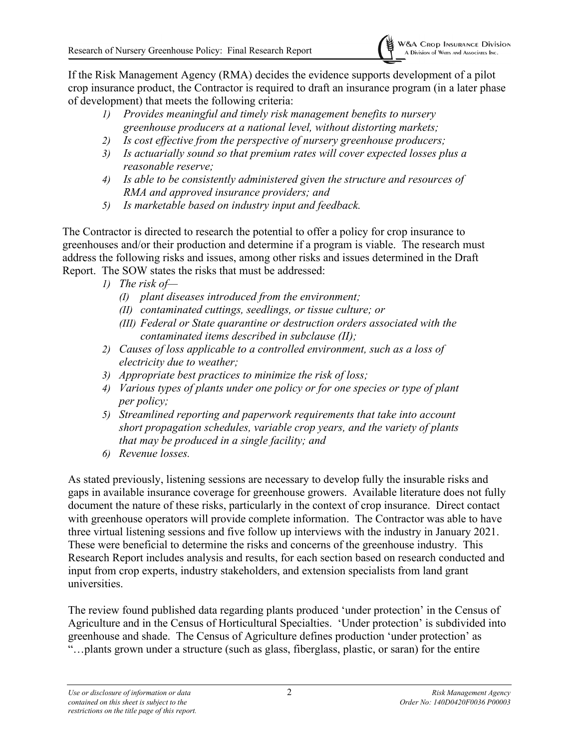If the Risk Management Agency (RMA) decides the evidence supports development of a pilot crop insurance product, the Contractor is required to draft an insurance program (in a later phase of development) that meets the following criteria:

1) *Provides meaningful and timely risk management benefits to nursery greenhouse producers at a national level, without distorting markets;*
2) *Is cost effective from the perspective of nursery greenhouse producers;*
3) *Is actuarially sound so that premium rates will cover expected losses plus a reasonable reserve;*
4) *Is able to be consistently administered given the structure and resources of RMA and approved insurance providers; and*
5) *Is marketable based on industry input and feedback.*

The Contractor is directed to research the potential to offer a policy for crop insurance to greenhouses and/or their production and determine if a program is viable. The research must address the following risks and issues, among other risks and issues determined in the Draft Report. The SOW states the risks that must be addressed:

1) *The risk of—*
   - *(I) plant diseases introduced from the environment;*
   - *(II) contaminated cuttings, seedlings, or tissue culture; or*
   - *(III) Federal or State quarantine or destruction orders associated with the contaminated items described in subclause (II);*
2) *Causes of loss applicable to a controlled environment, such as a loss of electricity due to weather;*
3) *Appropriate best practices to minimize the risk of loss;*
4) *Various types of plants under one policy or for one species or type of plant per policy;*
5) *Streamlined reporting and paperwork requirements that take into account short propagation schedules, variable crop years, and the variety of plants that may be produced in a single facility; and*
6) *Revenue losses.*

As stated previously, listening sessions are necessary to develop fully the insurable risks and gaps in available insurance coverage for greenhouse growers. Available literature does not fully document the nature of these risks, particularly in the context of crop insurance. Direct contact with greenhouse operators will provide complete information. The Contractor was able to have three virtual listening sessions and five follow up interviews with the industry in January 2021. These were beneficial to determine the risks and concerns of the greenhouse industry. This Research Report includes analysis and results, for each section based on research conducted and input from crop experts, industry stakeholders, and extension specialists from land grant universities.

The review found published data regarding plants produced 'under protection' in the Census of Agriculture and in the Census of Horticultural Specialties. 'Under protection' is subdivided into greenhouse and shade. The Census of Agriculture defines production 'under protection' as "…plants grown under a structure (such as glass, fiberglass, plastic, or saran) for the entire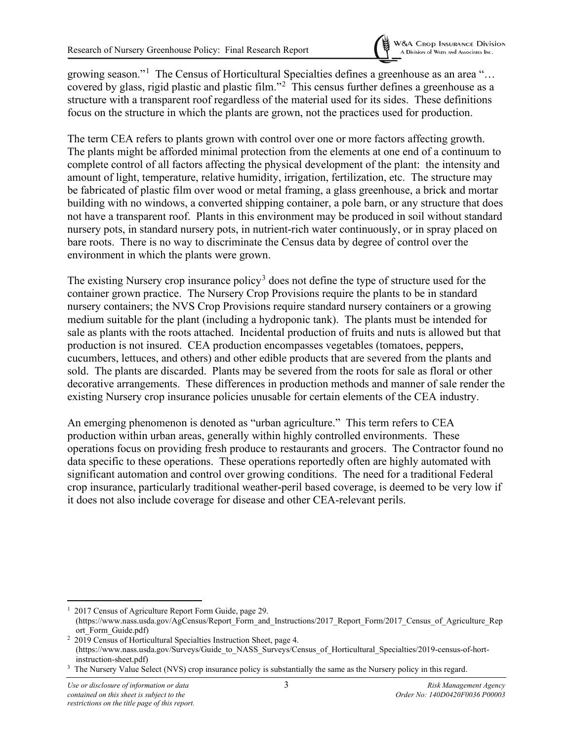growing season."[1] The Census of Horticultural Specialties defines a greenhouse as an area "… covered by glass, rigid plastic and plastic film."[2] This census further defines a greenhouse as a structure with a transparent roof regardless of the material used for its sides. These definitions focus on the structure in which the plants are grown, not the practices used for production.

The term CEA refers to plants grown with control over one or more factors affecting growth. The plants might be afforded minimal protection from the elements at one end of a continuum to complete control of all factors affecting the physical development of the plant: the intensity and amount of light, temperature, relative humidity, irrigation, fertilization, etc. The structure may be fabricated of plastic film over wood or metal framing, a glass greenhouse, a brick and mortar building with no windows, a converted shipping container, a pole barn, or any structure that does not have a transparent roof. Plants in this environment may be produced in soil without standard nursery pots, in standard nursery pots, in nutrient-rich water continuously, or in spray placed on bare roots. There is no way to discriminate the Census data by degree of control over the environment in which the plants were grown.

The existing Nursery crop insurance policy[3] does not define the type of structure used for the container grown practice. The Nursery Crop Provisions require the plants to be in standard nursery containers; the NVS Crop Provisions require standard nursery containers or a growing medium suitable for the plant (including a hydroponic tank). The plants must be intended for sale as plants with the roots attached. Incidental production of fruits and nuts is allowed but that production is not insured. CEA production encompasses vegetables (tomatoes, peppers, cucumbers, lettuces, and others) and other edible products that are severed from the plants and sold. The plants are discarded. Plants may be severed from the roots for sale as floral or other decorative arrangements. These differences in production methods and manner of sale render the existing Nursery crop insurance policies unusable for certain elements of the CEA industry.

An emerging phenomenon is denoted as "urban agriculture." This term refers to CEA production within urban areas, generally within highly controlled environments. These operations focus on providing fresh produce to restaurants and grocers. The Contractor found no data specific to these operations. These operations reportedly often are highly automated with significant automation and control over growing conditions. The need for a traditional Federal crop insurance, particularly traditional weather-peril based coverage, is deemed to be very low if it does not also include coverage for disease and other CEA-relevant perils.

---

[1] 2017 Census of Agriculture Report Form Guide, page 29. (https://www.nass.usda.gov/AgCensus/Report_Form_and_Instructions/2017_Report_Form/2017_Census_of_Agriculture_Report_Form_Guide.pdf)

[2] 2019 Census of Horticultural Specialties Instruction Sheet, page 4. (https://www.nass.usda.gov/Surveys/Guide_to_NASS_Surveys/Census_of_Horticultural_Specialties/2019-census-of-hort-instruction-sheet.pdf)

[3] The Nursery Value Select (NVS) crop insurance policy is substantially the same as the Nursery policy in this regard.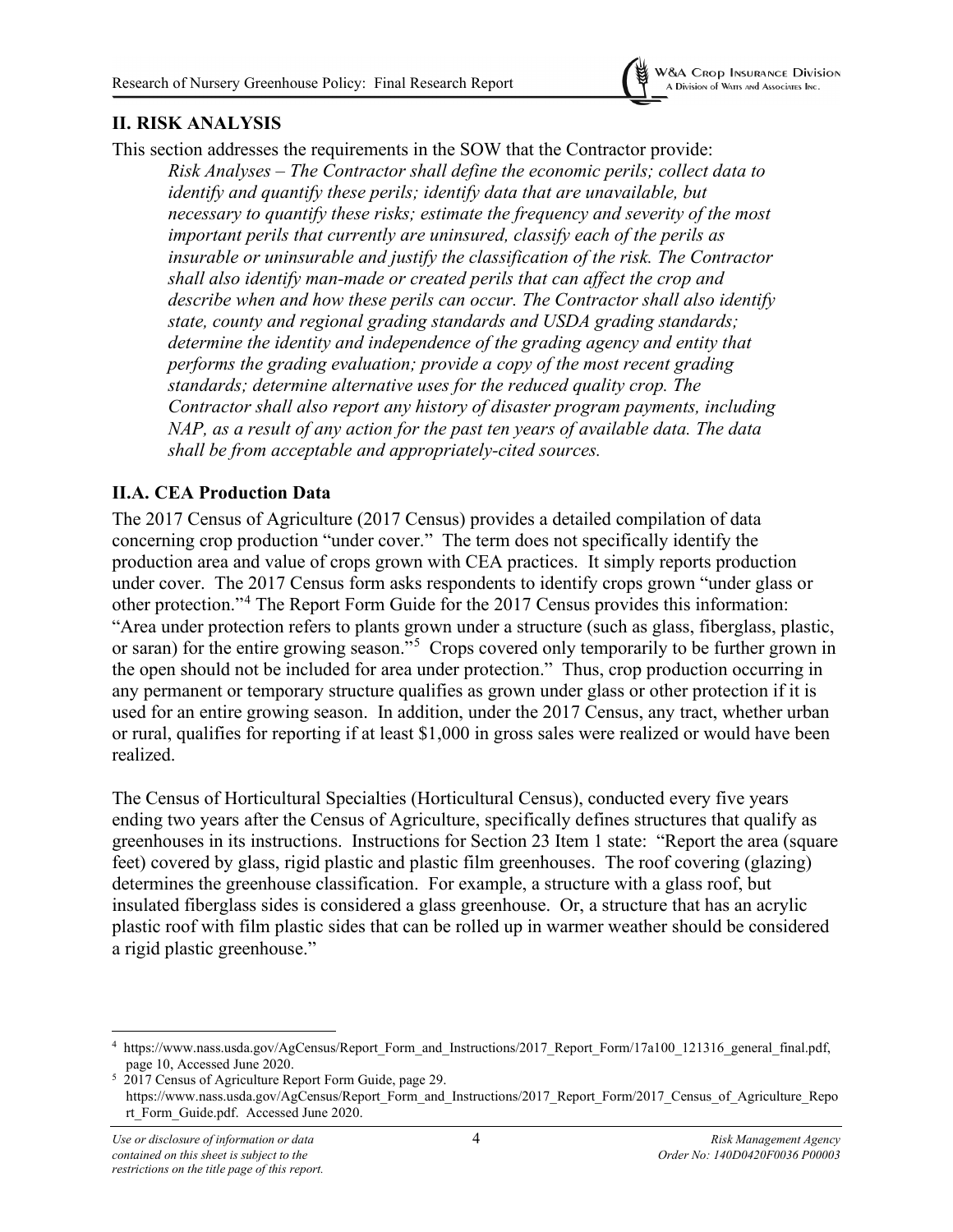## II. RISK ANALYSIS

This section addresses the requirements in the SOW that the Contractor provide:

> *Risk Analyses – The Contractor shall define the economic perils; collect data to identify and quantify these perils; identify data that are unavailable, but necessary to quantify these risks; estimate the frequency and severity of the most important perils that currently are uninsured, classify each of the perils as insurable or uninsurable and justify the classification of the risk. The Contractor shall also identify man-made or created perils that can affect the crop and describe when and how these perils can occur. The Contractor shall also identify state, county and regional grading standards and USDA grading standards; determine the identity and independence of the grading agency and entity that performs the grading evaluation; provide a copy of the most recent grading standards; determine alternative uses for the reduced quality crop. The Contractor shall also report any history of disaster program payments, including NAP, as a result of any action for the past ten years of available data. The data shall be from acceptable and appropriately-cited sources.*

### II.A. CEA Production Data

The 2017 Census of Agriculture (2017 Census) provides a detailed compilation of data concerning crop production "under cover." The term does not specifically identify the production area and value of crops grown with CEA practices. It simply reports production under cover. The 2017 Census form asks respondents to identify crops grown "under glass or other protection."[4] The Report Form Guide for the 2017 Census provides this information: "Area under protection refers to plants grown under a structure (such as glass, fiberglass, plastic, or saran) for the entire growing season."[5] Crops covered only temporarily to be further grown in the open should not be included for area under protection." Thus, crop production occurring in any permanent or temporary structure qualifies as grown under glass or other protection if it is used for an entire growing season. In addition, under the 2017 Census, any tract, whether urban or rural, qualifies for reporting if at least $1,000 in gross sales were realized or would have been realized.

The Census of Horticultural Specialties (Horticultural Census), conducted every five years ending two years after the Census of Agriculture, specifically defines structures that qualify as greenhouses in its instructions. Instructions for Section 23 Item 1 state: "Report the area (square feet) covered by glass, rigid plastic and plastic film greenhouses. The roof covering (glazing) determines the greenhouse classification. For example, a structure with a glass roof, but insulated fiberglass sides is considered a glass greenhouse. Or, a structure that has an acrylic plastic roof with film plastic sides that can be rolled up in warmer weather should be considered a rigid plastic greenhouse."

---

[4] https://www.nass.usda.gov/AgCensus/Report_Form_and_Instructions/2017_Report_Form/17a100_121316_general_final.pdf, page 10, Accessed June 2020.

[5] 2017 Census of Agriculture Report Form Guide, page 29. https://www.nass.usda.gov/AgCensus/Report_Form_and_Instructions/2017_Report_Form/2017_Census_of_Agriculture_Report_Form_Guide.pdf. Accessed June 2020.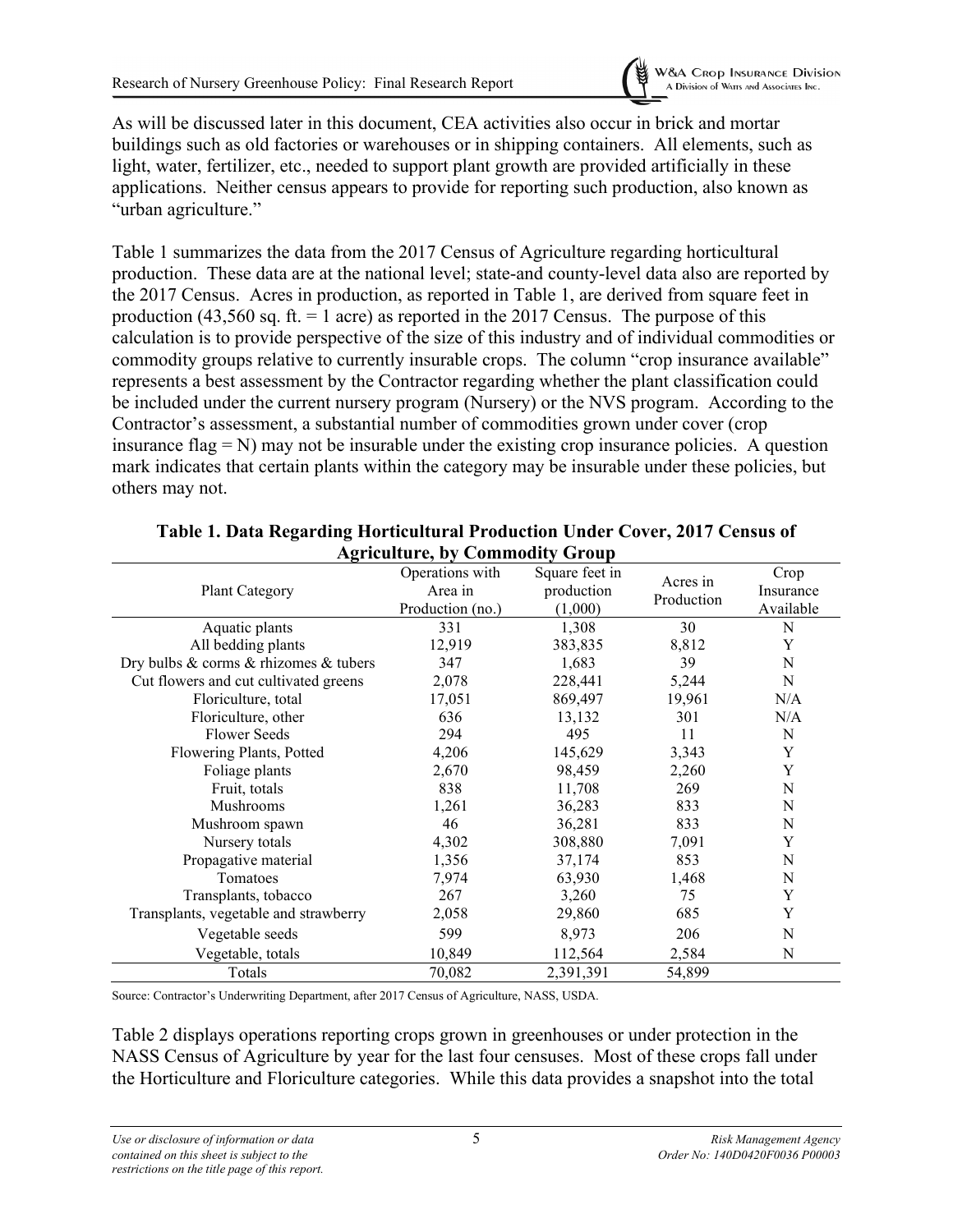As will be discussed later in this document, CEA activities also occur in brick and mortar buildings such as old factories or warehouses or in shipping containers. All elements, such as light, water, fertilizer, etc., needed to support plant growth are provided artificially in these applications. Neither census appears to provide for reporting such production, also known as "urban agriculture."

Table 1 summarizes the data from the 2017 Census of Agriculture regarding horticultural production. These data are at the national level; state-and county-level data also are reported by the 2017 Census. Acres in production, as reported in Table 1, are derived from square feet in production (43,560 sq. ft. = 1 acre) as reported in the 2017 Census. The purpose of this calculation is to provide perspective of the size of this industry and of individual commodities or commodity groups relative to currently insurable crops. The column "crop insurance available" represents a best assessment by the Contractor regarding whether the plant classification could be included under the current nursery program (Nursery) or the NVS program. According to the Contractor's assessment, a substantial number of commodities grown under cover (crop insurance flag = N) may not be insurable under the existing crop insurance policies. A question mark indicates that certain plants within the category may be insurable under these policies, but others may not.

**Table 1. Data Regarding Horticultural Production Under Cover, 2017 Census of Agriculture, by Commodity Group**

| Plant Category | Operations with Area in Production (no.) | Square feet in production (1,000) | Acres in Production | Crop Insurance Available |
|---|---|---|---|---|
| Aquatic plants | 331 | 1,308 | 30 | N |
| All bedding plants | 12,919 | 383,835 | 8,812 | Y |
| Dry bulbs & corms & rhizomes & tubers | 347 | 1,683 | 39 | N |
| Cut flowers and cut cultivated greens | 2,078 | 228,441 | 5,244 | N |
| Floriculture, total | 17,051 | 869,497 | 19,961 | N/A |
| Floriculture, other | 636 | 13,132 | 301 | N/A |
| Flower Seeds | 294 | 495 | 11 | N |
| Flowering Plants, Potted | 4,206 | 145,629 | 3,343 | Y |
| Foliage plants | 2,670 | 98,459 | 2,260 | Y |
| Fruit, totals | 838 | 11,708 | 269 | N |
| Mushrooms | 1,261 | 36,283 | 833 | N |
| Mushroom spawn | 46 | 36,281 | 833 | N |
| Nursery totals | 4,302 | 308,880 | 7,091 | Y |
| Propagative material | 1,356 | 37,174 | 853 | N |
| Tomatoes | 7,974 | 63,930 | 1,468 | N |
| Transplants, tobacco | 267 | 3,260 | 75 | Y |
| Transplants, vegetable and strawberry | 2,058 | 29,860 | 685 | Y |
| Vegetable seeds | 599 | 8,973 | 206 | N |
| Vegetable, totals | 10,849 | 112,564 | 2,584 | N |
| Totals | 70,082 | 2,391,391 | 54,899 | |

Source: Contractor's Underwriting Department, after 2017 Census of Agriculture, NASS, USDA.

Table 2 displays operations reporting crops grown in greenhouses or under protection in the NASS Census of Agriculture by year for the last four censuses. Most of these crops fall under the Horticulture and Floriculture categories. While this data provides a snapshot into the total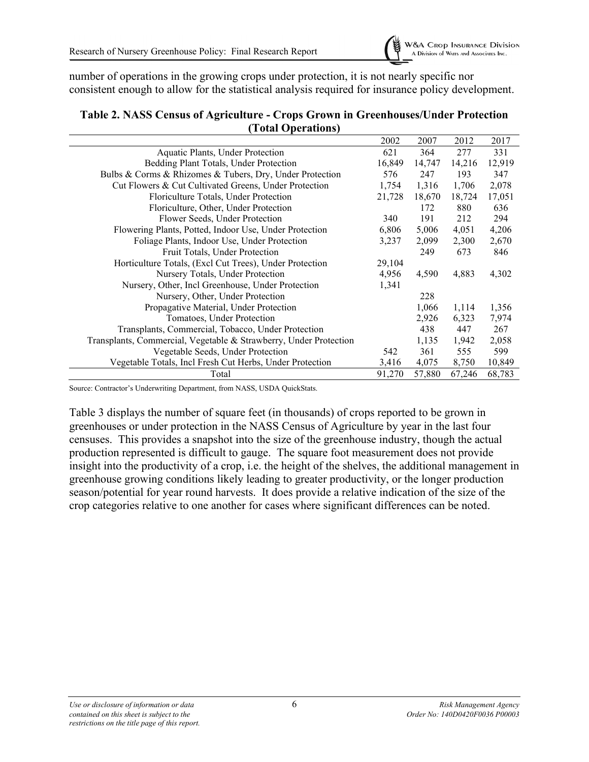number of operations in the growing crops under protection, it is not nearly specific nor consistent enough to allow for the statistical analysis required for insurance policy development.

**Table 2. NASS Census of Agriculture - Crops Grown in Greenhouses/Under Protection (Total Operations)**

| | 2002 | 2007 | 2012 | 2017 |
|---|---|---|---|---|
| Aquatic Plants, Under Protection | 621 | 364 | 277 | 331 |
| Bedding Plant Totals, Under Protection | 16,849 | 14,747 | 14,216 | 12,919 |
| Bulbs & Corms & Rhizomes & Tubers, Dry, Under Protection | 576 | 247 | 193 | 347 |
| Cut Flowers & Cut Cultivated Greens, Under Protection | 1,754 | 1,316 | 1,706 | 2,078 |
| Floriculture Totals, Under Protection | 21,728 | 18,670 | 18,724 | 17,051 |
| Floriculture, Other, Under Protection | | 172 | 880 | 636 |
| Flower Seeds, Under Protection | 340 | 191 | 212 | 294 |
| Flowering Plants, Potted, Indoor Use, Under Protection | 6,806 | 5,006 | 4,051 | 4,206 |
| Foliage Plants, Indoor Use, Under Protection | 3,237 | 2,099 | 2,300 | 2,670 |
| Fruit Totals, Under Protection | | 249 | 673 | 846 |
| Horticulture Totals, (Excl Cut Trees), Under Protection | 29,104 | | | |
| Nursery Totals, Under Protection | 4,956 | 4,590 | 4,883 | 4,302 |
| Nursery, Other, Incl Greenhouse, Under Protection | 1,341 | | | |
| Nursery, Other, Under Protection | | 228 | | |
| Propagative Material, Under Protection | | 1,066 | 1,114 | 1,356 |
| Tomatoes, Under Protection | | 2,926 | 6,323 | 7,974 |
| Transplants, Commercial, Tobacco, Under Protection | | 438 | 447 | 267 |
| Transplants, Commercial, Vegetable & Strawberry, Under Protection | | 1,135 | 1,942 | 2,058 |
| Vegetable Seeds, Under Protection | 542 | 361 | 555 | 599 |
| Vegetable Totals, Incl Fresh Cut Herbs, Under Protection | 3,416 | 4,075 | 8,750 | 10,849 |
| Total | 91,270 | 57,880 | 67,246 | 68,783 |

Source: Contractor's Underwriting Department, from NASS, USDA QuickStats.

Table 3 displays the number of square feet (in thousands) of crops reported to be grown in greenhouses or under protection in the NASS Census of Agriculture by year in the last four censuses. This provides a snapshot into the size of the greenhouse industry, though the actual production represented is difficult to gauge. The square foot measurement does not provide insight into the productivity of a crop, i.e. the height of the shelves, the additional management in greenhouse growing conditions likely leading to greater productivity, or the longer production season/potential for year round harvests. It does provide a relative indication of the size of the crop categories relative to one another for cases where significant differences can be noted.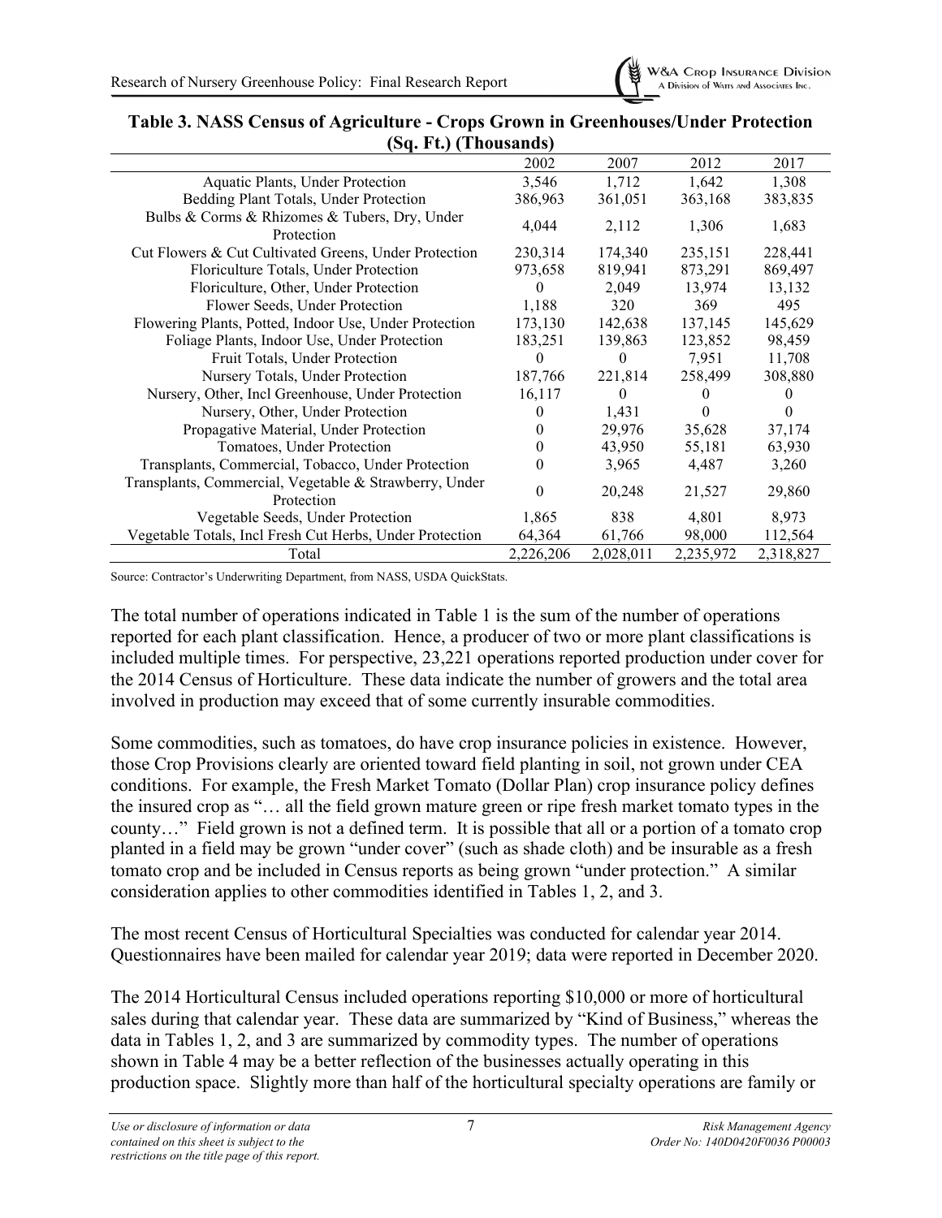**Table 3. NASS Census of Agriculture - Crops Grown in Greenhouses/Under Protection (Sq. Ft.) (Thousands)**

| | 2002 | 2007 | 2012 | 2017 |
|---|---|---|---|---|
| Aquatic Plants, Under Protection | 3,546 | 1,712 | 1,642 | 1,308 |
| Bedding Plant Totals, Under Protection | 386,963 | 361,051 | 363,168 | 383,835 |
| Bulbs & Corms & Rhizomes & Tubers, Dry, Under Protection | 4,044 | 2,112 | 1,306 | 1,683 |
| Cut Flowers & Cut Cultivated Greens, Under Protection | 230,314 | 174,340 | 235,151 | 228,441 |
| Floriculture Totals, Under Protection | 973,658 | 819,941 | 873,291 | 869,497 |
| Floriculture, Other, Under Protection | 0 | 2,049 | 13,974 | 13,132 |
| Flower Seeds, Under Protection | 1,188 | 320 | 369 | 495 |
| Flowering Plants, Potted, Indoor Use, Under Protection | 173,130 | 142,638 | 137,145 | 145,629 |
| Foliage Plants, Indoor Use, Under Protection | 183,251 | 139,863 | 123,852 | 98,459 |
| Fruit Totals, Under Protection | 0 | 0 | 7,951 | 11,708 |
| Nursery Totals, Under Protection | 187,766 | 221,814 | 258,499 | 308,880 |
| Nursery, Other, Incl Greenhouse, Under Protection | 16,117 | 0 | 0 | 0 |
| Nursery, Other, Under Protection | 0 | 1,431 | 0 | 0 |
| Propagative Material, Under Protection | 0 | 29,976 | 35,628 | 37,174 |
| Tomatoes, Under Protection | 0 | 43,950 | 55,181 | 63,930 |
| Transplants, Commercial, Tobacco, Under Protection | 0 | 3,965 | 4,487 | 3,260 |
| Transplants, Commercial, Vegetable & Strawberry, Under Protection | 0 | 20,248 | 21,527 | 29,860 |
| Vegetable Seeds, Under Protection | 1,865 | 838 | 4,801 | 8,973 |
| Vegetable Totals, Incl Fresh Cut Herbs, Under Protection | 64,364 | 61,766 | 98,000 | 112,564 |
| Total | 2,226,206 | 2,028,011 | 2,235,972 | 2,318,827 |

Source: Contractor's Underwriting Department, from NASS, USDA QuickStats.

The total number of operations indicated in Table 1 is the sum of the number of operations reported for each plant classification. Hence, a producer of two or more plant classifications is included multiple times. For perspective, 23,221 operations reported production under cover for the 2014 Census of Horticulture. These data indicate the number of growers and the total area involved in production may exceed that of some currently insurable commodities.

Some commodities, such as tomatoes, do have crop insurance policies in existence. However, those Crop Provisions clearly are oriented toward field planting in soil, not grown under CEA conditions. For example, the Fresh Market Tomato (Dollar Plan) crop insurance policy defines the insured crop as "… all the field grown mature green or ripe fresh market tomato types in the county…" Field grown is not a defined term. It is possible that all or a portion of a tomato crop planted in a field may be grown "under cover" (such as shade cloth) and be insurable as a fresh tomato crop and be included in Census reports as being grown "under protection." A similar consideration applies to other commodities identified in Tables 1, 2, and 3.

The most recent Census of Horticultural Specialties was conducted for calendar year 2014. Questionnaires have been mailed for calendar year 2019; data were reported in December 2020.

The 2014 Horticultural Census included operations reporting $10,000 or more of horticultural sales during that calendar year. These data are summarized by "Kind of Business," whereas the data in Tables 1, 2, and 3 are summarized by commodity types. The number of operations shown in Table 4 may be a better reflection of the businesses actually operating in this production space. Slightly more than half of the horticultural specialty operations are family or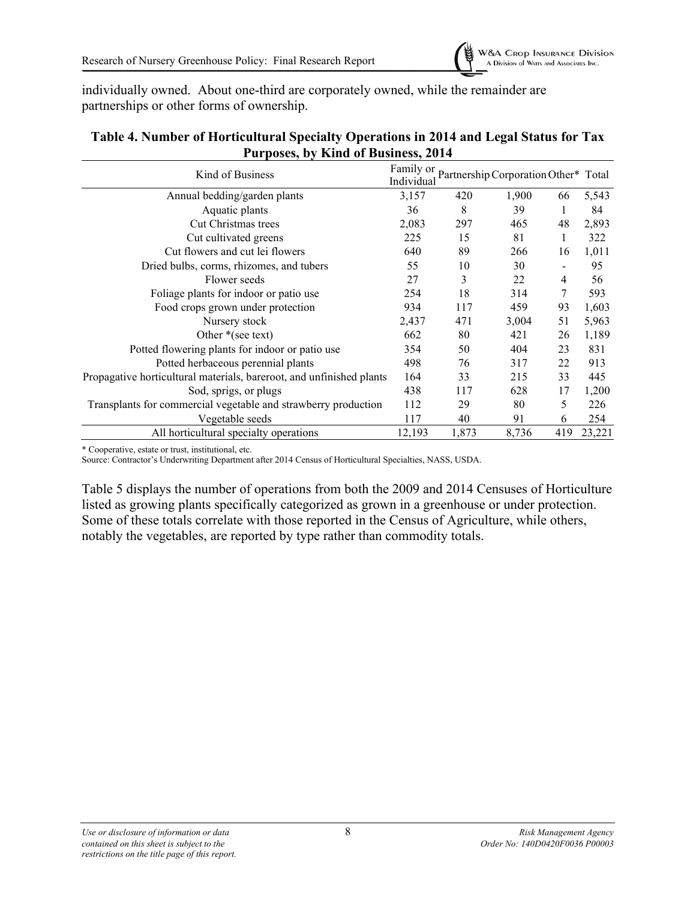individually owned. About one-third are corporately owned, while the remainder are partnerships or other forms of ownership.

**Table 4. Number of Horticultural Specialty Operations in 2014 and Legal Status for Tax Purposes, by Kind of Business, 2014**

| Kind of Business | Family or Individual | Partnership | Corporation | Other* | Total |
|---|---|---|---|---|---|
| Annual bedding/garden plants | 3,157 | 420 | 1,900 | 66 | 5,543 |
| Aquatic plants | 36 | 8 | 39 | 1 | 84 |
| Cut Christmas trees | 2,083 | 297 | 465 | 48 | 2,893 |
| Cut cultivated greens | 225 | 15 | 81 | 1 | 322 |
| Cut flowers and cut lei flowers | 640 | 89 | 266 | 16 | 1,011 |
| Dried bulbs, corms, rhizomes, and tubers | 55 | 10 | 30 | - | 95 |
| Flower seeds | 27 | 3 | 22 | 4 | 56 |
| Foliage plants for indoor or patio use | 254 | 18 | 314 | 7 | 593 |
| Food crops grown under protection | 934 | 117 | 459 | 93 | 1,603 |
| Nursery stock | 2,437 | 471 | 3,004 | 51 | 5,963 |
| Other *(see text) | 662 | 80 | 421 | 26 | 1,189 |
| Potted flowering plants for indoor or patio use | 354 | 50 | 404 | 23 | 831 |
| Potted herbaceous perennial plants | 498 | 76 | 317 | 22 | 913 |
| Propagative horticultural materials, bareroot, and unfinished plants | 164 | 33 | 215 | 33 | 445 |
| Sod, sprigs, or plugs | 438 | 117 | 628 | 17 | 1,200 |
| Transplants for commercial vegetable and strawberry production | 112 | 29 | 80 | 5 | 226 |
| Vegetable seeds | 117 | 40 | 91 | 6 | 254 |
| All horticultural specialty operations | 12,193 | 1,873 | 8,736 | 419 | 23,221 |

\* Cooperative, estate or trust, institutional, etc.
Source: Contractor's Underwriting Department after 2014 Census of Horticultural Specialties, NASS, USDA.

Table 5 displays the number of operations from both the 2009 and 2014 Censuses of Horticulture listed as growing plants specifically categorized as grown in a greenhouse or under protection. Some of these totals correlate with those reported in the Census of Agriculture, while others, notably the vegetables, are reported by type rather than commodity totals.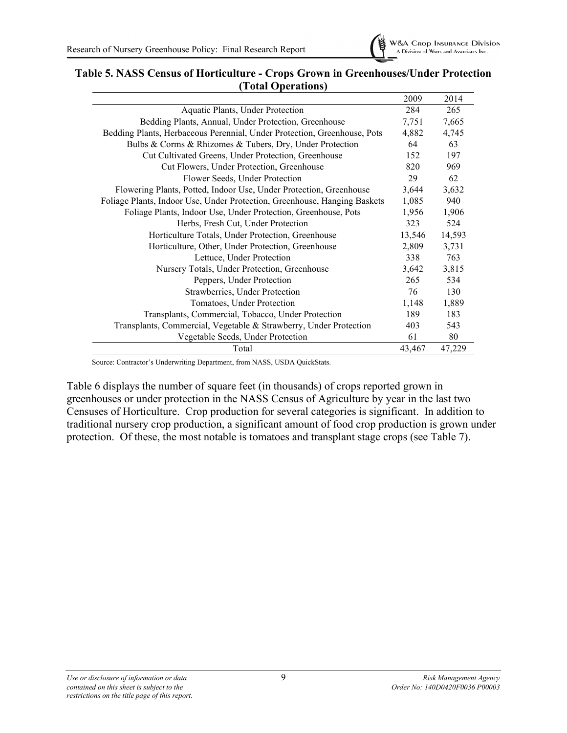**Table 5. NASS Census of Horticulture - Crops Grown in Greenhouses/Under Protection (Total Operations)**

| | 2009 | 2014 |
|---|---|---|
| Aquatic Plants, Under Protection | 284 | 265 |
| Bedding Plants, Annual, Under Protection, Greenhouse | 7,751 | 7,665 |
| Bedding Plants, Herbaceous Perennial, Under Protection, Greenhouse, Pots | 4,882 | 4,745 |
| Bulbs & Corms & Rhizomes & Tubers, Dry, Under Protection | 64 | 63 |
| Cut Cultivated Greens, Under Protection, Greenhouse | 152 | 197 |
| Cut Flowers, Under Protection, Greenhouse | 820 | 969 |
| Flower Seeds, Under Protection | 29 | 62 |
| Flowering Plants, Potted, Indoor Use, Under Protection, Greenhouse | 3,644 | 3,632 |
| Foliage Plants, Indoor Use, Under Protection, Greenhouse, Hanging Baskets | 1,085 | 940 |
| Foliage Plants, Indoor Use, Under Protection, Greenhouse, Pots | 1,956 | 1,906 |
| Herbs, Fresh Cut, Under Protection | 323 | 524 |
| Horticulture Totals, Under Protection, Greenhouse | 13,546 | 14,593 |
| Horticulture, Other, Under Protection, Greenhouse | 2,809 | 3,731 |
| Lettuce, Under Protection | 338 | 763 |
| Nursery Totals, Under Protection, Greenhouse | 3,642 | 3,815 |
| Peppers, Under Protection | 265 | 534 |
| Strawberries, Under Protection | 76 | 130 |
| Tomatoes, Under Protection | 1,148 | 1,889 |
| Transplants, Commercial, Tobacco, Under Protection | 189 | 183 |
| Transplants, Commercial, Vegetable & Strawberry, Under Protection | 403 | 543 |
| Vegetable Seeds, Under Protection | 61 | 80 |
| Total | 43,467 | 47,229 |

Source: Contractor's Underwriting Department, from NASS, USDA QuickStats.

Table 6 displays the number of square feet (in thousands) of crops reported grown in greenhouses or under protection in the NASS Census of Agriculture by year in the last two Censuses of Horticulture. Crop production for several categories is significant. In addition to traditional nursery crop production, a significant amount of food crop production is grown under protection. Of these, the most notable is tomatoes and transplant stage crops (see Table 7).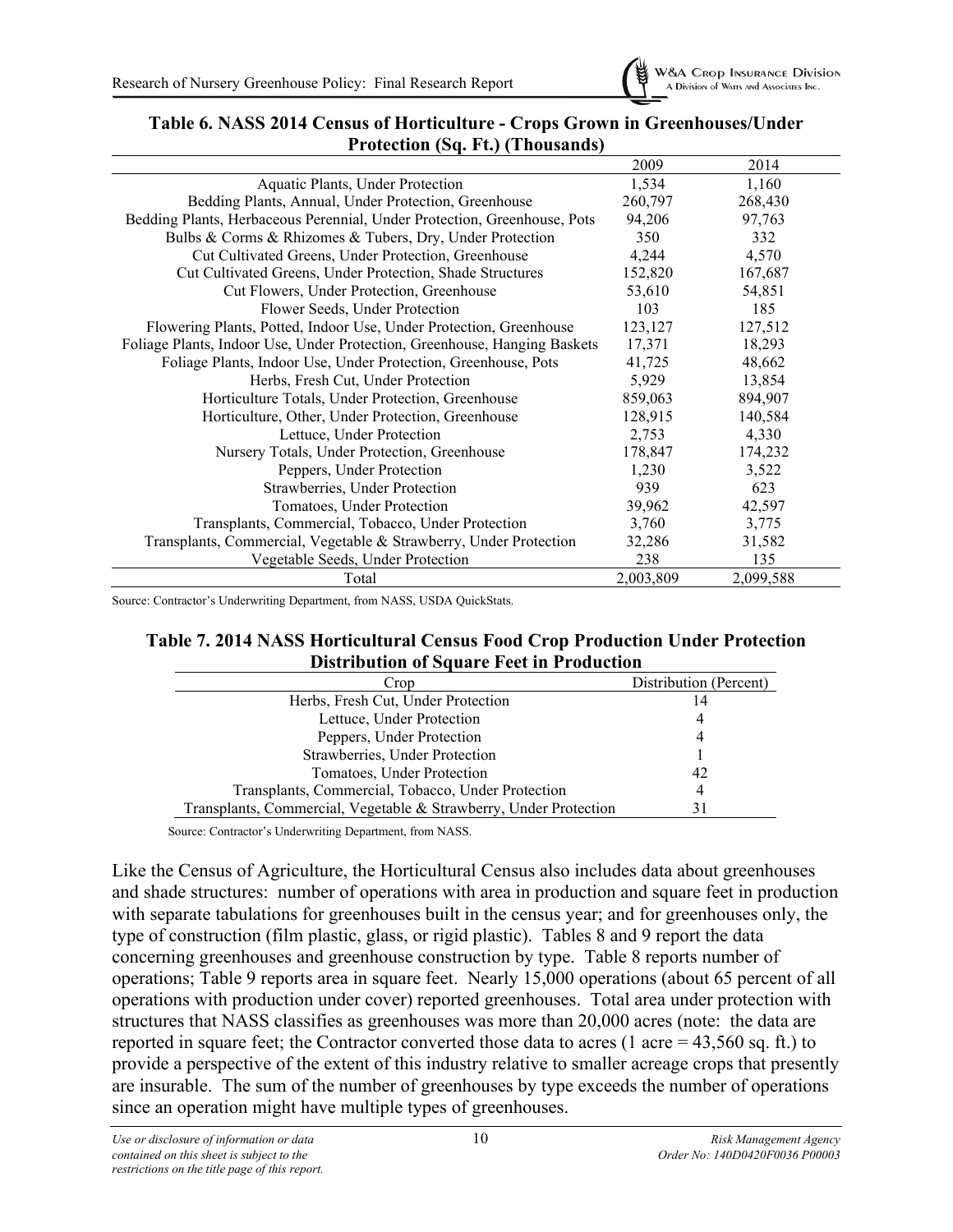**Table 6. NASS 2014 Census of Horticulture - Crops Grown in Greenhouses/Under Protection (Sq. Ft.) (Thousands)**

| | 2009 | 2014 |
|---|---|---|
| Aquatic Plants, Under Protection | 1,534 | 1,160 |
| Bedding Plants, Annual, Under Protection, Greenhouse | 260,797 | 268,430 |
| Bedding Plants, Herbaceous Perennial, Under Protection, Greenhouse, Pots | 94,206 | 97,763 |
| Bulbs & Corms & Rhizomes & Tubers, Dry, Under Protection | 350 | 332 |
| Cut Cultivated Greens, Under Protection, Greenhouse | 4,244 | 4,570 |
| Cut Cultivated Greens, Under Protection, Shade Structures | 152,820 | 167,687 |
| Cut Flowers, Under Protection, Greenhouse | 53,610 | 54,851 |
| Flower Seeds, Under Protection | 103 | 185 |
| Flowering Plants, Potted, Indoor Use, Under Protection, Greenhouse | 123,127 | 127,512 |
| Foliage Plants, Indoor Use, Under Protection, Greenhouse, Hanging Baskets | 17,371 | 18,293 |
| Foliage Plants, Indoor Use, Under Protection, Greenhouse, Pots | 41,725 | 48,662 |
| Herbs, Fresh Cut, Under Protection | 5,929 | 13,854 |
| Horticulture Totals, Under Protection, Greenhouse | 859,063 | 894,907 |
| Horticulture, Other, Under Protection, Greenhouse | 128,915 | 140,584 |
| Lettuce, Under Protection | 2,753 | 4,330 |
| Nursery Totals, Under Protection, Greenhouse | 178,847 | 174,232 |
| Peppers, Under Protection | 1,230 | 3,522 |
| Strawberries, Under Protection | 939 | 623 |
| Tomatoes, Under Protection | 39,962 | 42,597 |
| Transplants, Commercial, Tobacco, Under Protection | 3,760 | 3,775 |
| Transplants, Commercial, Vegetable & Strawberry, Under Protection | 32,286 | 31,582 |
| Vegetable Seeds, Under Protection | 238 | 135 |
| Total | 2,003,809 | 2,099,588 |

Source: Contractor's Underwriting Department, from NASS, USDA QuickStats.

**Table 7. 2014 NASS Horticultural Census Food Crop Production Under Protection Distribution of Square Feet in Production**

| Crop | Distribution (Percent) |
|---|---|
| Herbs, Fresh Cut, Under Protection | 14 |
| Lettuce, Under Protection | 4 |
| Peppers, Under Protection | 4 |
| Strawberries, Under Protection | 1 |
| Tomatoes, Under Protection | 42 |
| Transplants, Commercial, Tobacco, Under Protection | 4 |
| Transplants, Commercial, Vegetable & Strawberry, Under Protection | 31 |

Source: Contractor's Underwriting Department, from NASS.

Like the Census of Agriculture, the Horticultural Census also includes data about greenhouses and shade structures: number of operations with area in production and square feet in production with separate tabulations for greenhouses built in the census year; and for greenhouses only, the type of construction (film plastic, glass, or rigid plastic). Tables 8 and 9 report the data concerning greenhouses and greenhouse construction by type. Table 8 reports number of operations; Table 9 reports area in square feet. Nearly 15,000 operations (about 65 percent of all operations with production under cover) reported greenhouses. Total area under protection with structures that NASS classifies as greenhouses was more than 20,000 acres (note: the data are reported in square feet; the Contractor converted those data to acres (1 acre = 43,560 sq. ft.) to provide a perspective of the extent of this industry relative to smaller acreage crops that presently are insurable. The sum of the number of greenhouses by type exceeds the number of operations since an operation might have multiple types of greenhouses.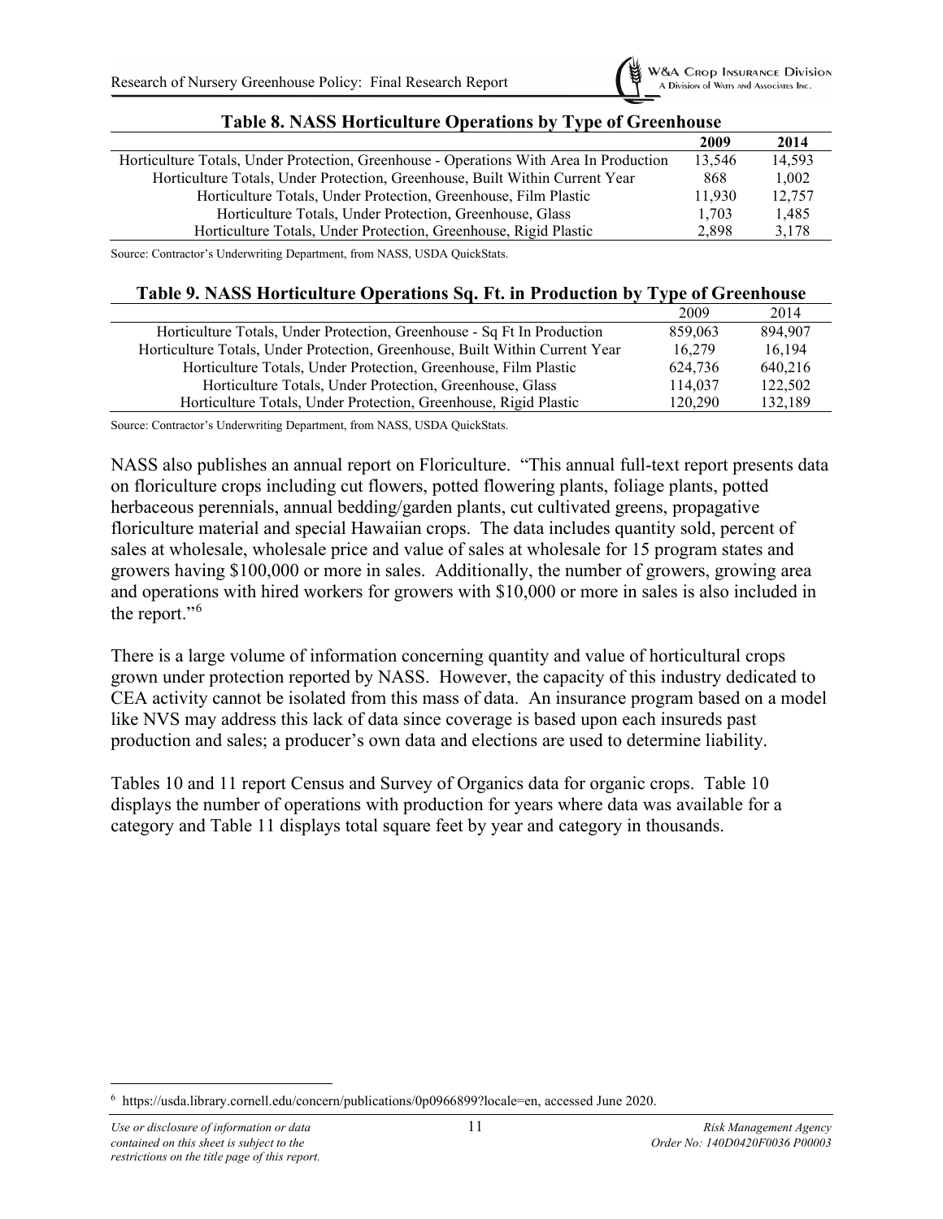**Table 8. NASS Horticulture Operations by Type of Greenhouse**

| | 2009 | 2014 |
|---|---|---|
| Horticulture Totals, Under Protection, Greenhouse - Operations With Area In Production | 13,546 | 14,593 |
| Horticulture Totals, Under Protection, Greenhouse, Built Within Current Year | 868 | 1,002 |
| Horticulture Totals, Under Protection, Greenhouse, Film Plastic | 11,930 | 12,757 |
| Horticulture Totals, Under Protection, Greenhouse, Glass | 1,703 | 1,485 |
| Horticulture Totals, Under Protection, Greenhouse, Rigid Plastic | 2,898 | 3,178 |

Source: Contractor's Underwriting Department, from NASS, USDA QuickStats.

**Table 9. NASS Horticulture Operations Sq. Ft. in Production by Type of Greenhouse**

| | 2009 | 2014 |
|---|---|---|
| Horticulture Totals, Under Protection, Greenhouse - Sq Ft In Production | 859,063 | 894,907 |
| Horticulture Totals, Under Protection, Greenhouse, Built Within Current Year | 16,279 | 16,194 |
| Horticulture Totals, Under Protection, Greenhouse, Film Plastic | 624,736 | 640,216 |
| Horticulture Totals, Under Protection, Greenhouse, Glass | 114,037 | 122,502 |
| Horticulture Totals, Under Protection, Greenhouse, Rigid Plastic | 120,290 | 132,189 |

Source: Contractor's Underwriting Department, from NASS, USDA QuickStats.

NASS also publishes an annual report on Floriculture. "This annual full-text report presents data on floriculture crops including cut flowers, potted flowering plants, foliage plants, potted herbaceous perennials, annual bedding/garden plants, cut cultivated greens, propagative floriculture material and special Hawaiian crops. The data includes quantity sold, percent of sales at wholesale, wholesale price and value of sales at wholesale for 15 program states and growers having $100,000 or more in sales. Additionally, the number of growers, growing area and operations with hired workers for growers with $10,000 or more in sales is also included in the report."[6]

There is a large volume of information concerning quantity and value of horticultural crops grown under protection reported by NASS. However, the capacity of this industry dedicated to CEA activity cannot be isolated from this mass of data. An insurance program based on a model like NVS may address this lack of data since coverage is based upon each insureds past production and sales; a producer's own data and elections are used to determine liability.

Tables 10 and 11 report Census and Survey of Organics data for organic crops. Table 10 displays the number of operations with production for years where data was available for a category and Table 11 displays total square feet by year and category in thousands.

[6] https://usda.library.cornell.edu/concern/publications/0p0966899?locale=en, accessed June 2020.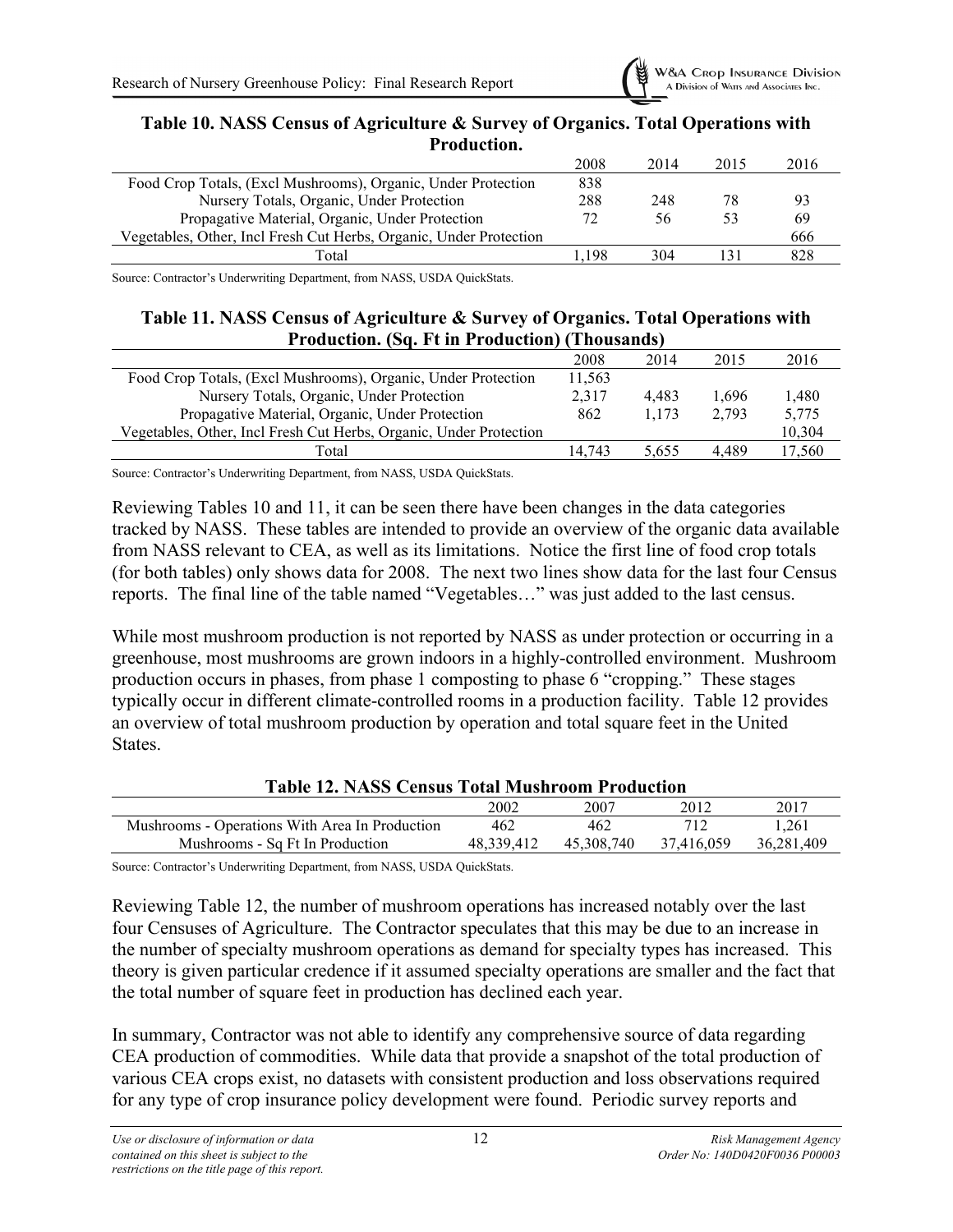**Table 10. NASS Census of Agriculture & Survey of Organics. Total Operations with Production.**

| | 2008 | 2014 | 2015 | 2016 |
|---|---|---|---|---|
| Food Crop Totals, (Excl Mushrooms), Organic, Under Protection | 838 | | | |
| Nursery Totals, Organic, Under Protection | 288 | 248 | 78 | 93 |
| Propagative Material, Organic, Under Protection | 72 | 56 | 53 | 69 |
| Vegetables, Other, Incl Fresh Cut Herbs, Organic, Under Protection | | | | 666 |
| Total | 1,198 | 304 | 131 | 828 |

Source: Contractor's Underwriting Department, from NASS, USDA QuickStats.

**Table 11. NASS Census of Agriculture & Survey of Organics. Total Operations with Production. (Sq. Ft in Production) (Thousands)**

| | 2008 | 2014 | 2015 | 2016 |
|---|---|---|---|---|
| Food Crop Totals, (Excl Mushrooms), Organic, Under Protection | 11,563 | | | |
| Nursery Totals, Organic, Under Protection | 2,317 | 4,483 | 1,696 | 1,480 |
| Propagative Material, Organic, Under Protection | 862 | 1,173 | 2,793 | 5,775 |
| Vegetables, Other, Incl Fresh Cut Herbs, Organic, Under Protection | | | | 10,304 |
| Total | 14,743 | 5,655 | 4,489 | 17,560 |

Source: Contractor's Underwriting Department, from NASS, USDA QuickStats.

Reviewing Tables 10 and 11, it can be seen there have been changes in the data categories tracked by NASS. These tables are intended to provide an overview of the organic data available from NASS relevant to CEA, as well as its limitations. Notice the first line of food crop totals (for both tables) only shows data for 2008. The next two lines show data for the last four Census reports. The final line of the table named "Vegetables…" was just added to the last census.

While most mushroom production is not reported by NASS as under protection or occurring in a greenhouse, most mushrooms are grown indoors in a highly-controlled environment. Mushroom production occurs in phases, from phase 1 composting to phase 6 "cropping." These stages typically occur in different climate-controlled rooms in a production facility. Table 12 provides an overview of total mushroom production by operation and total square feet in the United States.

**Table 12. NASS Census Total Mushroom Production**

| | 2002 | 2007 | 2012 | 2017 |
|---|---|---|---|---|
| Mushrooms - Operations With Area In Production | 462 | 462 | 712 | 1,261 |
| Mushrooms - Sq Ft In Production | 48,339,412 | 45,308,740 | 37,416,059 | 36,281,409 |

Source: Contractor's Underwriting Department, from NASS, USDA QuickStats.

Reviewing Table 12, the number of mushroom operations has increased notably over the last four Censuses of Agriculture. The Contractor speculates that this may be due to an increase in the number of specialty mushroom operations as demand for specialty types has increased. This theory is given particular credence if it assumed specialty operations are smaller and the fact that the total number of square feet in production has declined each year.

In summary, Contractor was not able to identify any comprehensive source of data regarding CEA production of commodities. While data that provide a snapshot of the total production of various CEA crops exist, no datasets with consistent production and loss observations required for any type of crop insurance policy development were found. Periodic survey reports and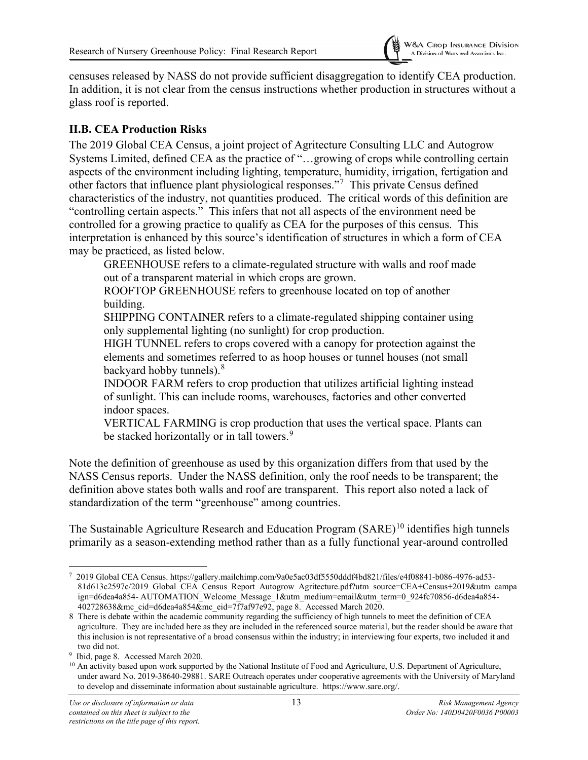censuses released by NASS do not provide sufficient disaggregation to identify CEA production. In addition, it is not clear from the census instructions whether production in structures without a glass roof is reported.

### II.B. CEA Production Risks

The 2019 Global CEA Census, a joint project of Agritecture Consulting LLC and Autogrow Systems Limited, defined CEA as the practice of "…growing of crops while controlling certain aspects of the environment including lighting, temperature, humidity, irrigation, fertigation and other factors that influence plant physiological responses."[7] This private Census defined characteristics of the industry, not quantities produced. The critical words of this definition are "controlling certain aspects." This infers that not all aspects of the environment need be controlled for a growing practice to qualify as CEA for the purposes of this census. This interpretation is enhanced by this source's identification of structures in which a form of CEA may be practiced, as listed below.

> GREENHOUSE refers to a climate-regulated structure with walls and roof made out of a transparent material in which crops are grown.
>
> ROOFTOP GREENHOUSE refers to greenhouse located on top of another building.
>
> SHIPPING CONTAINER refers to a climate-regulated shipping container using only supplemental lighting (no sunlight) for crop production.
>
> HIGH TUNNEL refers to crops covered with a canopy for protection against the elements and sometimes referred to as hoop houses or tunnel houses (not small backyard hobby tunnels).[8]
>
> INDOOR FARM refers to crop production that utilizes artificial lighting instead of sunlight. This can include rooms, warehouses, factories and other converted indoor spaces.
>
> VERTICAL FARMING is crop production that uses the vertical space. Plants can be stacked horizontally or in tall towers.[9]

Note the definition of greenhouse as used by this organization differs from that used by the NASS Census reports. Under the NASS definition, only the roof needs to be transparent; the definition above states both walls and roof are transparent. This report also noted a lack of standardization of the term "greenhouse" among countries.

The Sustainable Agriculture Research and Education Program (SARE)[10] identifies high tunnels primarily as a season-extending method rather than as a fully functional year-around controlled

---

[7] 2019 Global CEA Census. https://gallery.mailchimp.com/9a0e5ac03df5550dddf4bd821/files/e4f08841-b086-4976-ad53-81d613c2597c/2019_Global_CEA_Census_Report_Autogrow_Agritecture.pdf?utm_source=CEA+Census+2019&utm_campaign=d6dea4a854- AUTOMATION_Welcome_Message_1&utm_medium=email&utm_term=0_924fc70856-d6dea4a854-402728638&mc_cid=d6dea4a854&mc_eid=7f7af97e92, page 8. Accessed March 2020.

[8] There is debate within the academic community regarding the sufficiency of high tunnels to meet the definition of CEA agriculture. They are included here as they are included in the referenced source material, but the reader should be aware that this inclusion is not representative of a broad consensus within the industry; in interviewing four experts, two included it and two did not.

[9] Ibid, page 8. Accessed March 2020.

[10] An activity based upon work supported by the National Institute of Food and Agriculture, U.S. Department of Agriculture, under award No. 2019-38640-29881. SARE Outreach operates under cooperative agreements with the University of Maryland to develop and disseminate information about sustainable agriculture. https://www.sare.org/.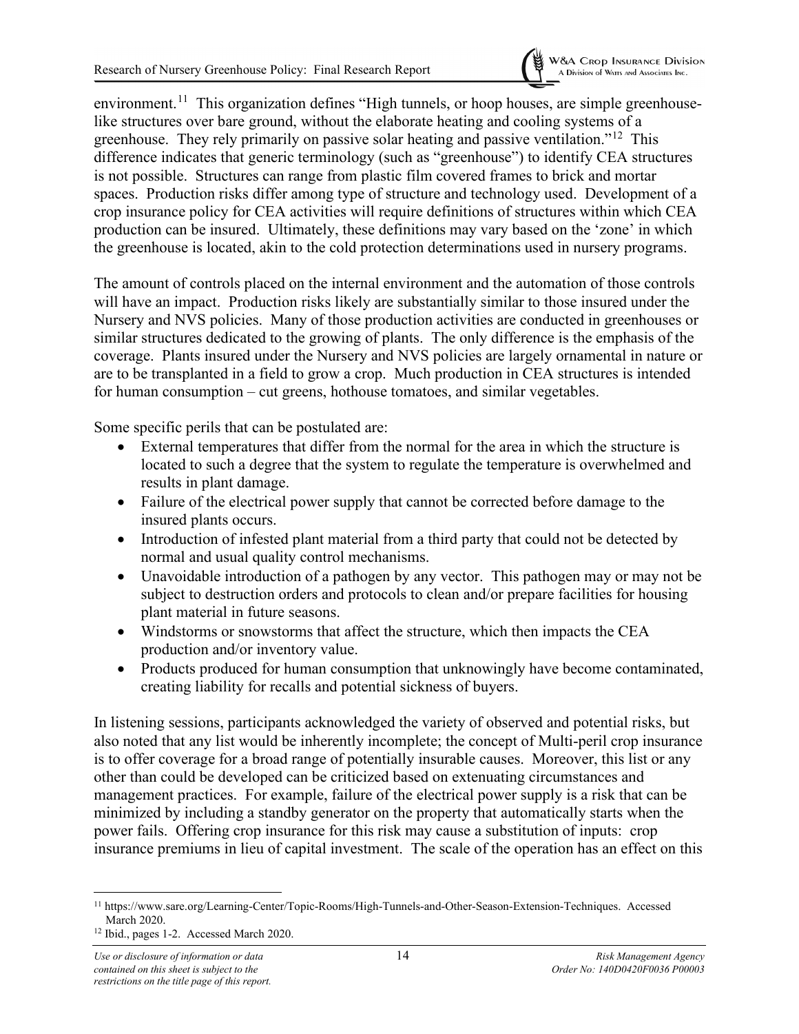environment.[11] This organization defines "High tunnels, or hoop houses, are simple greenhouse-like structures over bare ground, without the elaborate heating and cooling systems of a greenhouse. They rely primarily on passive solar heating and passive ventilation."[12] This difference indicates that generic terminology (such as "greenhouse") to identify CEA structures is not possible. Structures can range from plastic film covered frames to brick and mortar spaces. Production risks differ among type of structure and technology used. Development of a crop insurance policy for CEA activities will require definitions of structures within which CEA production can be insured. Ultimately, these definitions may vary based on the 'zone' in which the greenhouse is located, akin to the cold protection determinations used in nursery programs.

The amount of controls placed on the internal environment and the automation of those controls will have an impact. Production risks likely are substantially similar to those insured under the Nursery and NVS policies. Many of those production activities are conducted in greenhouses or similar structures dedicated to the growing of plants. The only difference is the emphasis of the coverage. Plants insured under the Nursery and NVS policies are largely ornamental in nature or are to be transplanted in a field to grow a crop. Much production in CEA structures is intended for human consumption – cut greens, hothouse tomatoes, and similar vegetables.

Some specific perils that can be postulated are:

- External temperatures that differ from the normal for the area in which the structure is located to such a degree that the system to regulate the temperature is overwhelmed and results in plant damage.
- Failure of the electrical power supply that cannot be corrected before damage to the insured plants occurs.
- Introduction of infested plant material from a third party that could not be detected by normal and usual quality control mechanisms.
- Unavoidable introduction of a pathogen by any vector. This pathogen may or may not be subject to destruction orders and protocols to clean and/or prepare facilities for housing plant material in future seasons.
- Windstorms or snowstorms that affect the structure, which then impacts the CEA production and/or inventory value.
- Products produced for human consumption that unknowingly have become contaminated, creating liability for recalls and potential sickness of buyers.

In listening sessions, participants acknowledged the variety of observed and potential risks, but also noted that any list would be inherently incomplete; the concept of Multi-peril crop insurance is to offer coverage for a broad range of potentially insurable causes. Moreover, this list or any other than could be developed can be criticized based on extenuating circumstances and management practices. For example, failure of the electrical power supply is a risk that can be minimized by including a standby generator on the property that automatically starts when the power fails. Offering crop insurance for this risk may cause a substitution of inputs: crop insurance premiums in lieu of capital investment. The scale of the operation has an effect on this

---

[11] https://www.sare.org/Learning-Center/Topic-Rooms/High-Tunnels-and-Other-Season-Extension-Techniques. Accessed March 2020.

[12] Ibid., pages 1-2. Accessed March 2020.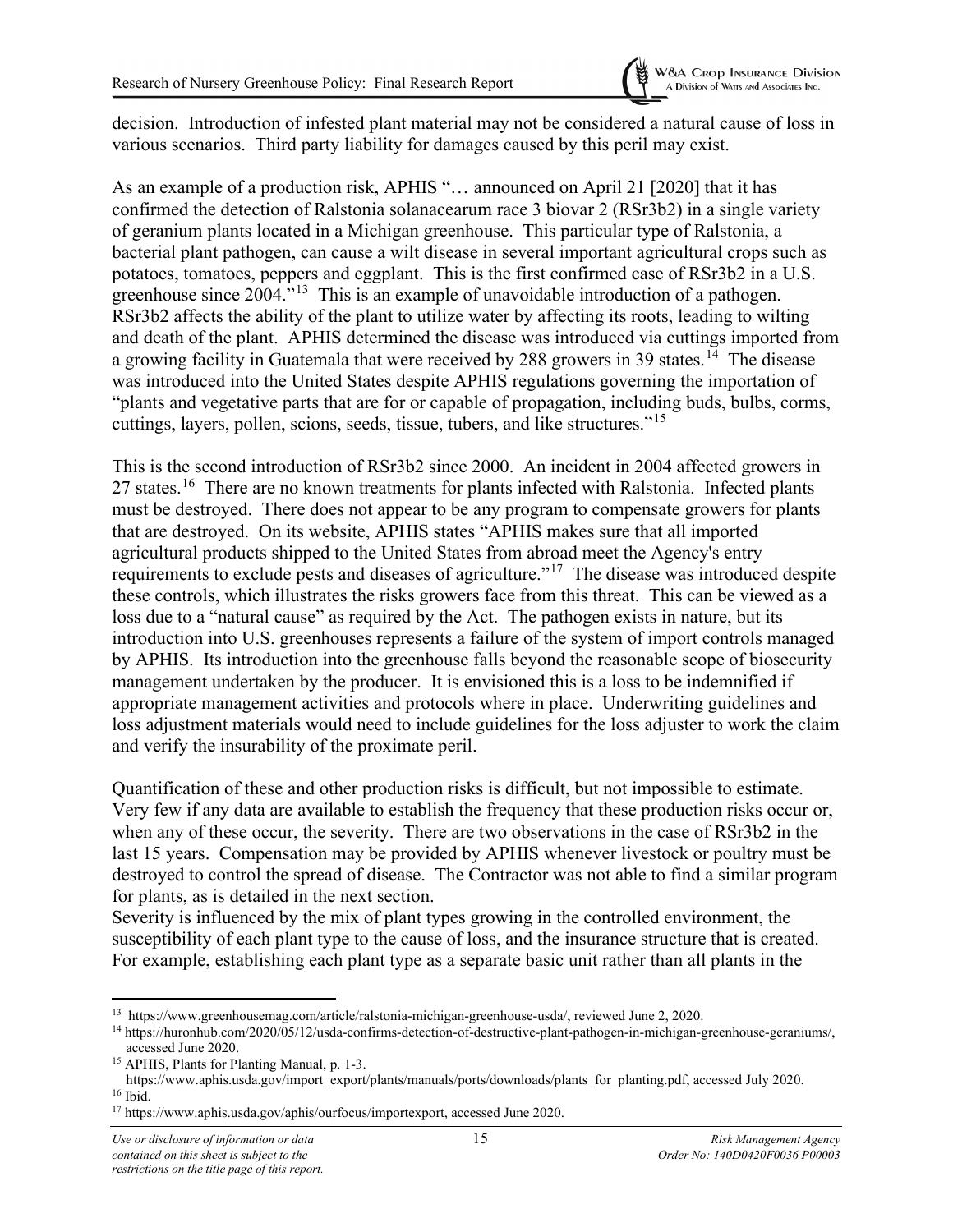decision. Introduction of infested plant material may not be considered a natural cause of loss in various scenarios. Third party liability for damages caused by this peril may exist.

As an example of a production risk, APHIS "… announced on April 21 [2020] that it has confirmed the detection of Ralstonia solanacearum race 3 biovar 2 (RSr3b2) in a single variety of geranium plants located in a Michigan greenhouse. This particular type of Ralstonia, a bacterial plant pathogen, can cause a wilt disease in several important agricultural crops such as potatoes, tomatoes, peppers and eggplant. This is the first confirmed case of RSr3b2 in a U.S. greenhouse since 2004."[13] This is an example of unavoidable introduction of a pathogen. RSr3b2 affects the ability of the plant to utilize water by affecting its roots, leading to wilting and death of the plant. APHIS determined the disease was introduced via cuttings imported from a growing facility in Guatemala that were received by 288 growers in 39 states.[14] The disease was introduced into the United States despite APHIS regulations governing the importation of "plants and vegetative parts that are for or capable of propagation, including buds, bulbs, corms, cuttings, layers, pollen, scions, seeds, tissue, tubers, and like structures."[15]

This is the second introduction of RSr3b2 since 2000. An incident in 2004 affected growers in 27 states.[16] There are no known treatments for plants infected with Ralstonia. Infected plants must be destroyed. There does not appear to be any program to compensate growers for plants that are destroyed. On its website, APHIS states "APHIS makes sure that all imported agricultural products shipped to the United States from abroad meet the Agency's entry requirements to exclude pests and diseases of agriculture."[17] The disease was introduced despite these controls, which illustrates the risks growers face from this threat. This can be viewed as a loss due to a "natural cause" as required by the Act. The pathogen exists in nature, but its introduction into U.S. greenhouses represents a failure of the system of import controls managed by APHIS. Its introduction into the greenhouse falls beyond the reasonable scope of biosecurity management undertaken by the producer. It is envisioned this is a loss to be indemnified if appropriate management activities and protocols where in place. Underwriting guidelines and loss adjustment materials would need to include guidelines for the loss adjuster to work the claim and verify the insurability of the proximate peril.

Quantification of these and other production risks is difficult, but not impossible to estimate. Very few if any data are available to establish the frequency that these production risks occur or, when any of these occur, the severity. There are two observations in the case of RSr3b2 in the last 15 years. Compensation may be provided by APHIS whenever livestock or poultry must be destroyed to control the spread of disease. The Contractor was not able to find a similar program for plants, as is detailed in the next section.

Severity is influenced by the mix of plant types growing in the controlled environment, the susceptibility of each plant type to the cause of loss, and the insurance structure that is created. For example, establishing each plant type as a separate basic unit rather than all plants in the

---

[13] https://www.greenhousemag.com/article/ralstonia-michigan-greenhouse-usda/, reviewed June 2, 2020.

[14] https://huronhub.com/2020/05/12/usda-confirms-detection-of-destructive-plant-pathogen-in-michigan-greenhouse-geraniums/, accessed June 2020.

[15] APHIS, Plants for Planting Manual, p. 1-3. https://www.aphis.usda.gov/import_export/plants/manuals/ports/downloads/plants_for_planting.pdf, accessed July 2020.

[16] Ibid.

[17] https://www.aphis.usda.gov/aphis/ourfocus/importexport, accessed June 2020.

*Use or disclosure of information or data contained on this sheet is subject to the restrictions on the title page of this report.*

*Risk Management Agency Order No: 140D0420F0036 P00003*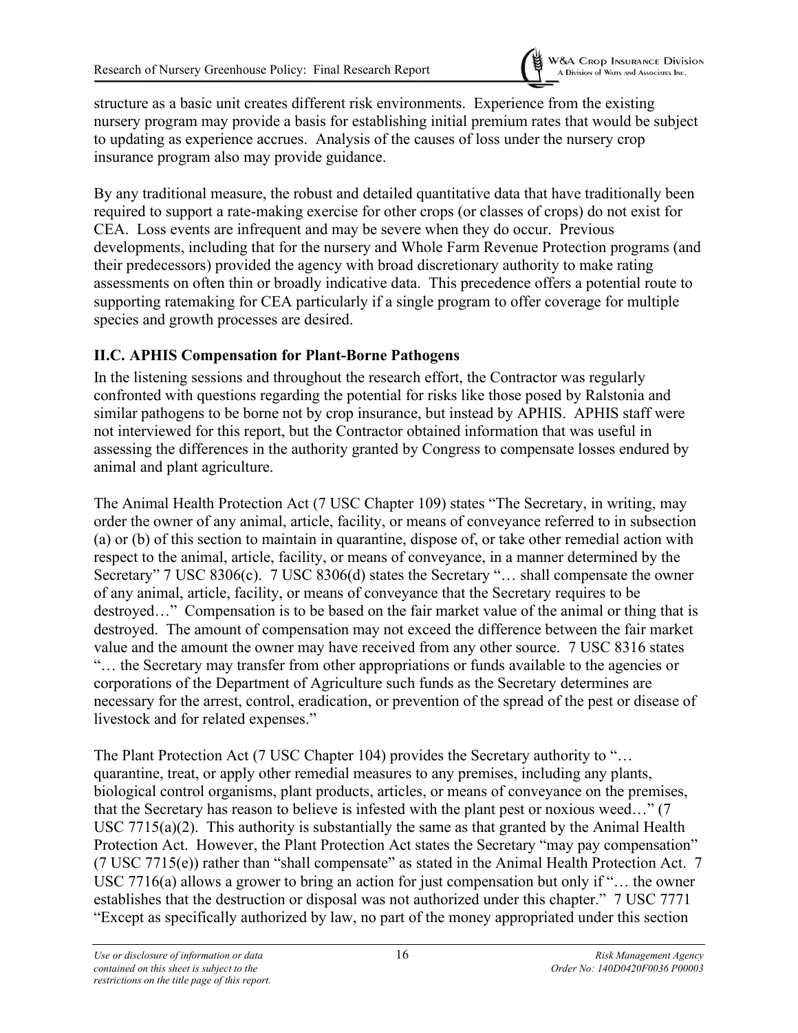structure as a basic unit creates different risk environments. Experience from the existing nursery program may provide a basis for establishing initial premium rates that would be subject to updating as experience accrues. Analysis of the causes of loss under the nursery crop insurance program also may provide guidance.

By any traditional measure, the robust and detailed quantitative data that have traditionally been required to support a rate-making exercise for other crops (or classes of crops) do not exist for CEA. Loss events are infrequent and may be severe when they do occur. Previous developments, including that for the nursery and Whole Farm Revenue Protection programs (and their predecessors) provided the agency with broad discretionary authority to make rating assessments on often thin or broadly indicative data. This precedence offers a potential route to supporting ratemaking for CEA particularly if a single program to offer coverage for multiple species and growth processes are desired.

### II.C. APHIS Compensation for Plant-Borne Pathogens

In the listening sessions and throughout the research effort, the Contractor was regularly confronted with questions regarding the potential for risks like those posed by Ralstonia and similar pathogens to be borne not by crop insurance, but instead by APHIS. APHIS staff were not interviewed for this report, but the Contractor obtained information that was useful in assessing the differences in the authority granted by Congress to compensate losses endured by animal and plant agriculture.

The Animal Health Protection Act (7 USC Chapter 109) states "The Secretary, in writing, may order the owner of any animal, article, facility, or means of conveyance referred to in subsection (a) or (b) of this section to maintain in quarantine, dispose of, or take other remedial action with respect to the animal, article, facility, or means of conveyance, in a manner determined by the Secretary" 7 USC 8306(c). 7 USC 8306(d) states the Secretary "… shall compensate the owner of any animal, article, facility, or means of conveyance that the Secretary requires to be destroyed…" Compensation is to be based on the fair market value of the animal or thing that is destroyed. The amount of compensation may not exceed the difference between the fair market value and the amount the owner may have received from any other source. 7 USC 8316 states "… the Secretary may transfer from other appropriations or funds available to the agencies or corporations of the Department of Agriculture such funds as the Secretary determines are necessary for the arrest, control, eradication, or prevention of the spread of the pest or disease of livestock and for related expenses."

The Plant Protection Act (7 USC Chapter 104) provides the Secretary authority to "… quarantine, treat, or apply other remedial measures to any premises, including any plants, biological control organisms, plant products, articles, or means of conveyance on the premises, that the Secretary has reason to believe is infested with the plant pest or noxious weed…" (7 USC 7715(a)(2). This authority is substantially the same as that granted by the Animal Health Protection Act. However, the Plant Protection Act states the Secretary "may pay compensation" (7 USC 7715(e)) rather than "shall compensate" as stated in the Animal Health Protection Act. 7 USC 7716(a) allows a grower to bring an action for just compensation but only if "… the owner establishes that the destruction or disposal was not authorized under this chapter." 7 USC 7771 "Except as specifically authorized by law, no part of the money appropriated under this section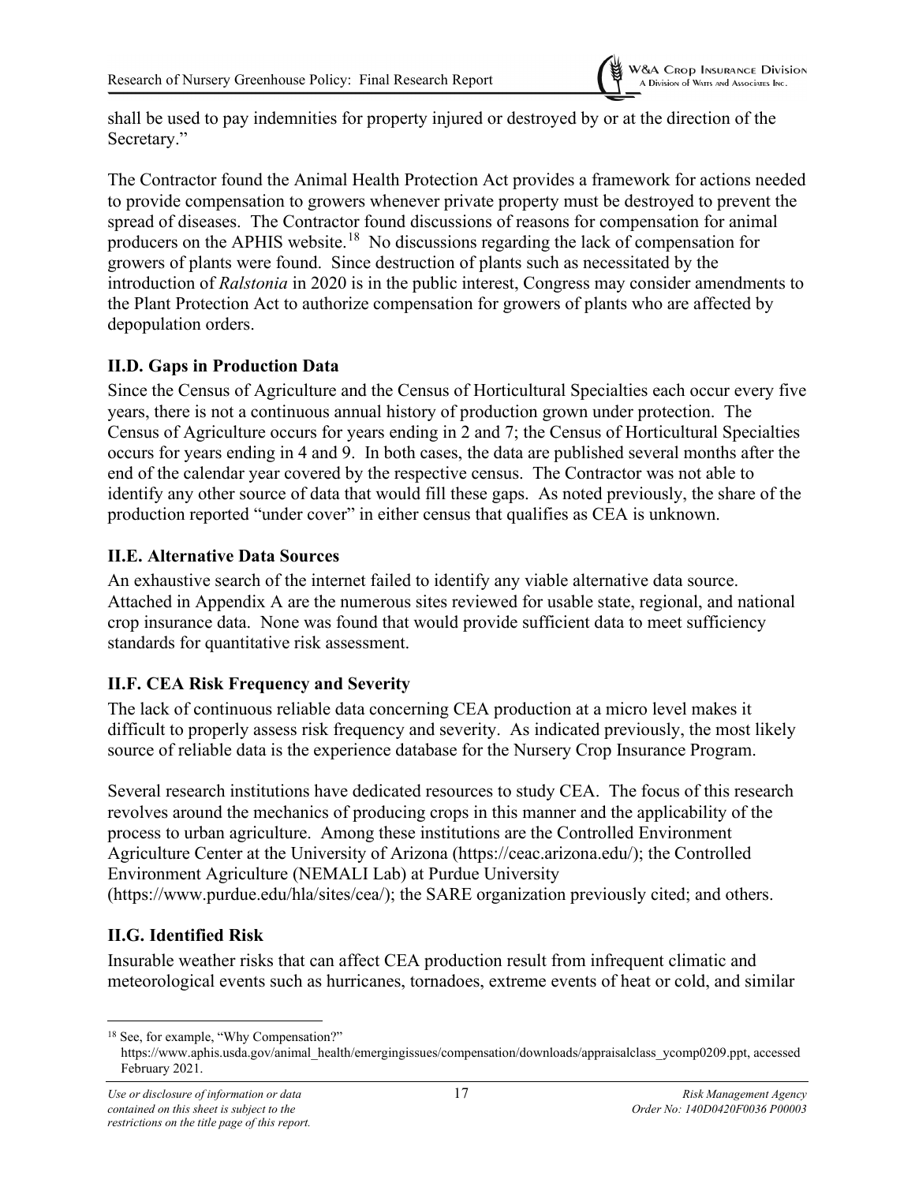shall be used to pay indemnities for property injured or destroyed by or at the direction of the Secretary."

The Contractor found the Animal Health Protection Act provides a framework for actions needed to provide compensation to growers whenever private property must be destroyed to prevent the spread of diseases. The Contractor found discussions of reasons for compensation for animal producers on the APHIS website.[18] No discussions regarding the lack of compensation for growers of plants were found. Since destruction of plants such as necessitated by the introduction of *Ralstonia* in 2020 is in the public interest, Congress may consider amendments to the Plant Protection Act to authorize compensation for growers of plants who are affected by depopulation orders.

### II.D. Gaps in Production Data

Since the Census of Agriculture and the Census of Horticultural Specialties each occur every five years, there is not a continuous annual history of production grown under protection. The Census of Agriculture occurs for years ending in 2 and 7; the Census of Horticultural Specialties occurs for years ending in 4 and 9. In both cases, the data are published several months after the end of the calendar year covered by the respective census. The Contractor was not able to identify any other source of data that would fill these gaps. As noted previously, the share of the production reported "under cover" in either census that qualifies as CEA is unknown.

### II.E. Alternative Data Sources

An exhaustive search of the internet failed to identify any viable alternative data source. Attached in Appendix A are the numerous sites reviewed for usable state, regional, and national crop insurance data. None was found that would provide sufficient data to meet sufficiency standards for quantitative risk assessment.

### II.F. CEA Risk Frequency and Severity

The lack of continuous reliable data concerning CEA production at a micro level makes it difficult to properly assess risk frequency and severity. As indicated previously, the most likely source of reliable data is the experience database for the Nursery Crop Insurance Program.

Several research institutions have dedicated resources to study CEA. The focus of this research revolves around the mechanics of producing crops in this manner and the applicability of the process to urban agriculture. Among these institutions are the Controlled Environment Agriculture Center at the University of Arizona (https://ceac.arizona.edu/); the Controlled Environment Agriculture (NEMALI Lab) at Purdue University (https://www.purdue.edu/hla/sites/cea/); the SARE organization previously cited; and others.

### II.G. Identified Risk

Insurable weather risks that can affect CEA production result from infrequent climatic and meteorological events such as hurricanes, tornadoes, extreme events of heat or cold, and similar

[18] See, for example, "Why Compensation?" https://www.aphis.usda.gov/animal_health/emergingissues/compensation/downloads/appraisalclass_ycomp0209.ppt, accessed February 2021.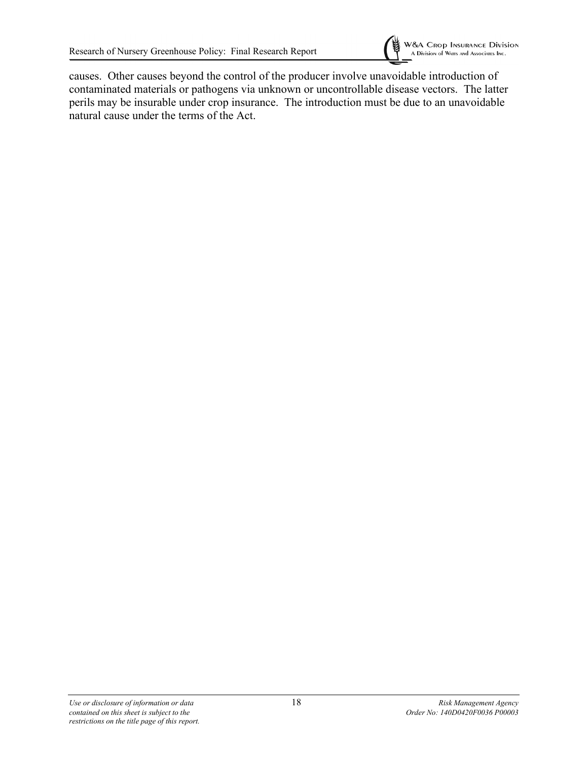causes. Other causes beyond the control of the producer involve unavoidable introduction of contaminated materials or pathogens via unknown or uncontrollable disease vectors. The latter perils may be insurable under crop insurance. The introduction must be due to an unavoidable natural cause under the terms of the Act.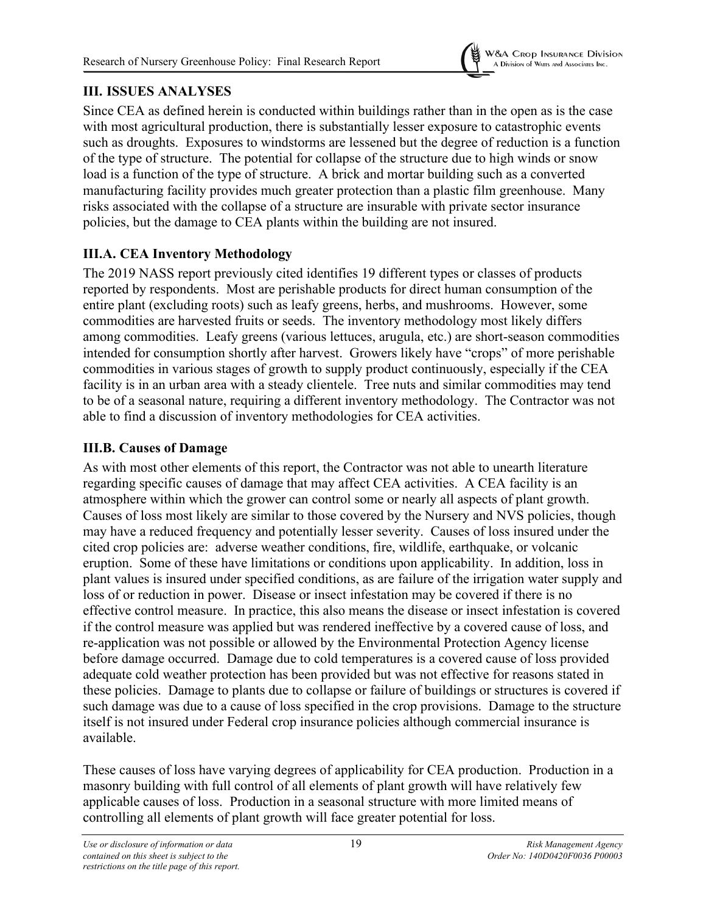## III. ISSUES ANALYSES

Since CEA as defined herein is conducted within buildings rather than in the open as is the case with most agricultural production, there is substantially lesser exposure to catastrophic events such as droughts. Exposures to windstorms are lessened but the degree of reduction is a function of the type of structure. The potential for collapse of the structure due to high winds or snow load is a function of the type of structure. A brick and mortar building such as a converted manufacturing facility provides much greater protection than a plastic film greenhouse. Many risks associated with the collapse of a structure are insurable with private sector insurance policies, but the damage to CEA plants within the building are not insured.

### III.A. CEA Inventory Methodology

The 2019 NASS report previously cited identifies 19 different types or classes of products reported by respondents. Most are perishable products for direct human consumption of the entire plant (excluding roots) such as leafy greens, herbs, and mushrooms. However, some commodities are harvested fruits or seeds. The inventory methodology most likely differs among commodities. Leafy greens (various lettuces, arugula, etc.) are short-season commodities intended for consumption shortly after harvest. Growers likely have "crops" of more perishable commodities in various stages of growth to supply product continuously, especially if the CEA facility is in an urban area with a steady clientele. Tree nuts and similar commodities may tend to be of a seasonal nature, requiring a different inventory methodology. The Contractor was not able to find a discussion of inventory methodologies for CEA activities.

### III.B. Causes of Damage

As with most other elements of this report, the Contractor was not able to unearth literature regarding specific causes of damage that may affect CEA activities. A CEA facility is an atmosphere within which the grower can control some or nearly all aspects of plant growth. Causes of loss most likely are similar to those covered by the Nursery and NVS policies, though may have a reduced frequency and potentially lesser severity. Causes of loss insured under the cited crop policies are: adverse weather conditions, fire, wildlife, earthquake, or volcanic eruption. Some of these have limitations or conditions upon applicability. In addition, loss in plant values is insured under specified conditions, as are failure of the irrigation water supply and loss of or reduction in power. Disease or insect infestation may be covered if there is no effective control measure. In practice, this also means the disease or insect infestation is covered if the control measure was applied but was rendered ineffective by a covered cause of loss, and re-application was not possible or allowed by the Environmental Protection Agency license before damage occurred. Damage due to cold temperatures is a covered cause of loss provided adequate cold weather protection has been provided but was not effective for reasons stated in these policies. Damage to plants due to collapse or failure of buildings or structures is covered if such damage was due to a cause of loss specified in the crop provisions. Damage to the structure itself is not insured under Federal crop insurance policies although commercial insurance is available.

These causes of loss have varying degrees of applicability for CEA production. Production in a masonry building with full control of all elements of plant growth will have relatively few applicable causes of loss. Production in a seasonal structure with more limited means of controlling all elements of plant growth will face greater potential for loss.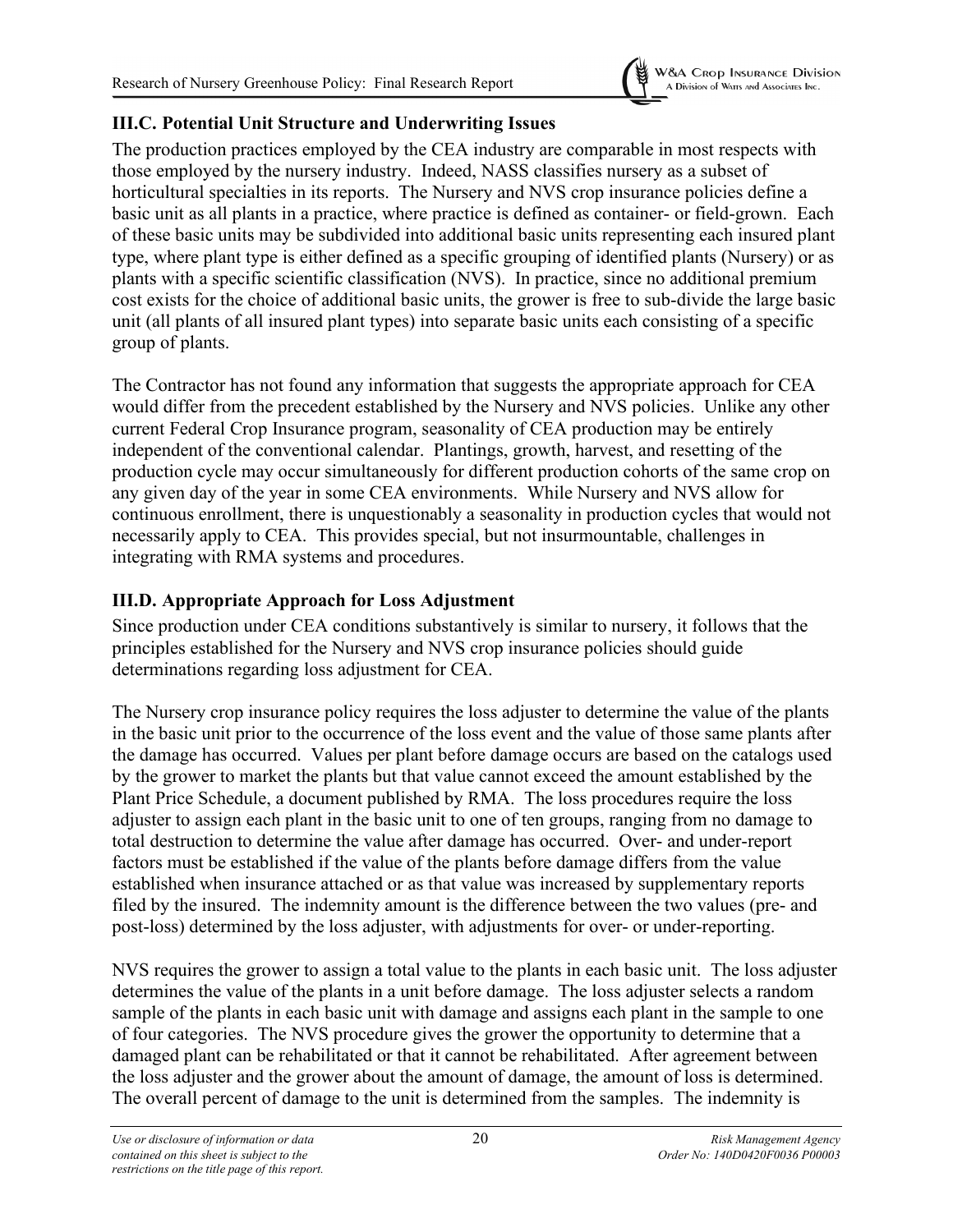### III.C. Potential Unit Structure and Underwriting Issues

The production practices employed by the CEA industry are comparable in most respects with those employed by the nursery industry. Indeed, NASS classifies nursery as a subset of horticultural specialties in its reports. The Nursery and NVS crop insurance policies define a basic unit as all plants in a practice, where practice is defined as container- or field-grown. Each of these basic units may be subdivided into additional basic units representing each insured plant type, where plant type is either defined as a specific grouping of identified plants (Nursery) or as plants with a specific scientific classification (NVS). In practice, since no additional premium cost exists for the choice of additional basic units, the grower is free to sub-divide the large basic unit (all plants of all insured plant types) into separate basic units each consisting of a specific group of plants.

The Contractor has not found any information that suggests the appropriate approach for CEA would differ from the precedent established by the Nursery and NVS policies. Unlike any other current Federal Crop Insurance program, seasonality of CEA production may be entirely independent of the conventional calendar. Plantings, growth, harvest, and resetting of the production cycle may occur simultaneously for different production cohorts of the same crop on any given day of the year in some CEA environments. While Nursery and NVS allow for continuous enrollment, there is unquestionably a seasonality in production cycles that would not necessarily apply to CEA. This provides special, but not insurmountable, challenges in integrating with RMA systems and procedures.

### III.D. Appropriate Approach for Loss Adjustment

Since production under CEA conditions substantively is similar to nursery, it follows that the principles established for the Nursery and NVS crop insurance policies should guide determinations regarding loss adjustment for CEA.

The Nursery crop insurance policy requires the loss adjuster to determine the value of the plants in the basic unit prior to the occurrence of the loss event and the value of those same plants after the damage has occurred. Values per plant before damage occurs are based on the catalogs used by the grower to market the plants but that value cannot exceed the amount established by the Plant Price Schedule, a document published by RMA. The loss procedures require the loss adjuster to assign each plant in the basic unit to one of ten groups, ranging from no damage to total destruction to determine the value after damage has occurred. Over- and under-report factors must be established if the value of the plants before damage differs from the value established when insurance attached or as that value was increased by supplementary reports filed by the insured. The indemnity amount is the difference between the two values (pre- and post-loss) determined by the loss adjuster, with adjustments for over- or under-reporting.

NVS requires the grower to assign a total value to the plants in each basic unit. The loss adjuster determines the value of the plants in a unit before damage. The loss adjuster selects a random sample of the plants in each basic unit with damage and assigns each plant in the sample to one of four categories. The NVS procedure gives the grower the opportunity to determine that a damaged plant can be rehabilitated or that it cannot be rehabilitated. After agreement between the loss adjuster and the grower about the amount of damage, the amount of loss is determined. The overall percent of damage to the unit is determined from the samples. The indemnity is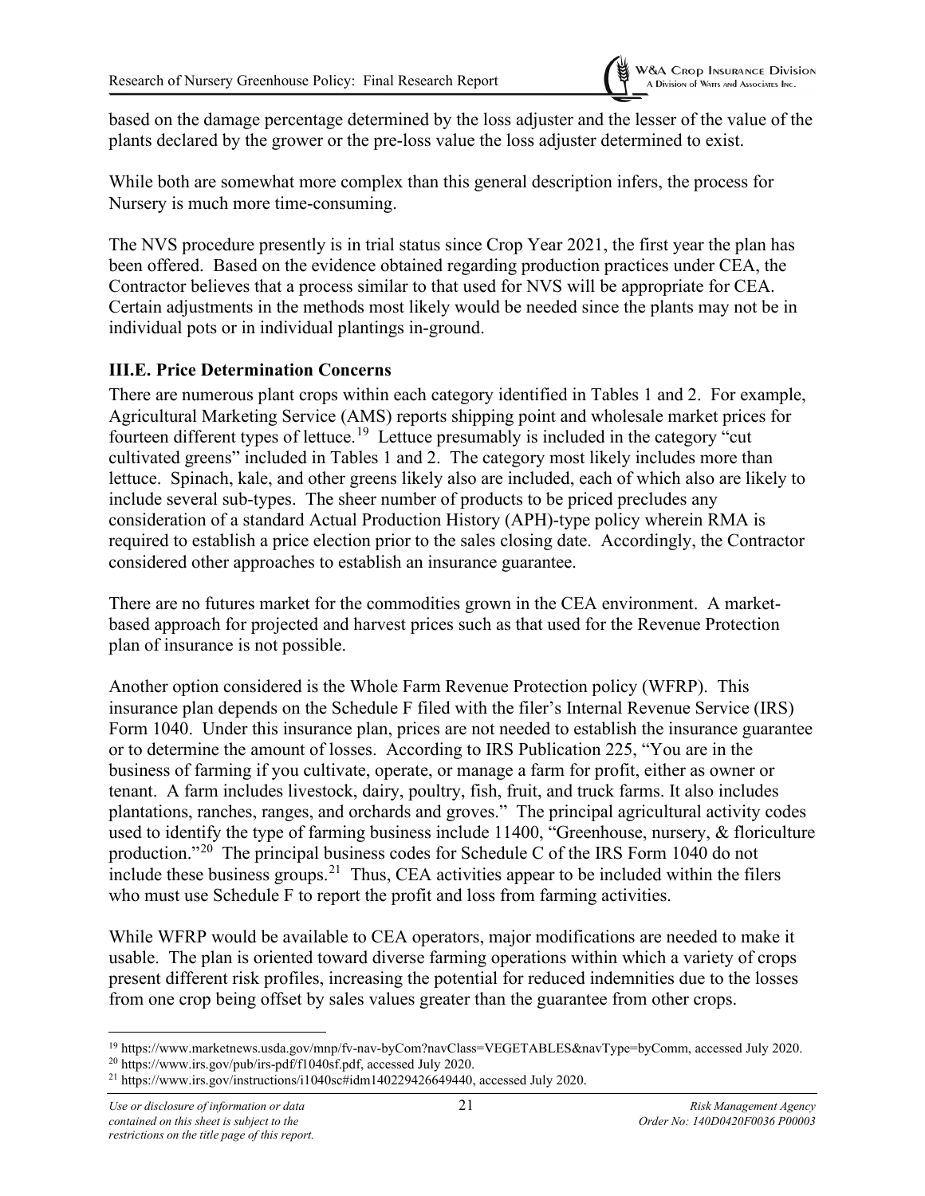based on the damage percentage determined by the loss adjuster and the lesser of the value of the plants declared by the grower or the pre-loss value the loss adjuster determined to exist.

While both are somewhat more complex than this general description infers, the process for Nursery is much more time-consuming.

The NVS procedure presently is in trial status since Crop Year 2021, the first year the plan has been offered. Based on the evidence obtained regarding production practices under CEA, the Contractor believes that a process similar to that used for NVS will be appropriate for CEA. Certain adjustments in the methods most likely would be needed since the plants may not be in individual pots or in individual plantings in-ground.

### III.E. Price Determination Concerns

There are numerous plant crops within each category identified in Tables 1 and 2. For example, Agricultural Marketing Service (AMS) reports shipping point and wholesale market prices for fourteen different types of lettuce.[19] Lettuce presumably is included in the category "cut cultivated greens" included in Tables 1 and 2. The category most likely includes more than lettuce. Spinach, kale, and other greens likely also are included, each of which also are likely to include several sub-types. The sheer number of products to be priced precludes any consideration of a standard Actual Production History (APH)-type policy wherein RMA is required to establish a price election prior to the sales closing date. Accordingly, the Contractor considered other approaches to establish an insurance guarantee.

There are no futures market for the commodities grown in the CEA environment. A market-based approach for projected and harvest prices such as that used for the Revenue Protection plan of insurance is not possible.

Another option considered is the Whole Farm Revenue Protection policy (WFRP). This insurance plan depends on the Schedule F filed with the filer's Internal Revenue Service (IRS) Form 1040. Under this insurance plan, prices are not needed to establish the insurance guarantee or to determine the amount of losses. According to IRS Publication 225, "You are in the business of farming if you cultivate, operate, or manage a farm for profit, either as owner or tenant. A farm includes livestock, dairy, poultry, fish, fruit, and truck farms. It also includes plantations, ranches, ranges, and orchards and groves." The principal agricultural activity codes used to identify the type of farming business include 11400, "Greenhouse, nursery, & floriculture production."[20] The principal business codes for Schedule C of the IRS Form 1040 do not include these business groups.[21] Thus, CEA activities appear to be included within the filers who must use Schedule F to report the profit and loss from farming activities.

While WFRP would be available to CEA operators, major modifications are needed to make it usable. The plan is oriented toward diverse farming operations within which a variety of crops present different risk profiles, increasing the potential for reduced indemnities due to the losses from one crop being offset by sales values greater than the guarantee from other crops.

---

[19] https://www.marketnews.usda.gov/mnp/fv-nav-byCom?navClass=VEGETABLES&navType=byComm, accessed July 2020.

[20] https://www.irs.gov/pub/irs-pdf/f1040sf.pdf, accessed July 2020.

[21] https://www.irs.gov/instructions/i1040sc#idm140229426649440, accessed July 2020.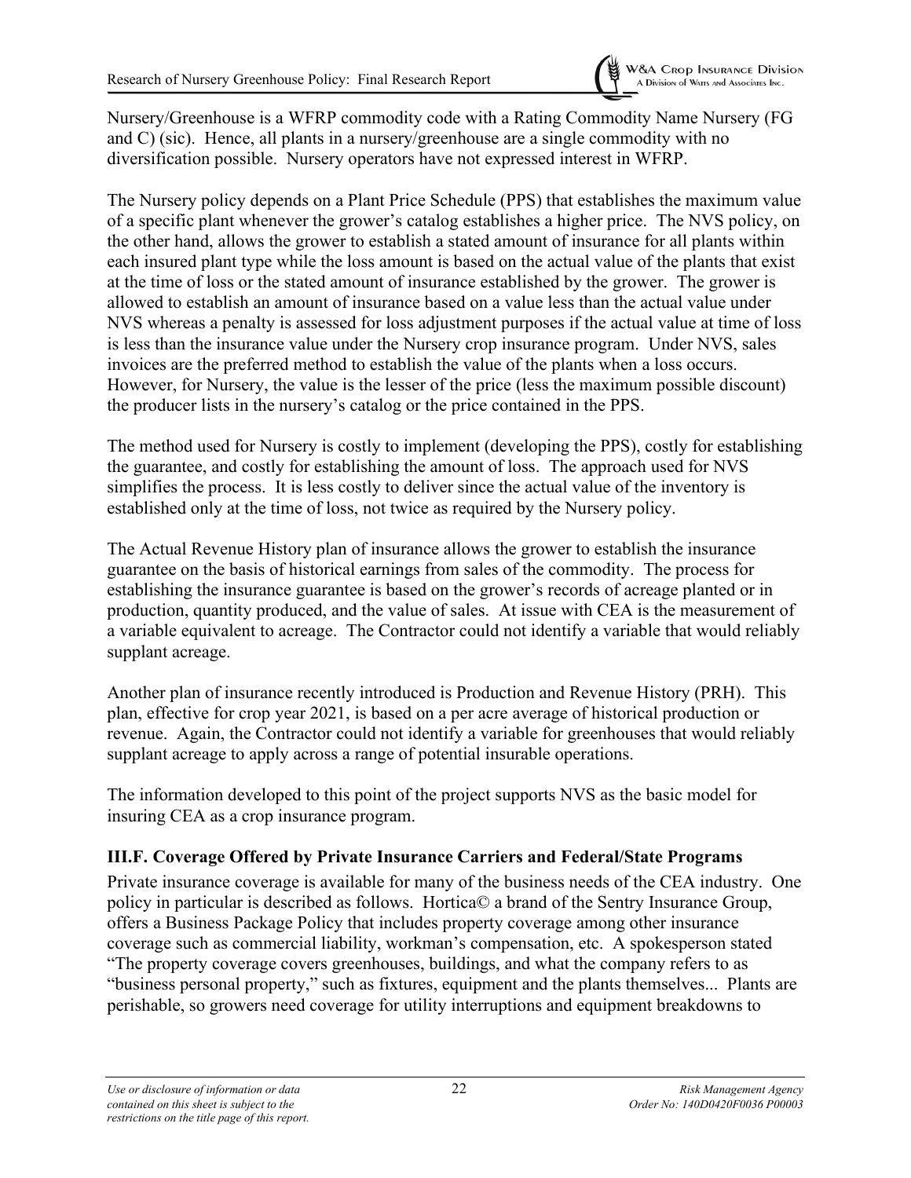Nursery/Greenhouse is a WFRP commodity code with a Rating Commodity Name Nursery (FG and C) (sic). Hence, all plants in a nursery/greenhouse are a single commodity with no diversification possible. Nursery operators have not expressed interest in WFRP.

The Nursery policy depends on a Plant Price Schedule (PPS) that establishes the maximum value of a specific plant whenever the grower's catalog establishes a higher price. The NVS policy, on the other hand, allows the grower to establish a stated amount of insurance for all plants within each insured plant type while the loss amount is based on the actual value of the plants that exist at the time of loss or the stated amount of insurance established by the grower. The grower is allowed to establish an amount of insurance based on a value less than the actual value under NVS whereas a penalty is assessed for loss adjustment purposes if the actual value at time of loss is less than the insurance value under the Nursery crop insurance program. Under NVS, sales invoices are the preferred method to establish the value of the plants when a loss occurs. However, for Nursery, the value is the lesser of the price (less the maximum possible discount) the producer lists in the nursery's catalog or the price contained in the PPS.

The method used for Nursery is costly to implement (developing the PPS), costly for establishing the guarantee, and costly for establishing the amount of loss. The approach used for NVS simplifies the process. It is less costly to deliver since the actual value of the inventory is established only at the time of loss, not twice as required by the Nursery policy.

The Actual Revenue History plan of insurance allows the grower to establish the insurance guarantee on the basis of historical earnings from sales of the commodity. The process for establishing the insurance guarantee is based on the grower's records of acreage planted or in production, quantity produced, and the value of sales. At issue with CEA is the measurement of a variable equivalent to acreage. The Contractor could not identify a variable that would reliably supplant acreage.

Another plan of insurance recently introduced is Production and Revenue History (PRH). This plan, effective for crop year 2021, is based on a per acre average of historical production or revenue. Again, the Contractor could not identify a variable for greenhouses that would reliably supplant acreage to apply across a range of potential insurable operations.

The information developed to this point of the project supports NVS as the basic model for insuring CEA as a crop insurance program.

### III.F. Coverage Offered by Private Insurance Carriers and Federal/State Programs

Private insurance coverage is available for many of the business needs of the CEA industry. One policy in particular is described as follows. Hortica© a brand of the Sentry Insurance Group, offers a Business Package Policy that includes property coverage among other insurance coverage such as commercial liability, workman's compensation, etc. A spokesperson stated "The property coverage covers greenhouses, buildings, and what the company refers to as "business personal property," such as fixtures, equipment and the plants themselves... Plants are perishable, so growers need coverage for utility interruptions and equipment breakdowns to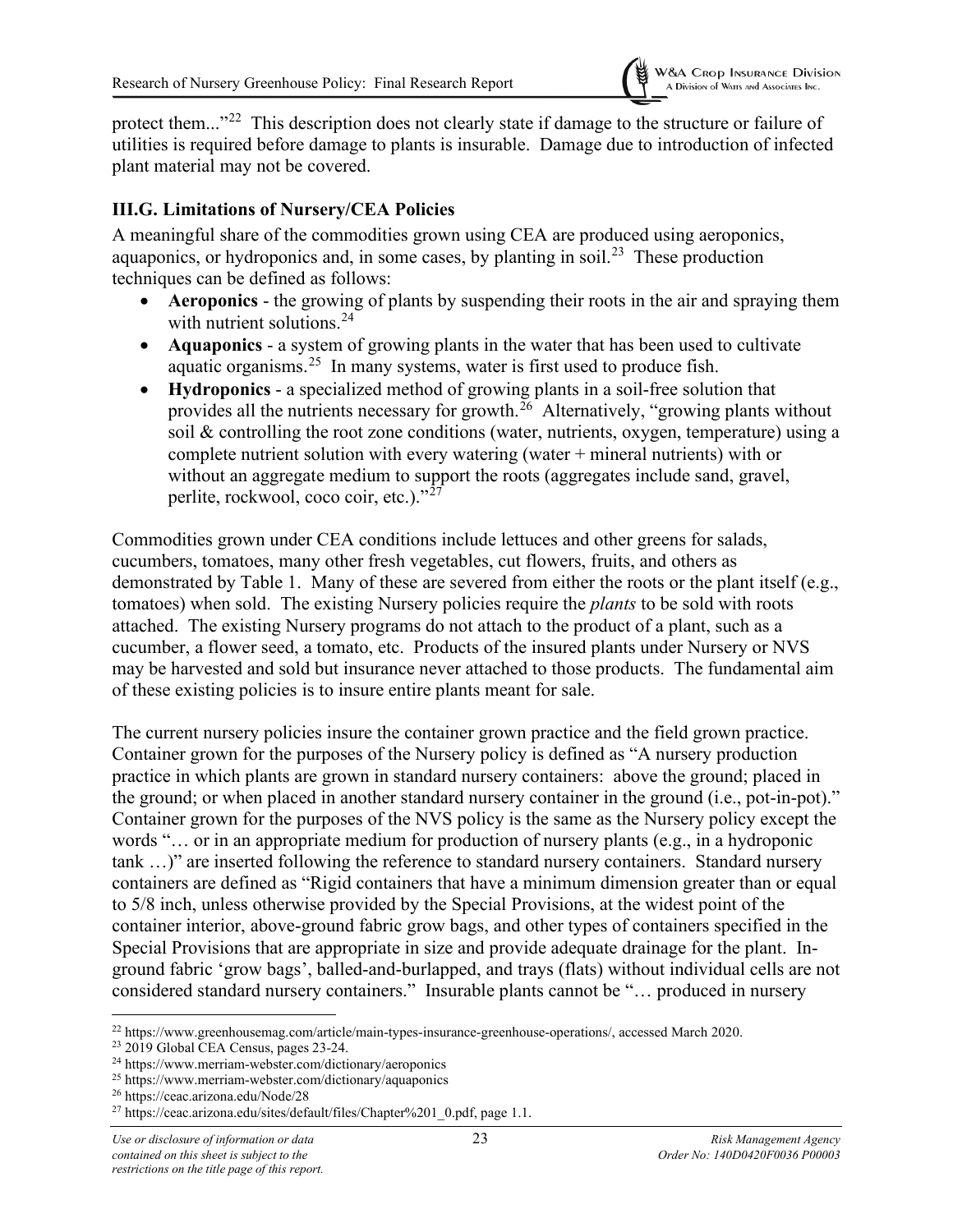protect them..."[22] This description does not clearly state if damage to the structure or failure of utilities is required before damage to plants is insurable. Damage due to introduction of infected plant material may not be covered.

### III.G. Limitations of Nursery/CEA Policies

A meaningful share of the commodities grown using CEA are produced using aeroponics, aquaponics, or hydroponics and, in some cases, by planting in soil.[23] These production techniques can be defined as follows:

- **Aeroponics** - the growing of plants by suspending their roots in the air and spraying them with nutrient solutions.[24]
- **Aquaponics** - a system of growing plants in the water that has been used to cultivate aquatic organisms.[25] In many systems, water is first used to produce fish.
- **Hydroponics** - a specialized method of growing plants in a soil-free solution that provides all the nutrients necessary for growth.[26] Alternatively, "growing plants without soil & controlling the root zone conditions (water, nutrients, oxygen, temperature) using a complete nutrient solution with every watering (water + mineral nutrients) with or without an aggregate medium to support the roots (aggregates include sand, gravel, perlite, rockwool, coco coir, etc.)."[27]

Commodities grown under CEA conditions include lettuces and other greens for salads, cucumbers, tomatoes, many other fresh vegetables, cut flowers, fruits, and others as demonstrated by Table 1. Many of these are severed from either the roots or the plant itself (e.g., tomatoes) when sold. The existing Nursery policies require the *plants* to be sold with roots attached. The existing Nursery programs do not attach to the product of a plant, such as a cucumber, a flower seed, a tomato, etc. Products of the insured plants under Nursery or NVS may be harvested and sold but insurance never attached to those products. The fundamental aim of these existing policies is to insure entire plants meant for sale.

The current nursery policies insure the container grown practice and the field grown practice. Container grown for the purposes of the Nursery policy is defined as "A nursery production practice in which plants are grown in standard nursery containers: above the ground; placed in the ground; or when placed in another standard nursery container in the ground (i.e., pot-in-pot)." Container grown for the purposes of the NVS policy is the same as the Nursery policy except the words "… or in an appropriate medium for production of nursery plants (e.g., in a hydroponic tank …)" are inserted following the reference to standard nursery containers. Standard nursery containers are defined as "Rigid containers that have a minimum dimension greater than or equal to 5/8 inch, unless otherwise provided by the Special Provisions, at the widest point of the container interior, above-ground fabric grow bags, and other types of containers specified in the Special Provisions that are appropriate in size and provide adequate drainage for the plant. In-ground fabric 'grow bags', balled-and-burlapped, and trays (flats) without individual cells are not considered standard nursery containers." Insurable plants cannot be "… produced in nursery

---

[22] https://www.greenhousemag.com/article/main-types-insurance-greenhouse-operations/, accessed March 2020.

[23] 2019 Global CEA Census, pages 23-24.

[24] https://www.merriam-webster.com/dictionary/aeroponics

[25] https://www.merriam-webster.com/dictionary/aquaponics

[26] https://ceac.arizona.edu/Node/28

[27] https://ceac.arizona.edu/sites/default/files/Chapter%201_0.pdf, page 1.1.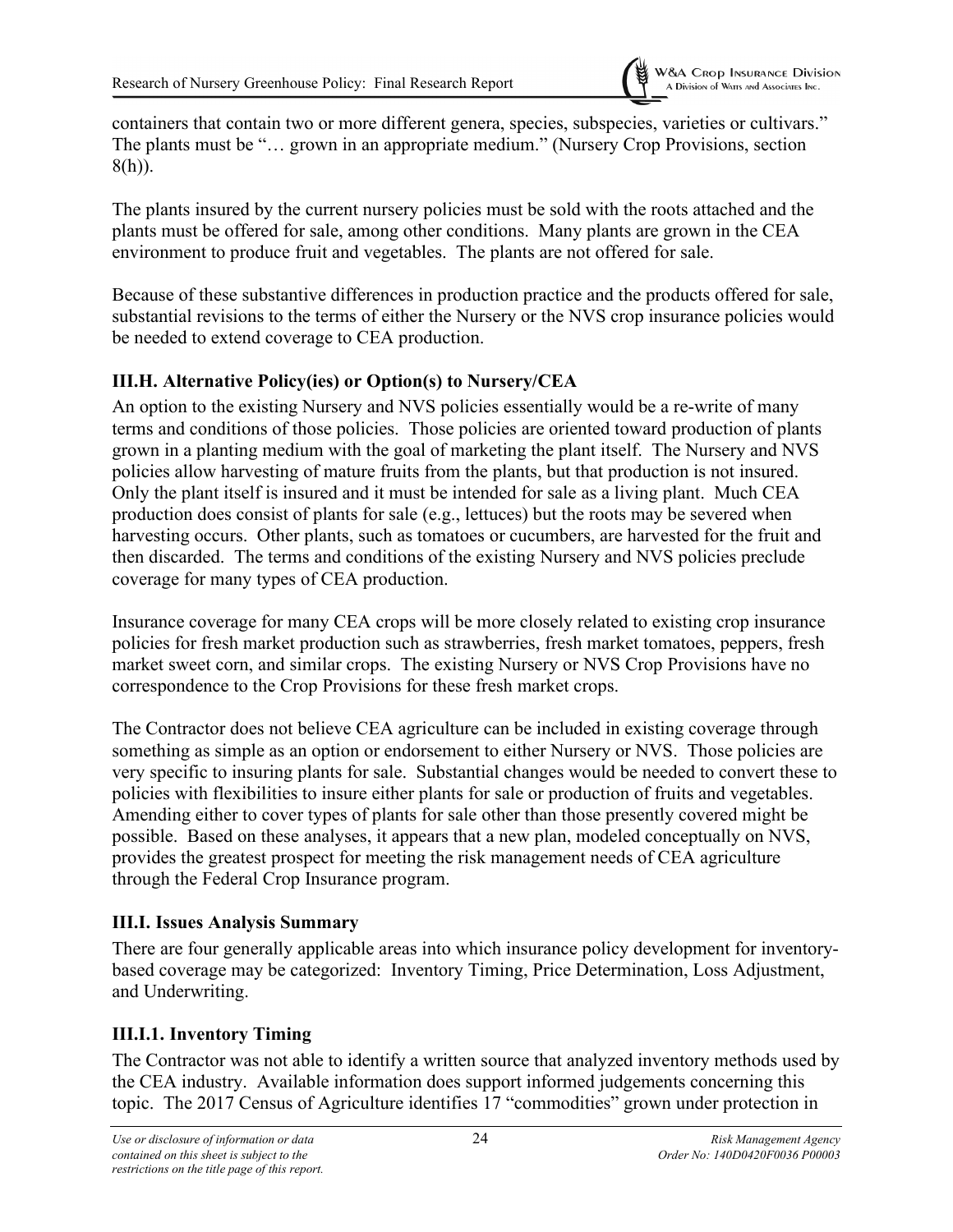containers that contain two or more different genera, species, subspecies, varieties or cultivars." The plants must be "… grown in an appropriate medium." (Nursery Crop Provisions, section 8(h)).

The plants insured by the current nursery policies must be sold with the roots attached and the plants must be offered for sale, among other conditions. Many plants are grown in the CEA environment to produce fruit and vegetables. The plants are not offered for sale.

Because of these substantive differences in production practice and the products offered for sale, substantial revisions to the terms of either the Nursery or the NVS crop insurance policies would be needed to extend coverage to CEA production.

### III.H. Alternative Policy(ies) or Option(s) to Nursery/CEA

An option to the existing Nursery and NVS policies essentially would be a re-write of many terms and conditions of those policies. Those policies are oriented toward production of plants grown in a planting medium with the goal of marketing the plant itself. The Nursery and NVS policies allow harvesting of mature fruits from the plants, but that production is not insured. Only the plant itself is insured and it must be intended for sale as a living plant. Much CEA production does consist of plants for sale (e.g., lettuces) but the roots may be severed when harvesting occurs. Other plants, such as tomatoes or cucumbers, are harvested for the fruit and then discarded. The terms and conditions of the existing Nursery and NVS policies preclude coverage for many types of CEA production.

Insurance coverage for many CEA crops will be more closely related to existing crop insurance policies for fresh market production such as strawberries, fresh market tomatoes, peppers, fresh market sweet corn, and similar crops. The existing Nursery or NVS Crop Provisions have no correspondence to the Crop Provisions for these fresh market crops.

The Contractor does not believe CEA agriculture can be included in existing coverage through something as simple as an option or endorsement to either Nursery or NVS. Those policies are very specific to insuring plants for sale. Substantial changes would be needed to convert these to policies with flexibilities to insure either plants for sale or production of fruits and vegetables. Amending either to cover types of plants for sale other than those presently covered might be possible. Based on these analyses, it appears that a new plan, modeled conceptually on NVS, provides the greatest prospect for meeting the risk management needs of CEA agriculture through the Federal Crop Insurance program.

### III.I. Issues Analysis Summary

There are four generally applicable areas into which insurance policy development for inventory-based coverage may be categorized: Inventory Timing, Price Determination, Loss Adjustment, and Underwriting.

### III.I.1. Inventory Timing

The Contractor was not able to identify a written source that analyzed inventory methods used by the CEA industry. Available information does support informed judgements concerning this topic. The 2017 Census of Agriculture identifies 17 "commodities" grown under protection in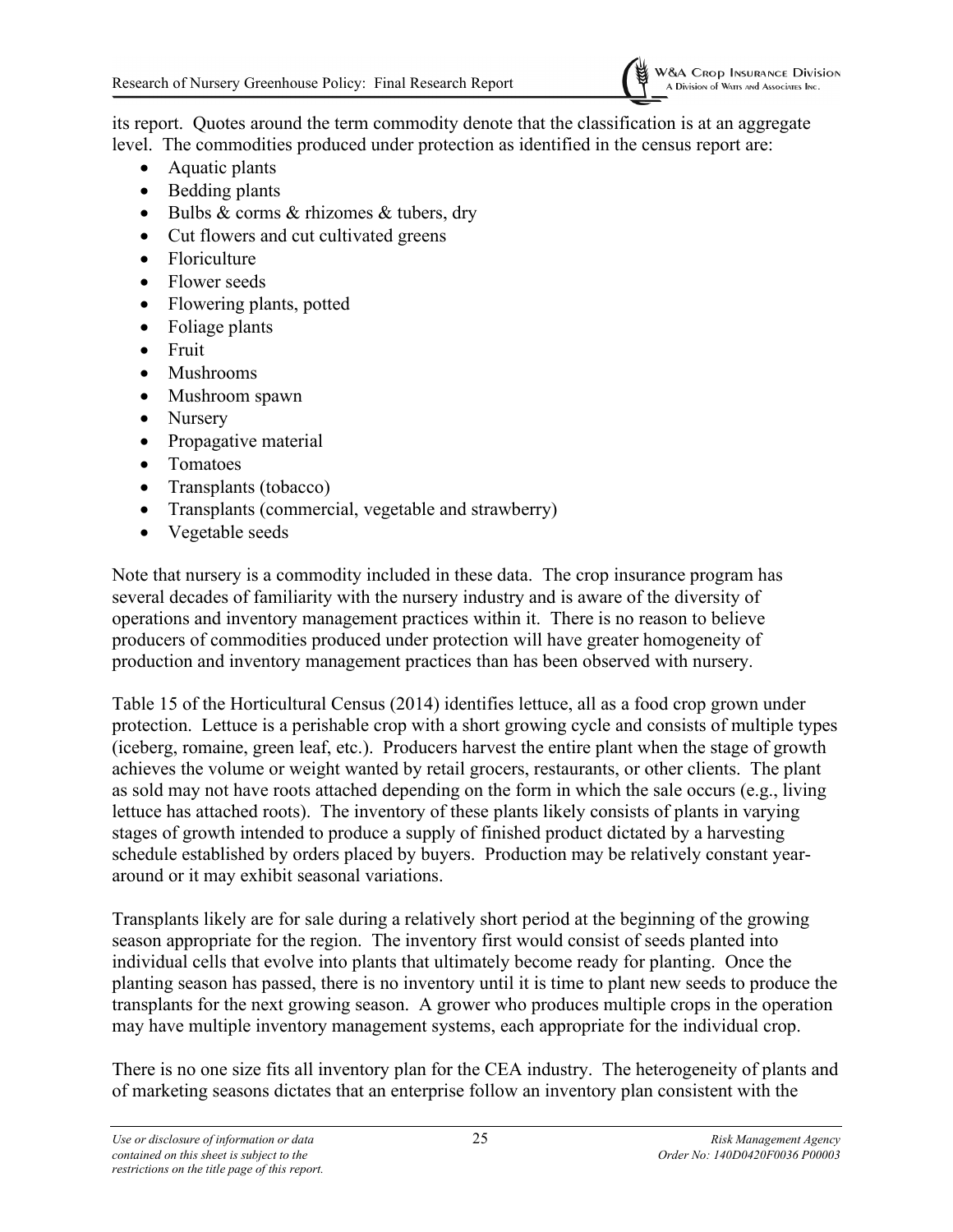its report. Quotes around the term commodity denote that the classification is at an aggregate level. The commodities produced under protection as identified in the census report are:

- Aquatic plants
- Bedding plants
- Bulbs & corms & rhizomes & tubers, dry
- Cut flowers and cut cultivated greens
- Floriculture
- Flower seeds
- Flowering plants, potted
- Foliage plants
- Fruit
- Mushrooms
- Mushroom spawn
- Nursery
- Propagative material
- Tomatoes
- Transplants (tobacco)
- Transplants (commercial, vegetable and strawberry)
- Vegetable seeds

Note that nursery is a commodity included in these data. The crop insurance program has several decades of familiarity with the nursery industry and is aware of the diversity of operations and inventory management practices within it. There is no reason to believe producers of commodities produced under protection will have greater homogeneity of production and inventory management practices than has been observed with nursery.

Table 15 of the Horticultural Census (2014) identifies lettuce, all as a food crop grown under protection. Lettuce is a perishable crop with a short growing cycle and consists of multiple types (iceberg, romaine, green leaf, etc.). Producers harvest the entire plant when the stage of growth achieves the volume or weight wanted by retail grocers, restaurants, or other clients. The plant as sold may not have roots attached depending on the form in which the sale occurs (e.g., living lettuce has attached roots). The inventory of these plants likely consists of plants in varying stages of growth intended to produce a supply of finished product dictated by a harvesting schedule established by orders placed by buyers. Production may be relatively constant year-around or it may exhibit seasonal variations.

Transplants likely are for sale during a relatively short period at the beginning of the growing season appropriate for the region. The inventory first would consist of seeds planted into individual cells that evolve into plants that ultimately become ready for planting. Once the planting season has passed, there is no inventory until it is time to plant new seeds to produce the transplants for the next growing season. A grower who produces multiple crops in the operation may have multiple inventory management systems, each appropriate for the individual crop.

There is no one size fits all inventory plan for the CEA industry. The heterogeneity of plants and of marketing seasons dictates that an enterprise follow an inventory plan consistent with the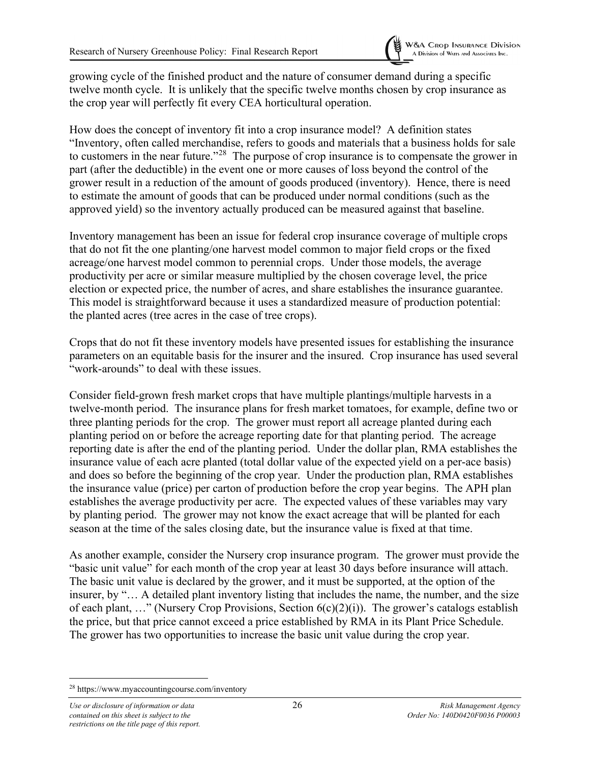growing cycle of the finished product and the nature of consumer demand during a specific twelve month cycle. It is unlikely that the specific twelve months chosen by crop insurance as the crop year will perfectly fit every CEA horticultural operation.

How does the concept of inventory fit into a crop insurance model? A definition states "Inventory, often called merchandise, refers to goods and materials that a business holds for sale to customers in the near future."[28] The purpose of crop insurance is to compensate the grower in part (after the deductible) in the event one or more causes of loss beyond the control of the grower result in a reduction of the amount of goods produced (inventory). Hence, there is need to estimate the amount of goods that can be produced under normal conditions (such as the approved yield) so the inventory actually produced can be measured against that baseline.

Inventory management has been an issue for federal crop insurance coverage of multiple crops that do not fit the one planting/one harvest model common to major field crops or the fixed acreage/one harvest model common to perennial crops. Under those models, the average productivity per acre or similar measure multiplied by the chosen coverage level, the price election or expected price, the number of acres, and share establishes the insurance guarantee. This model is straightforward because it uses a standardized measure of production potential: the planted acres (tree acres in the case of tree crops).

Crops that do not fit these inventory models have presented issues for establishing the insurance parameters on an equitable basis for the insurer and the insured. Crop insurance has used several "work-arounds" to deal with these issues.

Consider field-grown fresh market crops that have multiple plantings/multiple harvests in a twelve-month period. The insurance plans for fresh market tomatoes, for example, define two or three planting periods for the crop. The grower must report all acreage planted during each planting period on or before the acreage reporting date for that planting period. The acreage reporting date is after the end of the planting period. Under the dollar plan, RMA establishes the insurance value of each acre planted (total dollar value of the expected yield on a per-ace basis) and does so before the beginning of the crop year. Under the production plan, RMA establishes the insurance value (price) per carton of production before the crop year begins. The APH plan establishes the average productivity per acre. The expected values of these variables may vary by planting period. The grower may not know the exact acreage that will be planted for each season at the time of the sales closing date, but the insurance value is fixed at that time.

As another example, consider the Nursery crop insurance program. The grower must provide the "basic unit value" for each month of the crop year at least 30 days before insurance will attach. The basic unit value is declared by the grower, and it must be supported, at the option of the insurer, by "… A detailed plant inventory listing that includes the name, the number, and the size of each plant, …" (Nursery Crop Provisions, Section 6(c)(2)(i)). The grower's catalogs establish the price, but that price cannot exceed a price established by RMA in its Plant Price Schedule. The grower has two opportunities to increase the basic unit value during the crop year.

[28] https://www.myaccountingcourse.com/inventory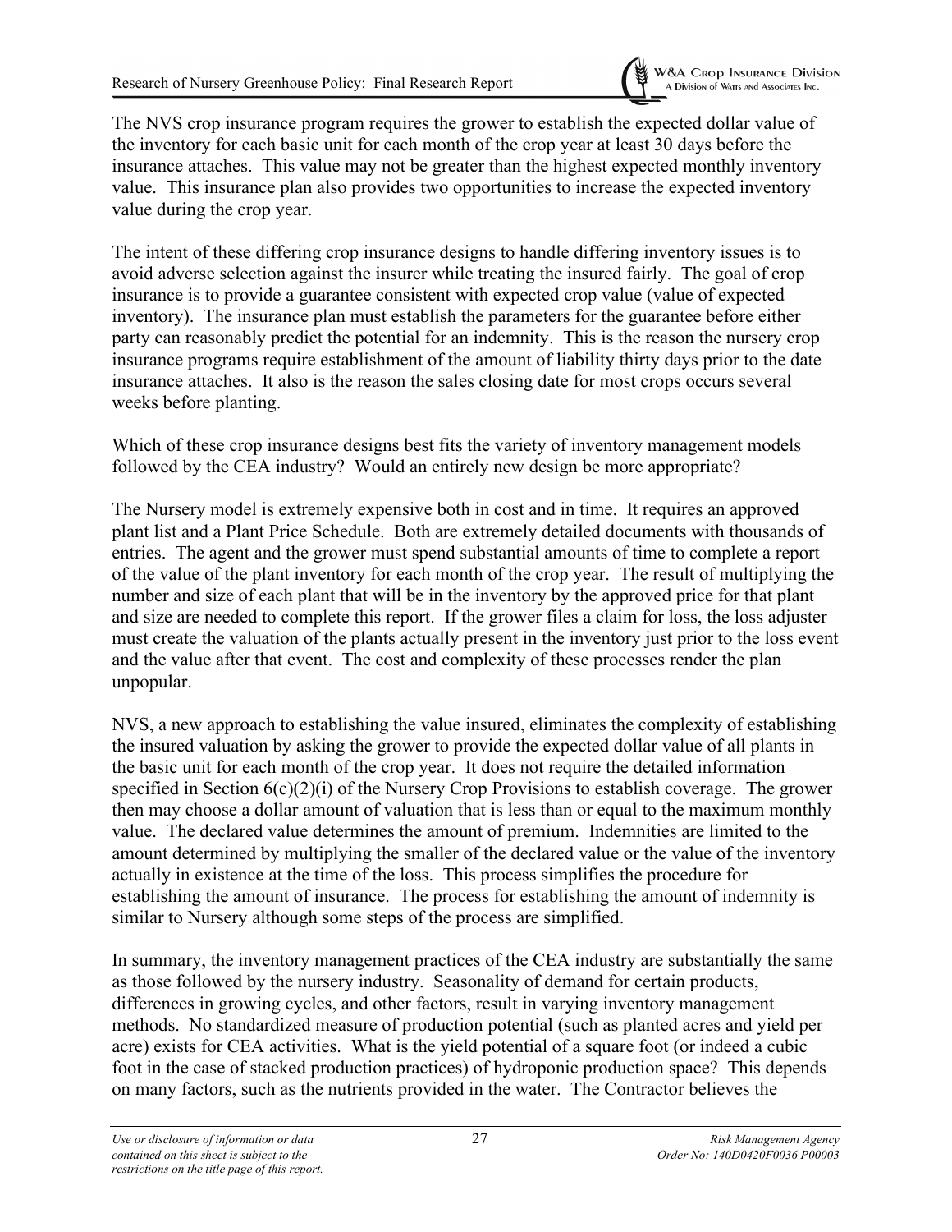The NVS crop insurance program requires the grower to establish the expected dollar value of the inventory for each basic unit for each month of the crop year at least 30 days before the insurance attaches. This value may not be greater than the highest expected monthly inventory value. This insurance plan also provides two opportunities to increase the expected inventory value during the crop year.

The intent of these differing crop insurance designs to handle differing inventory issues is to avoid adverse selection against the insurer while treating the insured fairly. The goal of crop insurance is to provide a guarantee consistent with expected crop value (value of expected inventory). The insurance plan must establish the parameters for the guarantee before either party can reasonably predict the potential for an indemnity. This is the reason the nursery crop insurance programs require establishment of the amount of liability thirty days prior to the date insurance attaches. It also is the reason the sales closing date for most crops occurs several weeks before planting.

Which of these crop insurance designs best fits the variety of inventory management models followed by the CEA industry? Would an entirely new design be more appropriate?

The Nursery model is extremely expensive both in cost and in time. It requires an approved plant list and a Plant Price Schedule. Both are extremely detailed documents with thousands of entries. The agent and the grower must spend substantial amounts of time to complete a report of the value of the plant inventory for each month of the crop year. The result of multiplying the number and size of each plant that will be in the inventory by the approved price for that plant and size are needed to complete this report. If the grower files a claim for loss, the loss adjuster must create the valuation of the plants actually present in the inventory just prior to the loss event and the value after that event. The cost and complexity of these processes render the plan unpopular.

NVS, a new approach to establishing the value insured, eliminates the complexity of establishing the insured valuation by asking the grower to provide the expected dollar value of all plants in the basic unit for each month of the crop year. It does not require the detailed information specified in Section 6(c)(2)(i) of the Nursery Crop Provisions to establish coverage. The grower then may choose a dollar amount of valuation that is less than or equal to the maximum monthly value. The declared value determines the amount of premium. Indemnities are limited to the amount determined by multiplying the smaller of the declared value or the value of the inventory actually in existence at the time of the loss. This process simplifies the procedure for establishing the amount of insurance. The process for establishing the amount of indemnity is similar to Nursery although some steps of the process are simplified.

In summary, the inventory management practices of the CEA industry are substantially the same as those followed by the nursery industry. Seasonality of demand for certain products, differences in growing cycles, and other factors, result in varying inventory management methods. No standardized measure of production potential (such as planted acres and yield per acre) exists for CEA activities. What is the yield potential of a square foot (or indeed a cubic foot in the case of stacked production practices) of hydroponic production space? This depends on many factors, such as the nutrients provided in the water. The Contractor believes the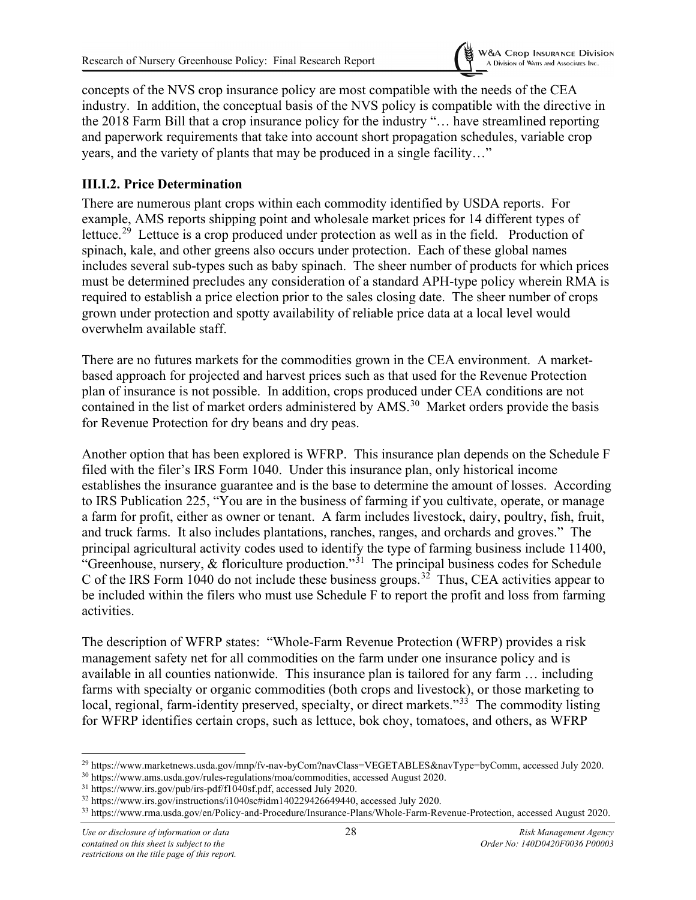concepts of the NVS crop insurance policy are most compatible with the needs of the CEA industry. In addition, the conceptual basis of the NVS policy is compatible with the directive in the 2018 Farm Bill that a crop insurance policy for the industry "… have streamlined reporting and paperwork requirements that take into account short propagation schedules, variable crop years, and the variety of plants that may be produced in a single facility…"

### III.I.2. Price Determination

There are numerous plant crops within each commodity identified by USDA reports. For example, AMS reports shipping point and wholesale market prices for 14 different types of lettuce.[29] Lettuce is a crop produced under protection as well as in the field. Production of spinach, kale, and other greens also occurs under protection. Each of these global names includes several sub-types such as baby spinach. The sheer number of products for which prices must be determined precludes any consideration of a standard APH-type policy wherein RMA is required to establish a price election prior to the sales closing date. The sheer number of crops grown under protection and spotty availability of reliable price data at a local level would overwhelm available staff.

There are no futures markets for the commodities grown in the CEA environment. A market-based approach for projected and harvest prices such as that used for the Revenue Protection plan of insurance is not possible. In addition, crops produced under CEA conditions are not contained in the list of market orders administered by AMS.[30] Market orders provide the basis for Revenue Protection for dry beans and dry peas.

Another option that has been explored is WFRP. This insurance plan depends on the Schedule F filed with the filer's IRS Form 1040. Under this insurance plan, only historical income establishes the insurance guarantee and is the base to determine the amount of losses. According to IRS Publication 225, "You are in the business of farming if you cultivate, operate, or manage a farm for profit, either as owner or tenant. A farm includes livestock, dairy, poultry, fish, fruit, and truck farms. It also includes plantations, ranches, ranges, and orchards and groves." The principal agricultural activity codes used to identify the type of farming business include 11400, "Greenhouse, nursery, & floriculture production."[31] The principal business codes for Schedule C of the IRS Form 1040 do not include these business groups.[32] Thus, CEA activities appear to be included within the filers who must use Schedule F to report the profit and loss from farming activities.

The description of WFRP states: "Whole-Farm Revenue Protection (WFRP) provides a risk management safety net for all commodities on the farm under one insurance policy and is available in all counties nationwide. This insurance plan is tailored for any farm … including farms with specialty or organic commodities (both crops and livestock), or those marketing to local, regional, farm-identity preserved, specialty, or direct markets."[33] The commodity listing for WFRP identifies certain crops, such as lettuce, bok choy, tomatoes, and others, as WFRP

---

[29] https://www.marketnews.usda.gov/mnp/fv-nav-byCom?navClass=VEGETABLES&navType=byComm, accessed July 2020.

[30] https://www.ams.usda.gov/rules-regulations/moa/commodities, accessed August 2020.

[31] https://www.irs.gov/pub/irs-pdf/f1040sf.pdf, accessed July 2020.

[32] https://www.irs.gov/instructions/i1040sc#idm140229426649440, accessed July 2020.

[33] https://www.rma.usda.gov/en/Policy-and-Procedure/Insurance-Plans/Whole-Farm-Revenue-Protection, accessed August 2020.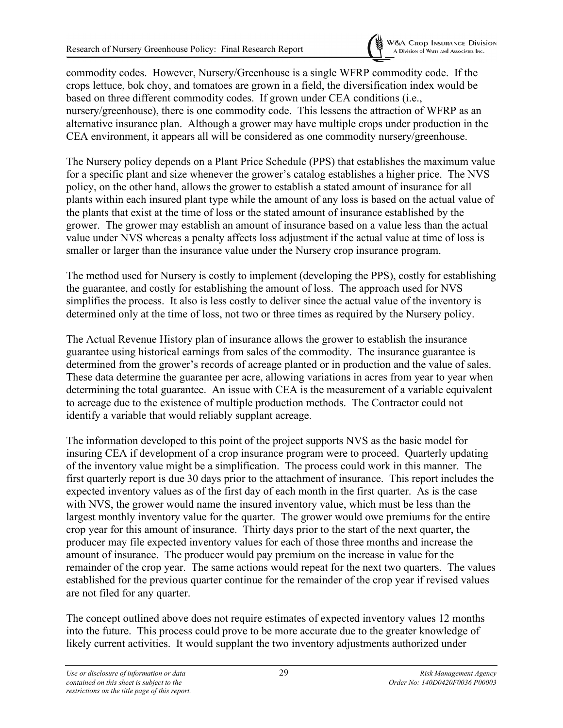commodity codes. However, Nursery/Greenhouse is a single WFRP commodity code. If the crops lettuce, bok choy, and tomatoes are grown in a field, the diversification index would be based on three different commodity codes. If grown under CEA conditions (i.e., nursery/greenhouse), there is one commodity code. This lessens the attraction of WFRP as an alternative insurance plan. Although a grower may have multiple crops under production in the CEA environment, it appears all will be considered as one commodity nursery/greenhouse.

The Nursery policy depends on a Plant Price Schedule (PPS) that establishes the maximum value for a specific plant and size whenever the grower's catalog establishes a higher price. The NVS policy, on the other hand, allows the grower to establish a stated amount of insurance for all plants within each insured plant type while the amount of any loss is based on the actual value of the plants that exist at the time of loss or the stated amount of insurance established by the grower. The grower may establish an amount of insurance based on a value less than the actual value under NVS whereas a penalty affects loss adjustment if the actual value at time of loss is smaller or larger than the insurance value under the Nursery crop insurance program.

The method used for Nursery is costly to implement (developing the PPS), costly for establishing the guarantee, and costly for establishing the amount of loss. The approach used for NVS simplifies the process. It also is less costly to deliver since the actual value of the inventory is determined only at the time of loss, not two or three times as required by the Nursery policy.

The Actual Revenue History plan of insurance allows the grower to establish the insurance guarantee using historical earnings from sales of the commodity. The insurance guarantee is determined from the grower's records of acreage planted or in production and the value of sales. These data determine the guarantee per acre, allowing variations in acres from year to year when determining the total guarantee. An issue with CEA is the measurement of a variable equivalent to acreage due to the existence of multiple production methods. The Contractor could not identify a variable that would reliably supplant acreage.

The information developed to this point of the project supports NVS as the basic model for insuring CEA if development of a crop insurance program were to proceed. Quarterly updating of the inventory value might be a simplification. The process could work in this manner. The first quarterly report is due 30 days prior to the attachment of insurance. This report includes the expected inventory values as of the first day of each month in the first quarter. As is the case with NVS, the grower would name the insured inventory value, which must be less than the largest monthly inventory value for the quarter. The grower would owe premiums for the entire crop year for this amount of insurance. Thirty days prior to the start of the next quarter, the producer may file expected inventory values for each of those three months and increase the amount of insurance. The producer would pay premium on the increase in value for the remainder of the crop year. The same actions would repeat for the next two quarters. The values established for the previous quarter continue for the remainder of the crop year if revised values are not filed for any quarter.

The concept outlined above does not require estimates of expected inventory values 12 months into the future. This process could prove to be more accurate due to the greater knowledge of likely current activities. It would supplant the two inventory adjustments authorized under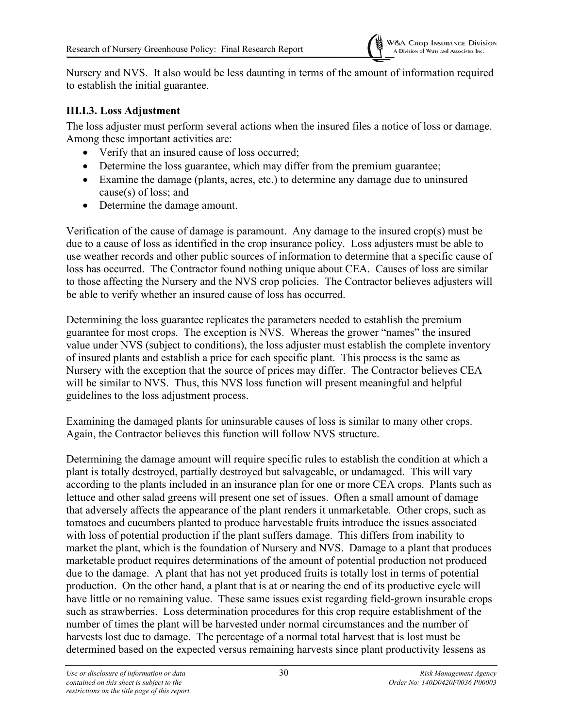Nursery and NVS. It also would be less daunting in terms of the amount of information required to establish the initial guarantee.

### III.I.3. Loss Adjustment

The loss adjuster must perform several actions when the insured files a notice of loss or damage. Among these important activities are:

- Verify that an insured cause of loss occurred;
- Determine the loss guarantee, which may differ from the premium guarantee;
- Examine the damage (plants, acres, etc.) to determine any damage due to uninsured cause(s) of loss; and
- Determine the damage amount.

Verification of the cause of damage is paramount. Any damage to the insured crop(s) must be due to a cause of loss as identified in the crop insurance policy. Loss adjusters must be able to use weather records and other public sources of information to determine that a specific cause of loss has occurred. The Contractor found nothing unique about CEA. Causes of loss are similar to those affecting the Nursery and the NVS crop policies. The Contractor believes adjusters will be able to verify whether an insured cause of loss has occurred.

Determining the loss guarantee replicates the parameters needed to establish the premium guarantee for most crops. The exception is NVS. Whereas the grower "names" the insured value under NVS (subject to conditions), the loss adjuster must establish the complete inventory of insured plants and establish a price for each specific plant. This process is the same as Nursery with the exception that the source of prices may differ. The Contractor believes CEA will be similar to NVS. Thus, this NVS loss function will present meaningful and helpful guidelines to the loss adjustment process.

Examining the damaged plants for uninsurable causes of loss is similar to many other crops. Again, the Contractor believes this function will follow NVS structure.

Determining the damage amount will require specific rules to establish the condition at which a plant is totally destroyed, partially destroyed but salvageable, or undamaged. This will vary according to the plants included in an insurance plan for one or more CEA crops. Plants such as lettuce and other salad greens will present one set of issues. Often a small amount of damage that adversely affects the appearance of the plant renders it unmarketable. Other crops, such as tomatoes and cucumbers planted to produce harvestable fruits introduce the issues associated with loss of potential production if the plant suffers damage. This differs from inability to market the plant, which is the foundation of Nursery and NVS. Damage to a plant that produces marketable product requires determinations of the amount of potential production not produced due to the damage. A plant that has not yet produced fruits is totally lost in terms of potential production. On the other hand, a plant that is at or nearing the end of its productive cycle will have little or no remaining value. These same issues exist regarding field-grown insurable crops such as strawberries. Loss determination procedures for this crop require establishment of the number of times the plant will be harvested under normal circumstances and the number of harvests lost due to damage. The percentage of a normal total harvest that is lost must be determined based on the expected versus remaining harvests since plant productivity lessens as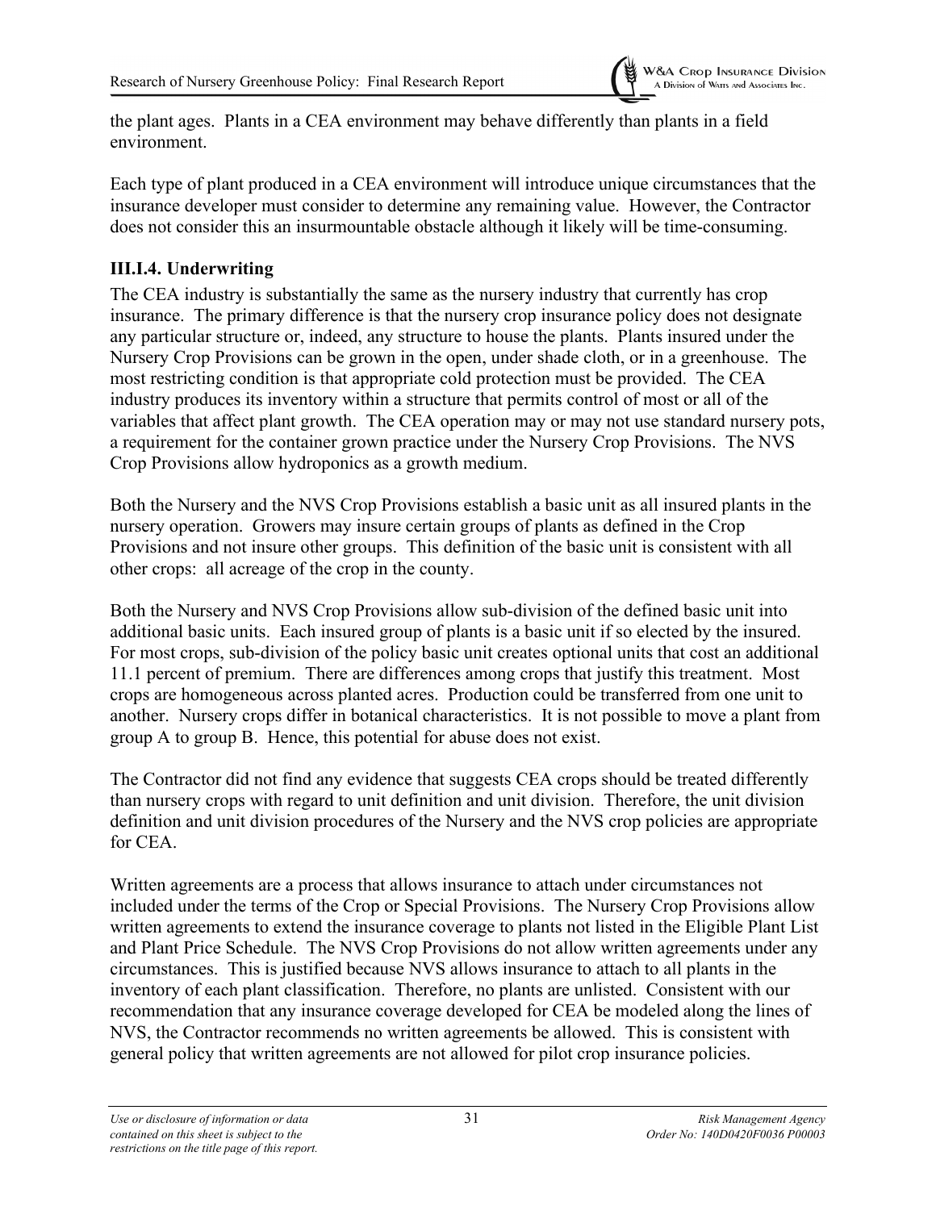the plant ages. Plants in a CEA environment may behave differently than plants in a field environment.

Each type of plant produced in a CEA environment will introduce unique circumstances that the insurance developer must consider to determine any remaining value. However, the Contractor does not consider this an insurmountable obstacle although it likely will be time-consuming.

### III.I.4. Underwriting

The CEA industry is substantially the same as the nursery industry that currently has crop insurance. The primary difference is that the nursery crop insurance policy does not designate any particular structure or, indeed, any structure to house the plants. Plants insured under the Nursery Crop Provisions can be grown in the open, under shade cloth, or in a greenhouse. The most restricting condition is that appropriate cold protection must be provided. The CEA industry produces its inventory within a structure that permits control of most or all of the variables that affect plant growth. The CEA operation may or may not use standard nursery pots, a requirement for the container grown practice under the Nursery Crop Provisions. The NVS Crop Provisions allow hydroponics as a growth medium.

Both the Nursery and the NVS Crop Provisions establish a basic unit as all insured plants in the nursery operation. Growers may insure certain groups of plants as defined in the Crop Provisions and not insure other groups. This definition of the basic unit is consistent with all other crops: all acreage of the crop in the county.

Both the Nursery and NVS Crop Provisions allow sub-division of the defined basic unit into additional basic units. Each insured group of plants is a basic unit if so elected by the insured. For most crops, sub-division of the policy basic unit creates optional units that cost an additional 11.1 percent of premium. There are differences among crops that justify this treatment. Most crops are homogeneous across planted acres. Production could be transferred from one unit to another. Nursery crops differ in botanical characteristics. It is not possible to move a plant from group A to group B. Hence, this potential for abuse does not exist.

The Contractor did not find any evidence that suggests CEA crops should be treated differently than nursery crops with regard to unit definition and unit division. Therefore, the unit division definition and unit division procedures of the Nursery and the NVS crop policies are appropriate for CEA.

Written agreements are a process that allows insurance to attach under circumstances not included under the terms of the Crop or Special Provisions. The Nursery Crop Provisions allow written agreements to extend the insurance coverage to plants not listed in the Eligible Plant List and Plant Price Schedule. The NVS Crop Provisions do not allow written agreements under any circumstances. This is justified because NVS allows insurance to attach to all plants in the inventory of each plant classification. Therefore, no plants are unlisted. Consistent with our recommendation that any insurance coverage developed for CEA be modeled along the lines of NVS, the Contractor recommends no written agreements be allowed. This is consistent with general policy that written agreements are not allowed for pilot crop insurance policies.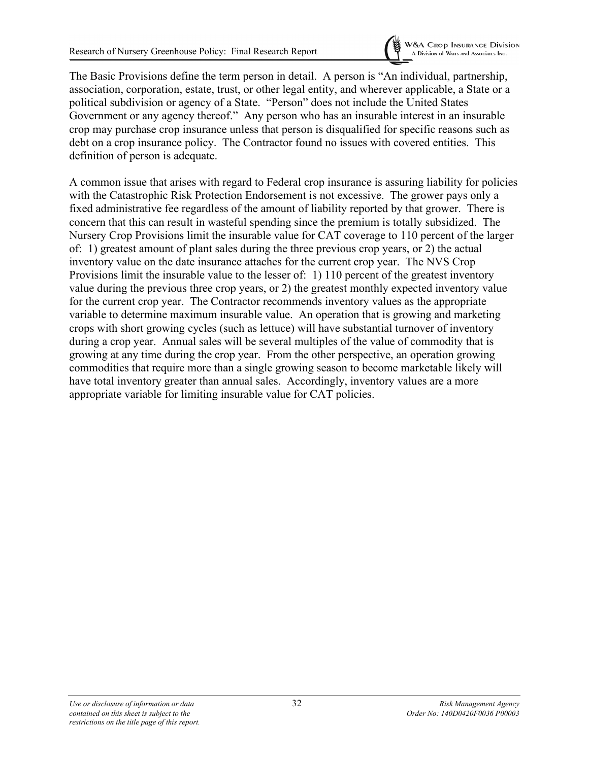The Basic Provisions define the term person in detail. A person is "An individual, partnership, association, corporation, estate, trust, or other legal entity, and wherever applicable, a State or a political subdivision or agency of a State. "Person" does not include the United States Government or any agency thereof." Any person who has an insurable interest in an insurable crop may purchase crop insurance unless that person is disqualified for specific reasons such as debt on a crop insurance policy. The Contractor found no issues with covered entities. This definition of person is adequate.

A common issue that arises with regard to Federal crop insurance is assuring liability for policies with the Catastrophic Risk Protection Endorsement is not excessive. The grower pays only a fixed administrative fee regardless of the amount of liability reported by that grower. There is concern that this can result in wasteful spending since the premium is totally subsidized. The Nursery Crop Provisions limit the insurable value for CAT coverage to 110 percent of the larger of: 1) greatest amount of plant sales during the three previous crop years, or 2) the actual inventory value on the date insurance attaches for the current crop year. The NVS Crop Provisions limit the insurable value to the lesser of: 1) 110 percent of the greatest inventory value during the previous three crop years, or 2) the greatest monthly expected inventory value for the current crop year. The Contractor recommends inventory values as the appropriate variable to determine maximum insurable value. An operation that is growing and marketing crops with short growing cycles (such as lettuce) will have substantial turnover of inventory during a crop year. Annual sales will be several multiples of the value of commodity that is growing at any time during the crop year. From the other perspective, an operation growing commodities that require more than a single growing season to become marketable likely will have total inventory greater than annual sales. Accordingly, inventory values are a more appropriate variable for limiting insurable value for CAT policies.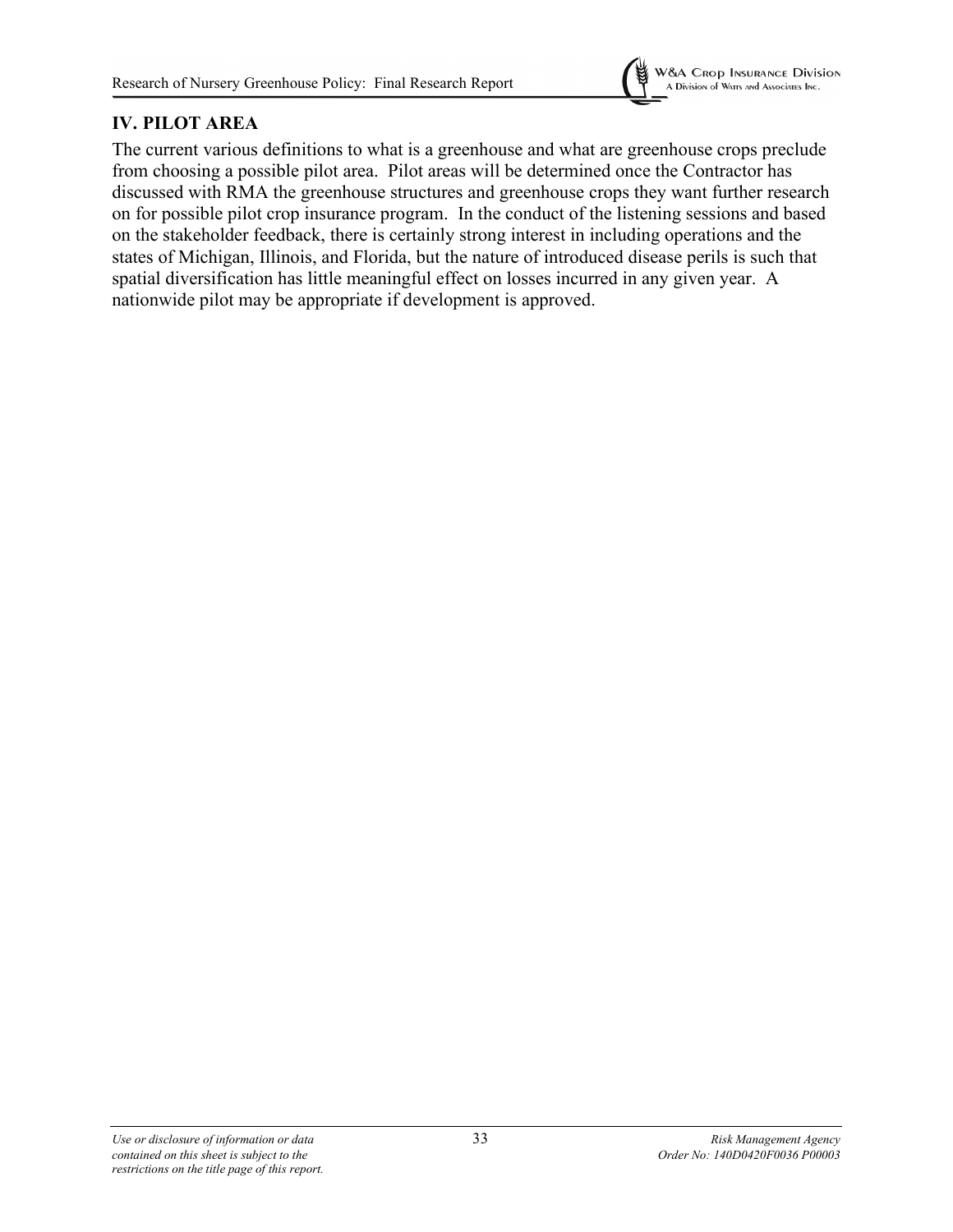## IV. PILOT AREA

The current various definitions to what is a greenhouse and what are greenhouse crops preclude from choosing a possible pilot area. Pilot areas will be determined once the Contractor has discussed with RMA the greenhouse structures and greenhouse crops they want further research on for possible pilot crop insurance program. In the conduct of the listening sessions and based on the stakeholder feedback, there is certainly strong interest in including operations and the states of Michigan, Illinois, and Florida, but the nature of introduced disease perils is such that spatial diversification has little meaningful effect on losses incurred in any given year. A nationwide pilot may be appropriate if development is approved.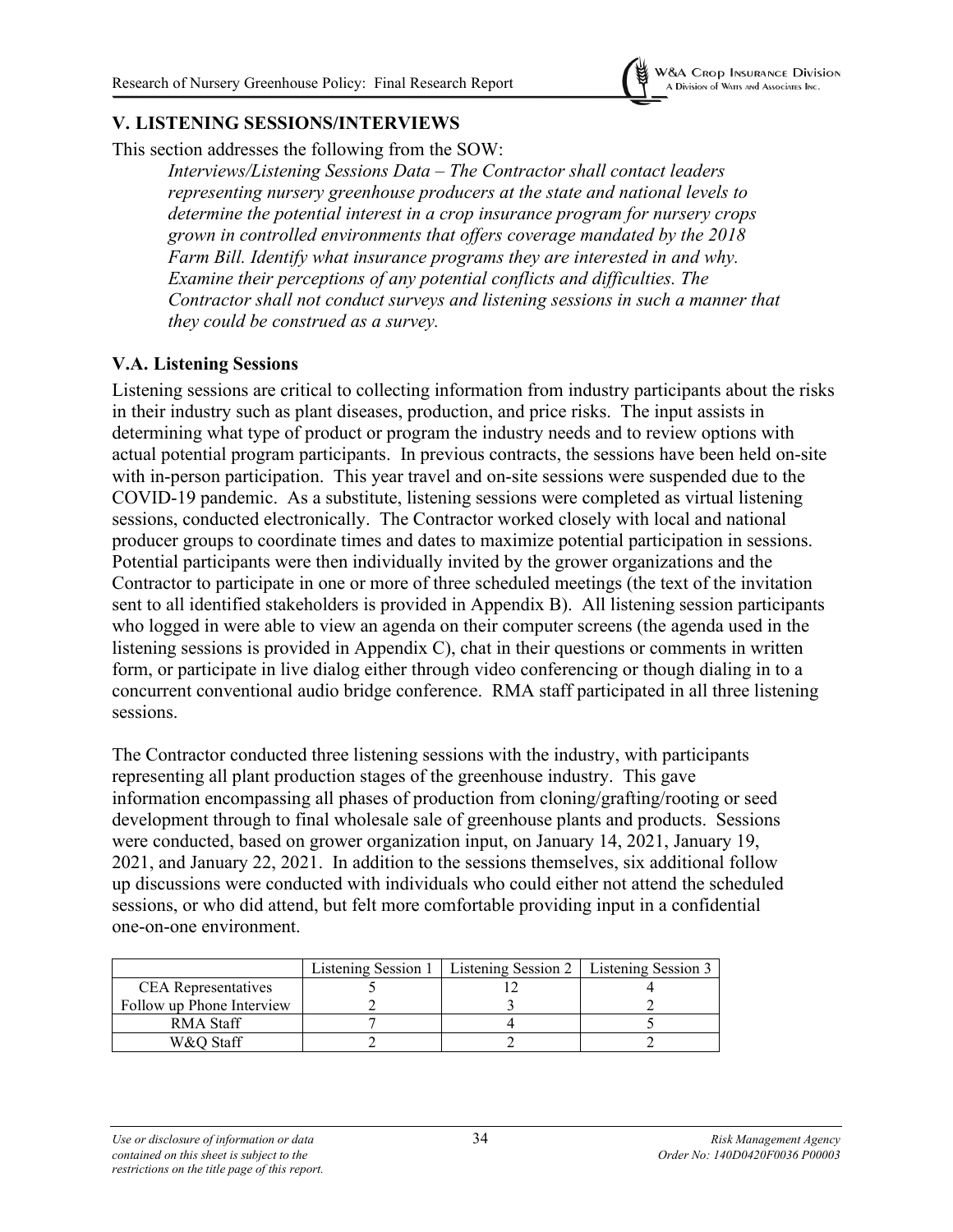## V. LISTENING SESSIONS/INTERVIEWS

This section addresses the following from the SOW:

*Interviews/Listening Sessions Data – The Contractor shall contact leaders representing nursery greenhouse producers at the state and national levels to determine the potential interest in a crop insurance program for nursery crops grown in controlled environments that offers coverage mandated by the 2018 Farm Bill. Identify what insurance programs they are interested in and why. Examine their perceptions of any potential conflicts and difficulties. The Contractor shall not conduct surveys and listening sessions in such a manner that they could be construed as a survey.*

### V.A. Listening Sessions

Listening sessions are critical to collecting information from industry participants about the risks in their industry such as plant diseases, production, and price risks. The input assists in determining what type of product or program the industry needs and to review options with actual potential program participants. In previous contracts, the sessions have been held on-site with in-person participation. This year travel and on-site sessions were suspended due to the COVID-19 pandemic. As a substitute, listening sessions were completed as virtual listening sessions, conducted electronically. The Contractor worked closely with local and national producer groups to coordinate times and dates to maximize potential participation in sessions. Potential participants were then individually invited by the grower organizations and the Contractor to participate in one or more of three scheduled meetings (the text of the invitation sent to all identified stakeholders is provided in Appendix B). All listening session participants who logged in were able to view an agenda on their computer screens (the agenda used in the listening sessions is provided in Appendix C), chat in their questions or comments in written form, or participate in live dialog either through video conferencing or though dialing in to a concurrent conventional audio bridge conference. RMA staff participated in all three listening sessions.

The Contractor conducted three listening sessions with the industry, with participants representing all plant production stages of the greenhouse industry. This gave information encompassing all phases of production from cloning/grafting/rooting or seed development through to final wholesale sale of greenhouse plants and products. Sessions were conducted, based on grower organization input, on January 14, 2021, January 19, 2021, and January 22, 2021. In addition to the sessions themselves, six additional follow up discussions were conducted with individuals who could either not attend the scheduled sessions, or who did attend, but felt more comfortable providing input in a confidential one-on-one environment.

| | Listening Session 1 | Listening Session 2 | Listening Session 3 |
|---|---|---|---|
| CEA Representatives | 5 | 12 | 4 |
| Follow up Phone Interview | 2 | 3 | 2 |
| RMA Staff | 7 | 4 | 5 |
| W&Q Staff | 2 | 2 | 2 |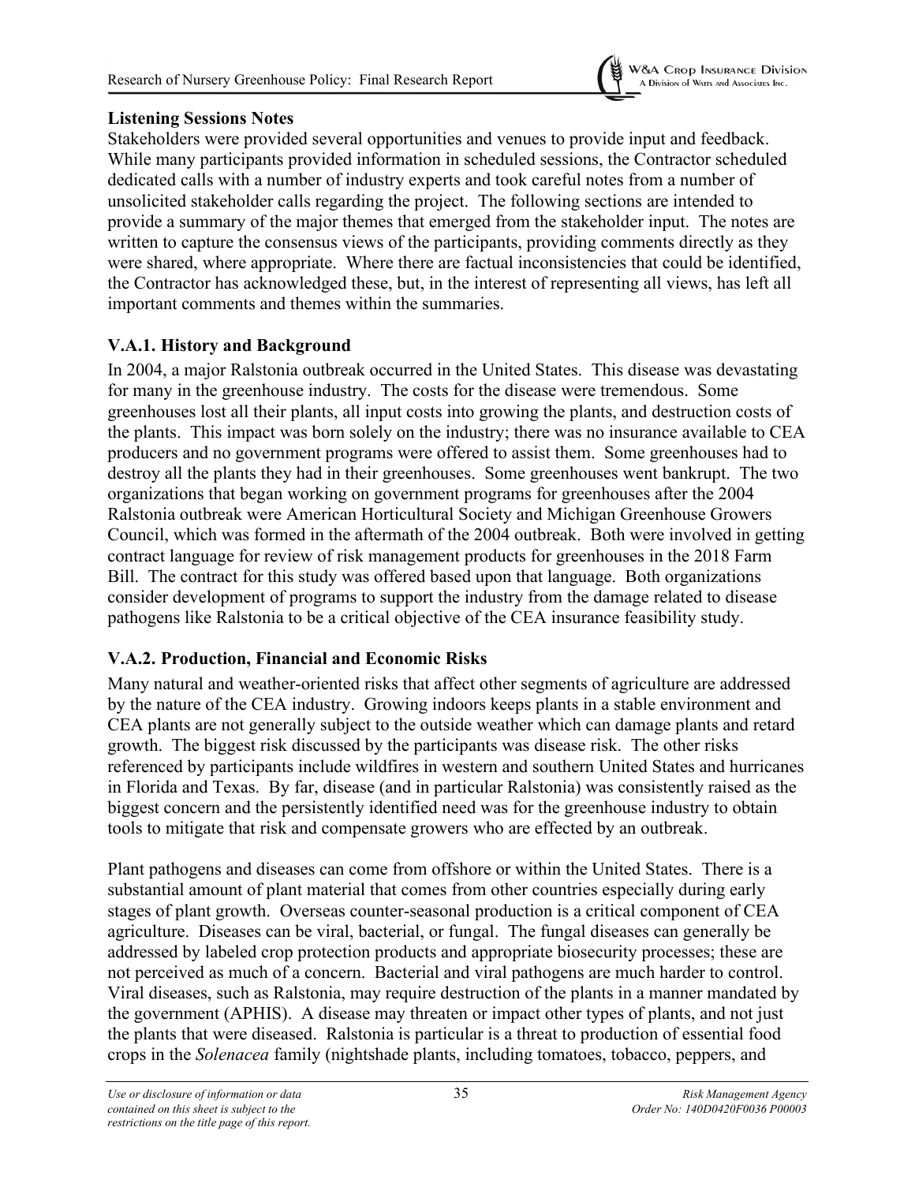**Listening Sessions Notes**

Stakeholders were provided several opportunities and venues to provide input and feedback. While many participants provided information in scheduled sessions, the Contractor scheduled dedicated calls with a number of industry experts and took careful notes from a number of unsolicited stakeholder calls regarding the project. The following sections are intended to provide a summary of the major themes that emerged from the stakeholder input. The notes are written to capture the consensus views of the participants, providing comments directly as they were shared, where appropriate. Where there are factual inconsistencies that could be identified, the Contractor has acknowledged these, but, in the interest of representing all views, has left all important comments and themes within the summaries.

### V.A.1. History and Background

In 2004, a major Ralstonia outbreak occurred in the United States. This disease was devastating for many in the greenhouse industry. The costs for the disease were tremendous. Some greenhouses lost all their plants, all input costs into growing the plants, and destruction costs of the plants. This impact was born solely on the industry; there was no insurance available to CEA producers and no government programs were offered to assist them. Some greenhouses had to destroy all the plants they had in their greenhouses. Some greenhouses went bankrupt. The two organizations that began working on government programs for greenhouses after the 2004 Ralstonia outbreak were American Horticultural Society and Michigan Greenhouse Growers Council, which was formed in the aftermath of the 2004 outbreak. Both were involved in getting contract language for review of risk management products for greenhouses in the 2018 Farm Bill. The contract for this study was offered based upon that language. Both organizations consider development of programs to support the industry from the damage related to disease pathogens like Ralstonia to be a critical objective of the CEA insurance feasibility study.

### V.A.2. Production, Financial and Economic Risks

Many natural and weather-oriented risks that affect other segments of agriculture are addressed by the nature of the CEA industry. Growing indoors keeps plants in a stable environment and CEA plants are not generally subject to the outside weather which can damage plants and retard growth. The biggest risk discussed by the participants was disease risk. The other risks referenced by participants include wildfires in western and southern United States and hurricanes in Florida and Texas. By far, disease (and in particular Ralstonia) was consistently raised as the biggest concern and the persistently identified need was for the greenhouse industry to obtain tools to mitigate that risk and compensate growers who are effected by an outbreak.

Plant pathogens and diseases can come from offshore or within the United States. There is a substantial amount of plant material that comes from other countries especially during early stages of plant growth. Overseas counter-seasonal production is a critical component of CEA agriculture. Diseases can be viral, bacterial, or fungal. The fungal diseases can generally be addressed by labeled crop protection products and appropriate biosecurity processes; these are not perceived as much of a concern. Bacterial and viral pathogens are much harder to control. Viral diseases, such as Ralstonia, may require destruction of the plants in a manner mandated by the government (APHIS). A disease may threaten or impact other types of plants, and not just the plants that were diseased. Ralstonia is particular is a threat to production of essential food crops in the *Solenacea* family (nightshade plants, including tomatoes, tobacco, peppers, and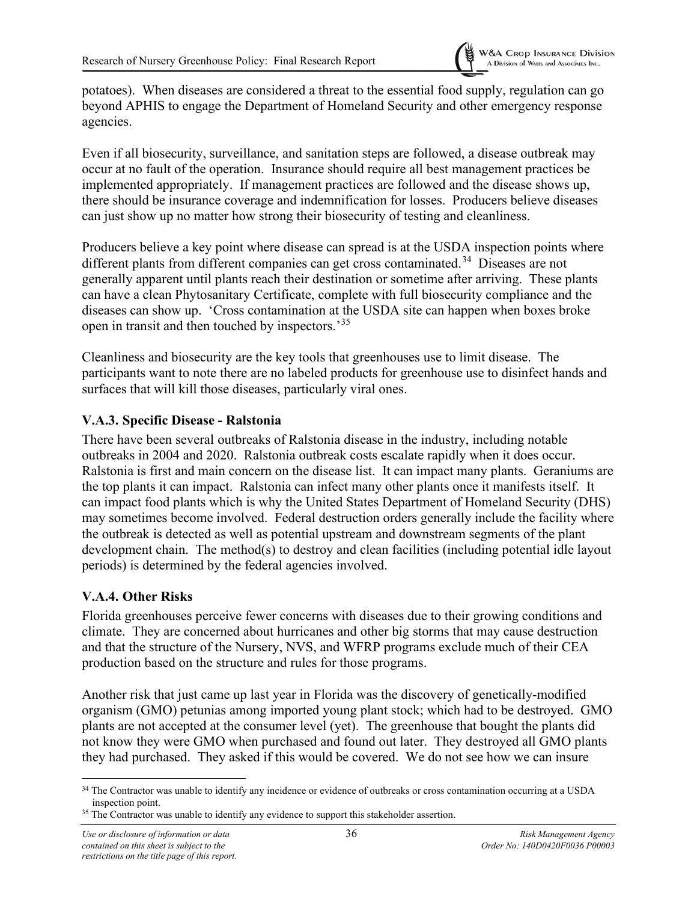potatoes). When diseases are considered a threat to the essential food supply, regulation can go beyond APHIS to engage the Department of Homeland Security and other emergency response agencies.

Even if all biosecurity, surveillance, and sanitation steps are followed, a disease outbreak may occur at no fault of the operation. Insurance should require all best management practices be implemented appropriately. If management practices are followed and the disease shows up, there should be insurance coverage and indemnification for losses. Producers believe diseases can just show up no matter how strong their biosecurity of testing and cleanliness.

Producers believe a key point where disease can spread is at the USDA inspection points where different plants from different companies can get cross contaminated.[34] Diseases are not generally apparent until plants reach their destination or sometime after arriving. These plants can have a clean Phytosanitary Certificate, complete with full biosecurity compliance and the diseases can show up. 'Cross contamination at the USDA site can happen when boxes broke open in transit and then touched by inspectors.'[35]

Cleanliness and biosecurity are the key tools that greenhouses use to limit disease. The participants want to note there are no labeled products for greenhouse use to disinfect hands and surfaces that will kill those diseases, particularly viral ones.

### V.A.3. Specific Disease - Ralstonia

There have been several outbreaks of Ralstonia disease in the industry, including notable outbreaks in 2004 and 2020. Ralstonia outbreak costs escalate rapidly when it does occur. Ralstonia is first and main concern on the disease list. It can impact many plants. Geraniums are the top plants it can impact. Ralstonia can infect many other plants once it manifests itself. It can impact food plants which is why the United States Department of Homeland Security (DHS) may sometimes become involved. Federal destruction orders generally include the facility where the outbreak is detected as well as potential upstream and downstream segments of the plant development chain. The method(s) to destroy and clean facilities (including potential idle layout periods) is determined by the federal agencies involved.

### V.A.4. Other Risks

Florida greenhouses perceive fewer concerns with diseases due to their growing conditions and climate. They are concerned about hurricanes and other big storms that may cause destruction and that the structure of the Nursery, NVS, and WFRP programs exclude much of their CEA production based on the structure and rules for those programs.

Another risk that just came up last year in Florida was the discovery of genetically-modified organism (GMO) petunias among imported young plant stock; which had to be destroyed. GMO plants are not accepted at the consumer level (yet). The greenhouse that bought the plants did not know they were GMO when purchased and found out later. They destroyed all GMO plants they had purchased. They asked if this would be covered. We do not see how we can insure

[34] The Contractor was unable to identify any incidence or evidence of outbreaks or cross contamination occurring at a USDA inspection point.

[35] The Contractor was unable to identify any evidence to support this stakeholder assertion.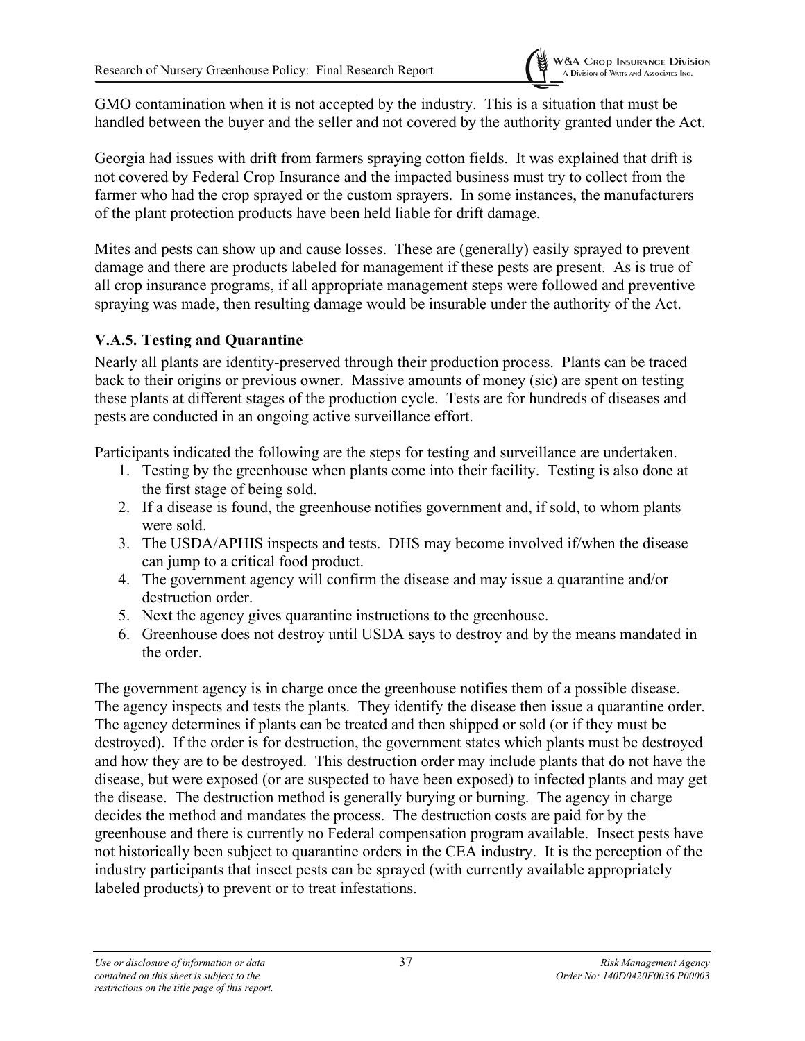GMO contamination when it is not accepted by the industry. This is a situation that must be handled between the buyer and the seller and not covered by the authority granted under the Act.

Georgia had issues with drift from farmers spraying cotton fields. It was explained that drift is not covered by Federal Crop Insurance and the impacted business must try to collect from the farmer who had the crop sprayed or the custom sprayers. In some instances, the manufacturers of the plant protection products have been held liable for drift damage.

Mites and pests can show up and cause losses. These are (generally) easily sprayed to prevent damage and there are products labeled for management if these pests are present. As is true of all crop insurance programs, if all appropriate management steps were followed and preventive spraying was made, then resulting damage would be insurable under the authority of the Act.

### V.A.5. Testing and Quarantine

Nearly all plants are identity-preserved through their production process. Plants can be traced back to their origins or previous owner. Massive amounts of money (sic) are spent on testing these plants at different stages of the production cycle. Tests are for hundreds of diseases and pests are conducted in an ongoing active surveillance effort.

Participants indicated the following are the steps for testing and surveillance are undertaken.

1. Testing by the greenhouse when plants come into their facility. Testing is also done at the first stage of being sold.
2. If a disease is found, the greenhouse notifies government and, if sold, to whom plants were sold.
3. The USDA/APHIS inspects and tests. DHS may become involved if/when the disease can jump to a critical food product.
4. The government agency will confirm the disease and may issue a quarantine and/or destruction order.
5. Next the agency gives quarantine instructions to the greenhouse.
6. Greenhouse does not destroy until USDA says to destroy and by the means mandated in the order.

The government agency is in charge once the greenhouse notifies them of a possible disease. The agency inspects and tests the plants. They identify the disease then issue a quarantine order. The agency determines if plants can be treated and then shipped or sold (or if they must be destroyed). If the order is for destruction, the government states which plants must be destroyed and how they are to be destroyed. This destruction order may include plants that do not have the disease, but were exposed (or are suspected to have been exposed) to infected plants and may get the disease. The destruction method is generally burying or burning. The agency in charge decides the method and mandates the process. The destruction costs are paid for by the greenhouse and there is currently no Federal compensation program available. Insect pests have not historically been subject to quarantine orders in the CEA industry. It is the perception of the industry participants that insect pests can be sprayed (with currently available appropriately labeled products) to prevent or to treat infestations.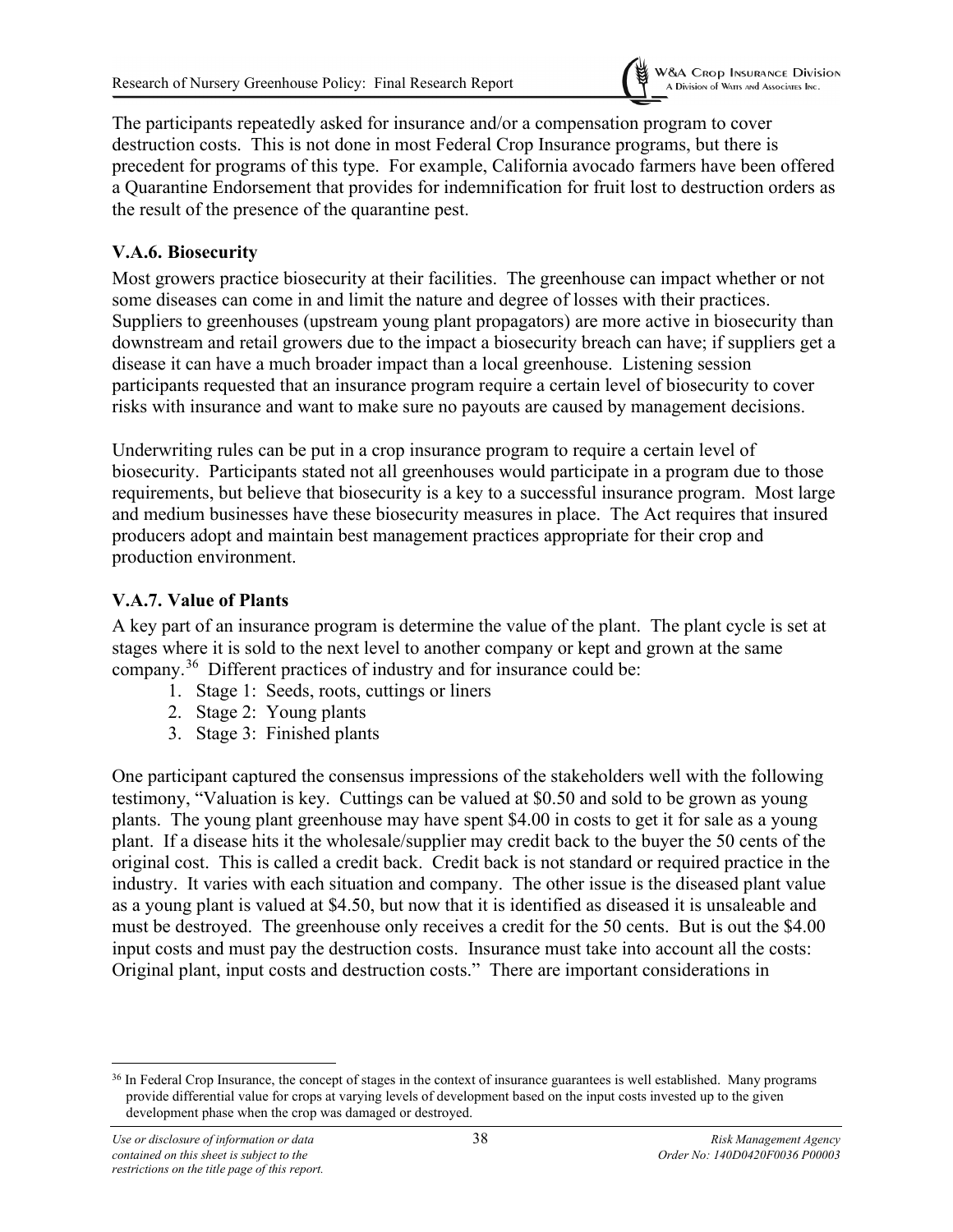The participants repeatedly asked for insurance and/or a compensation program to cover destruction costs. This is not done in most Federal Crop Insurance programs, but there is precedent for programs of this type. For example, California avocado farmers have been offered a Quarantine Endorsement that provides for indemnification for fruit lost to destruction orders as the result of the presence of the quarantine pest.

### V.A.6. Biosecurity

Most growers practice biosecurity at their facilities. The greenhouse can impact whether or not some diseases can come in and limit the nature and degree of losses with their practices. Suppliers to greenhouses (upstream young plant propagators) are more active in biosecurity than downstream and retail growers due to the impact a biosecurity breach can have; if suppliers get a disease it can have a much broader impact than a local greenhouse. Listening session participants requested that an insurance program require a certain level of biosecurity to cover risks with insurance and want to make sure no payouts are caused by management decisions.

Underwriting rules can be put in a crop insurance program to require a certain level of biosecurity. Participants stated not all greenhouses would participate in a program due to those requirements, but believe that biosecurity is a key to a successful insurance program. Most large and medium businesses have these biosecurity measures in place. The Act requires that insured producers adopt and maintain best management practices appropriate for their crop and production environment.

### V.A.7. Value of Plants

A key part of an insurance program is determine the value of the plant. The plant cycle is set at stages where it is sold to the next level to another company or kept and grown at the same company.[36] Different practices of industry and for insurance could be:

1. Stage 1: Seeds, roots, cuttings or liners
2. Stage 2: Young plants
3. Stage 3: Finished plants

One participant captured the consensus impressions of the stakeholders well with the following testimony, "Valuation is key. Cuttings can be valued at $0.50 and sold to be grown as young plants. The young plant greenhouse may have spent $4.00 in costs to get it for sale as a young plant. If a disease hits it the wholesale/supplier may credit back to the buyer the 50 cents of the original cost. This is called a credit back. Credit back is not standard or required practice in the industry. It varies with each situation and company. The other issue is the diseased plant value as a young plant is valued at $4.50, but now that it is identified as diseased it is unsaleable and must be destroyed. The greenhouse only receives a credit for the 50 cents. But is out the $4.00 input costs and must pay the destruction costs. Insurance must take into account all the costs: Original plant, input costs and destruction costs." There are important considerations in

[36] In Federal Crop Insurance, the concept of stages in the context of insurance guarantees is well established. Many programs provide differential value for crops at varying levels of development based on the input costs invested up to the given development phase when the crop was damaged or destroyed.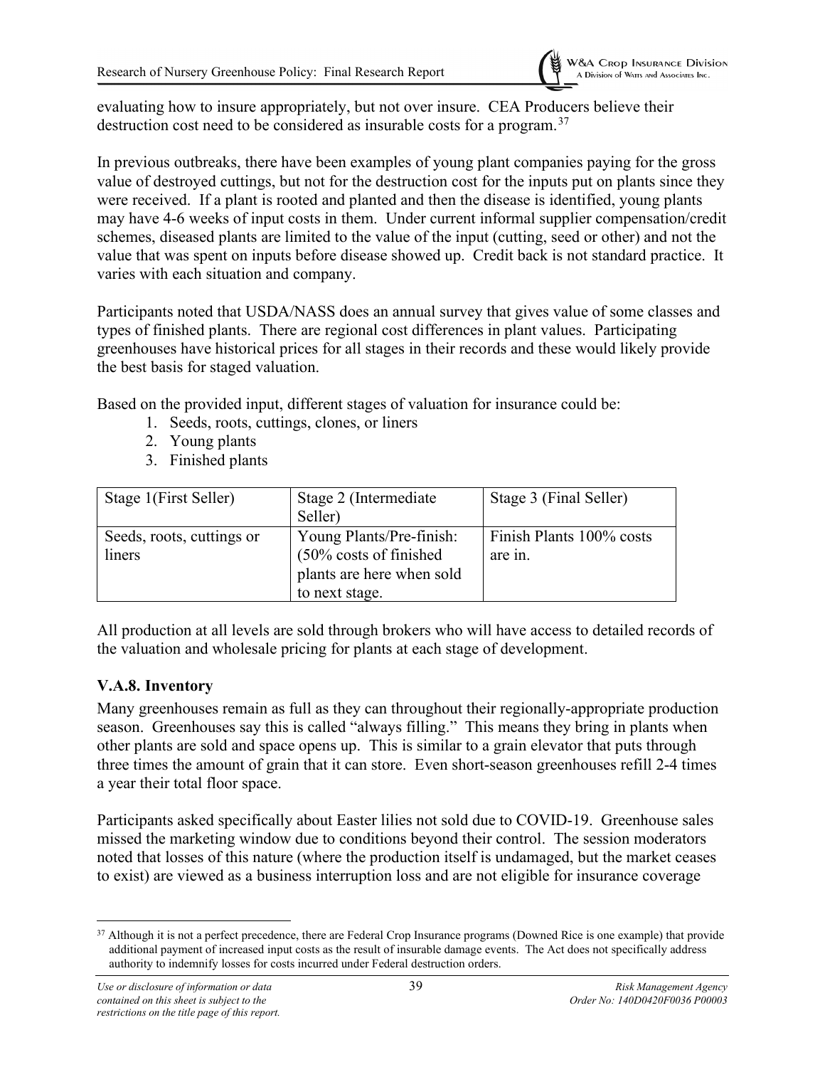evaluating how to insure appropriately, but not over insure. CEA Producers believe their destruction cost need to be considered as insurable costs for a program.[37]

In previous outbreaks, there have been examples of young plant companies paying for the gross value of destroyed cuttings, but not for the destruction cost for the inputs put on plants since they were received. If a plant is rooted and planted and then the disease is identified, young plants may have 4-6 weeks of input costs in them. Under current informal supplier compensation/credit schemes, diseased plants are limited to the value of the input (cutting, seed or other) and not the value that was spent on inputs before disease showed up. Credit back is not standard practice. It varies with each situation and company.

Participants noted that USDA/NASS does an annual survey that gives value of some classes and types of finished plants. There are regional cost differences in plant values. Participating greenhouses have historical prices for all stages in their records and these would likely provide the best basis for staged valuation.

Based on the provided input, different stages of valuation for insurance could be:

1. Seeds, roots, cuttings, clones, or liners
2. Young plants
3. Finished plants

| Stage 1(First Seller) | Stage 2 (Intermediate Seller) | Stage 3 (Final Seller) |
|---|---|---|
| Seeds, roots, cuttings or liners | Young Plants/Pre-finish: (50% costs of finished plants are here when sold to next stage. | Finish Plants 100% costs are in. |

All production at all levels are sold through brokers who will have access to detailed records of the valuation and wholesale pricing for plants at each stage of development.

### V.A.8. Inventory

Many greenhouses remain as full as they can throughout their regionally-appropriate production season. Greenhouses say this is called "always filling." This means they bring in plants when other plants are sold and space opens up. This is similar to a grain elevator that puts through three times the amount of grain that it can store. Even short-season greenhouses refill 2-4 times a year their total floor space.

Participants asked specifically about Easter lilies not sold due to COVID-19. Greenhouse sales missed the marketing window due to conditions beyond their control. The session moderators noted that losses of this nature (where the production itself is undamaged, but the market ceases to exist) are viewed as a business interruption loss and are not eligible for insurance coverage

[37] Although it is not a perfect precedence, there are Federal Crop Insurance programs (Downed Rice is one example) that provide additional payment of increased input costs as the result of insurable damage events. The Act does not specifically address authority to indemnify losses for costs incurred under Federal destruction orders.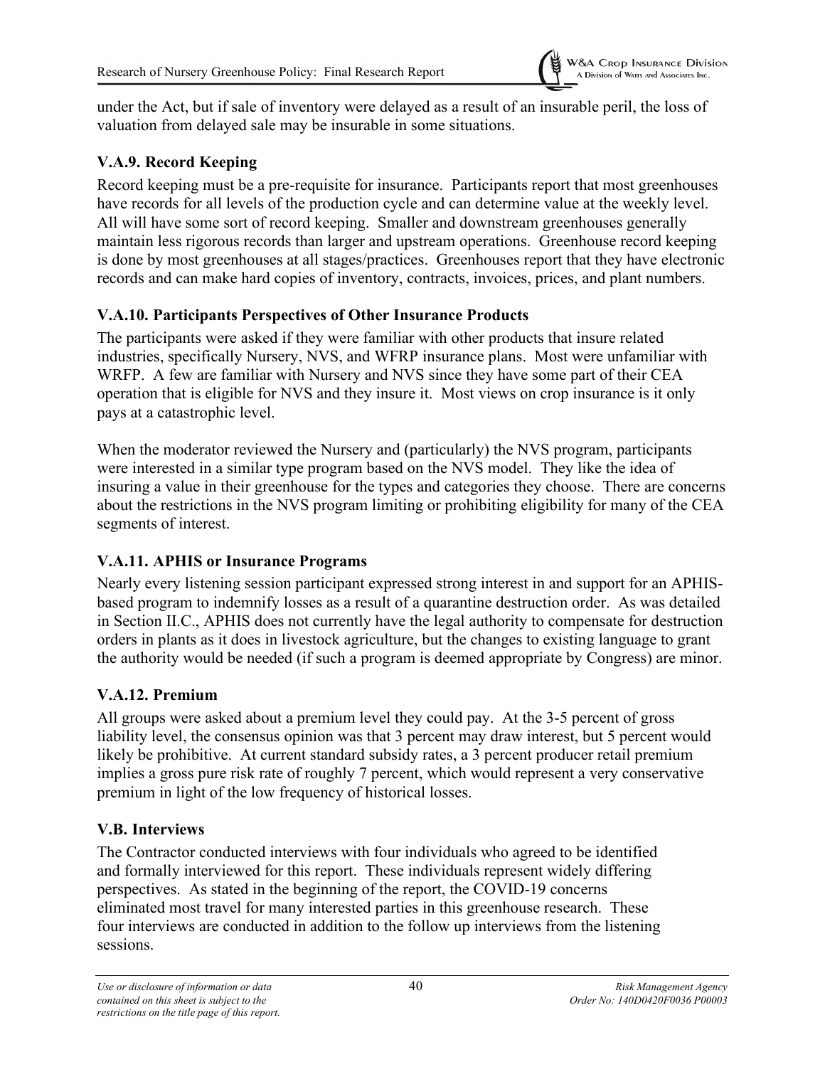under the Act, but if sale of inventory were delayed as a result of an insurable peril, the loss of valuation from delayed sale may be insurable in some situations.

### V.A.9. Record Keeping

Record keeping must be a pre-requisite for insurance. Participants report that most greenhouses have records for all levels of the production cycle and can determine value at the weekly level. All will have some sort of record keeping. Smaller and downstream greenhouses generally maintain less rigorous records than larger and upstream operations. Greenhouse record keeping is done by most greenhouses at all stages/practices. Greenhouses report that they have electronic records and can make hard copies of inventory, contracts, invoices, prices, and plant numbers.

### V.A.10. Participants Perspectives of Other Insurance Products

The participants were asked if they were familiar with other products that insure related industries, specifically Nursery, NVS, and WFRP insurance plans. Most were unfamiliar with WRFP. A few are familiar with Nursery and NVS since they have some part of their CEA operation that is eligible for NVS and they insure it. Most views on crop insurance is it only pays at a catastrophic level.

When the moderator reviewed the Nursery and (particularly) the NVS program, participants were interested in a similar type program based on the NVS model. They like the idea of insuring a value in their greenhouse for the types and categories they choose. There are concerns about the restrictions in the NVS program limiting or prohibiting eligibility for many of the CEA segments of interest.

### V.A.11. APHIS or Insurance Programs

Nearly every listening session participant expressed strong interest in and support for an APHIS-based program to indemnify losses as a result of a quarantine destruction order. As was detailed in Section II.C., APHIS does not currently have the legal authority to compensate for destruction orders in plants as it does in livestock agriculture, but the changes to existing language to grant the authority would be needed (if such a program is deemed appropriate by Congress) are minor.

### V.A.12. Premium

All groups were asked about a premium level they could pay. At the 3-5 percent of gross liability level, the consensus opinion was that 3 percent may draw interest, but 5 percent would likely be prohibitive. At current standard subsidy rates, a 3 percent producer retail premium implies a gross pure risk rate of roughly 7 percent, which would represent a very conservative premium in light of the low frequency of historical losses.

## V.B. Interviews

The Contractor conducted interviews with four individuals who agreed to be identified and formally interviewed for this report. These individuals represent widely differing perspectives. As stated in the beginning of the report, the COVID-19 concerns eliminated most travel for many interested parties in this greenhouse research. These four interviews are conducted in addition to the follow up interviews from the listening sessions.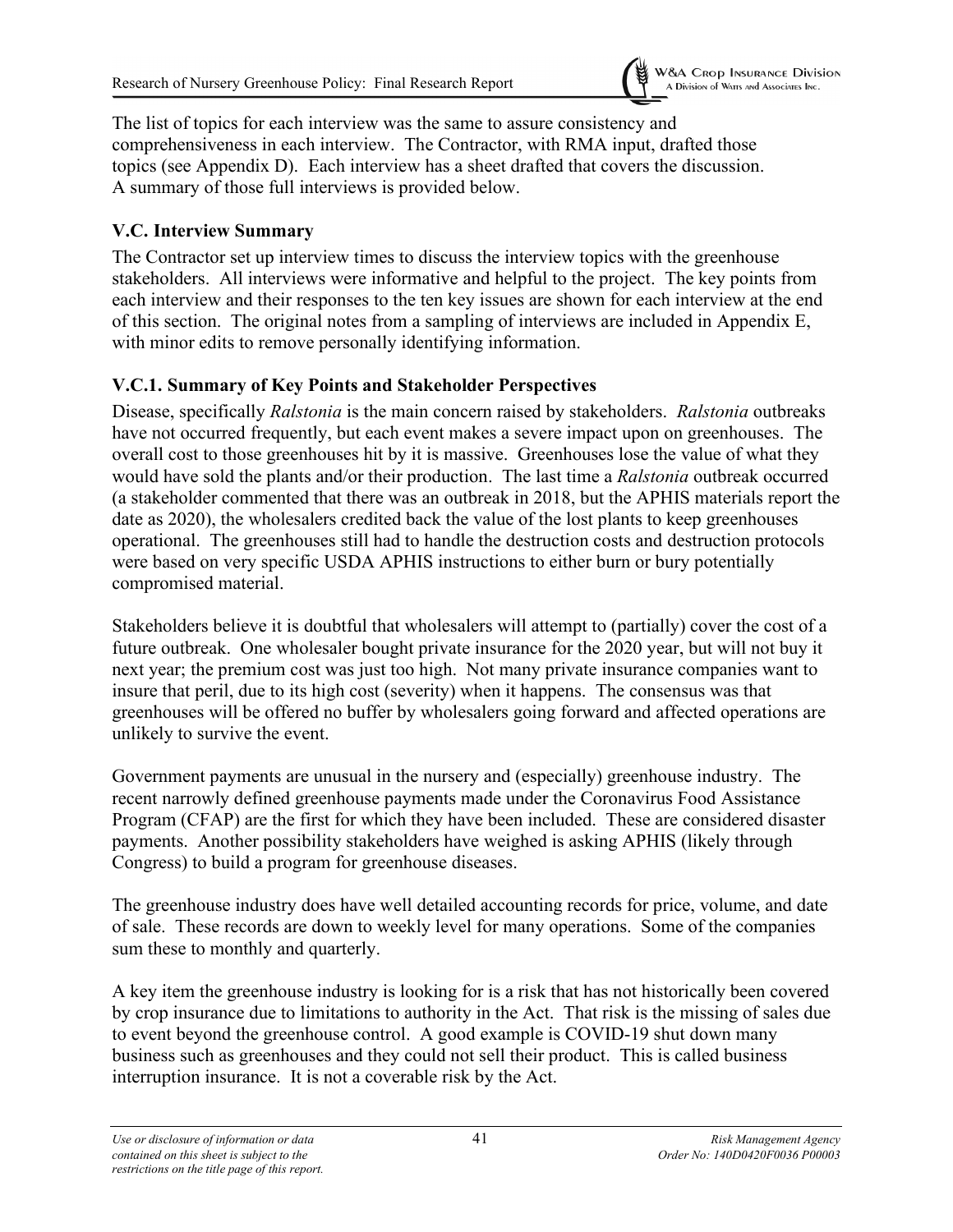The list of topics for each interview was the same to assure consistency and comprehensiveness in each interview. The Contractor, with RMA input, drafted those topics (see Appendix D). Each interview has a sheet drafted that covers the discussion. A summary of those full interviews is provided below.

### V.C. Interview Summary

The Contractor set up interview times to discuss the interview topics with the greenhouse stakeholders. All interviews were informative and helpful to the project. The key points from each interview and their responses to the ten key issues are shown for each interview at the end of this section. The original notes from a sampling of interviews are included in Appendix E, with minor edits to remove personally identifying information.

#### V.C.1. Summary of Key Points and Stakeholder Perspectives

Disease, specifically *Ralstonia* is the main concern raised by stakeholders. *Ralstonia* outbreaks have not occurred frequently, but each event makes a severe impact upon on greenhouses. The overall cost to those greenhouses hit by it is massive. Greenhouses lose the value of what they would have sold the plants and/or their production. The last time a *Ralstonia* outbreak occurred (a stakeholder commented that there was an outbreak in 2018, but the APHIS materials report the date as 2020), the wholesalers credited back the value of the lost plants to keep greenhouses operational. The greenhouses still had to handle the destruction costs and destruction protocols were based on very specific USDA APHIS instructions to either burn or bury potentially compromised material.

Stakeholders believe it is doubtful that wholesalers will attempt to (partially) cover the cost of a future outbreak. One wholesaler bought private insurance for the 2020 year, but will not buy it next year; the premium cost was just too high. Not many private insurance companies want to insure that peril, due to its high cost (severity) when it happens. The consensus was that greenhouses will be offered no buffer by wholesalers going forward and affected operations are unlikely to survive the event.

Government payments are unusual in the nursery and (especially) greenhouse industry. The recent narrowly defined greenhouse payments made under the Coronavirus Food Assistance Program (CFAP) are the first for which they have been included. These are considered disaster payments. Another possibility stakeholders have weighed is asking APHIS (likely through Congress) to build a program for greenhouse diseases.

The greenhouse industry does have well detailed accounting records for price, volume, and date of sale. These records are down to weekly level for many operations. Some of the companies sum these to monthly and quarterly.

A key item the greenhouse industry is looking for is a risk that has not historically been covered by crop insurance due to limitations to authority in the Act. That risk is the missing of sales due to event beyond the greenhouse control. A good example is COVID-19 shut down many business such as greenhouses and they could not sell their product. This is called business interruption insurance. It is not a coverable risk by the Act.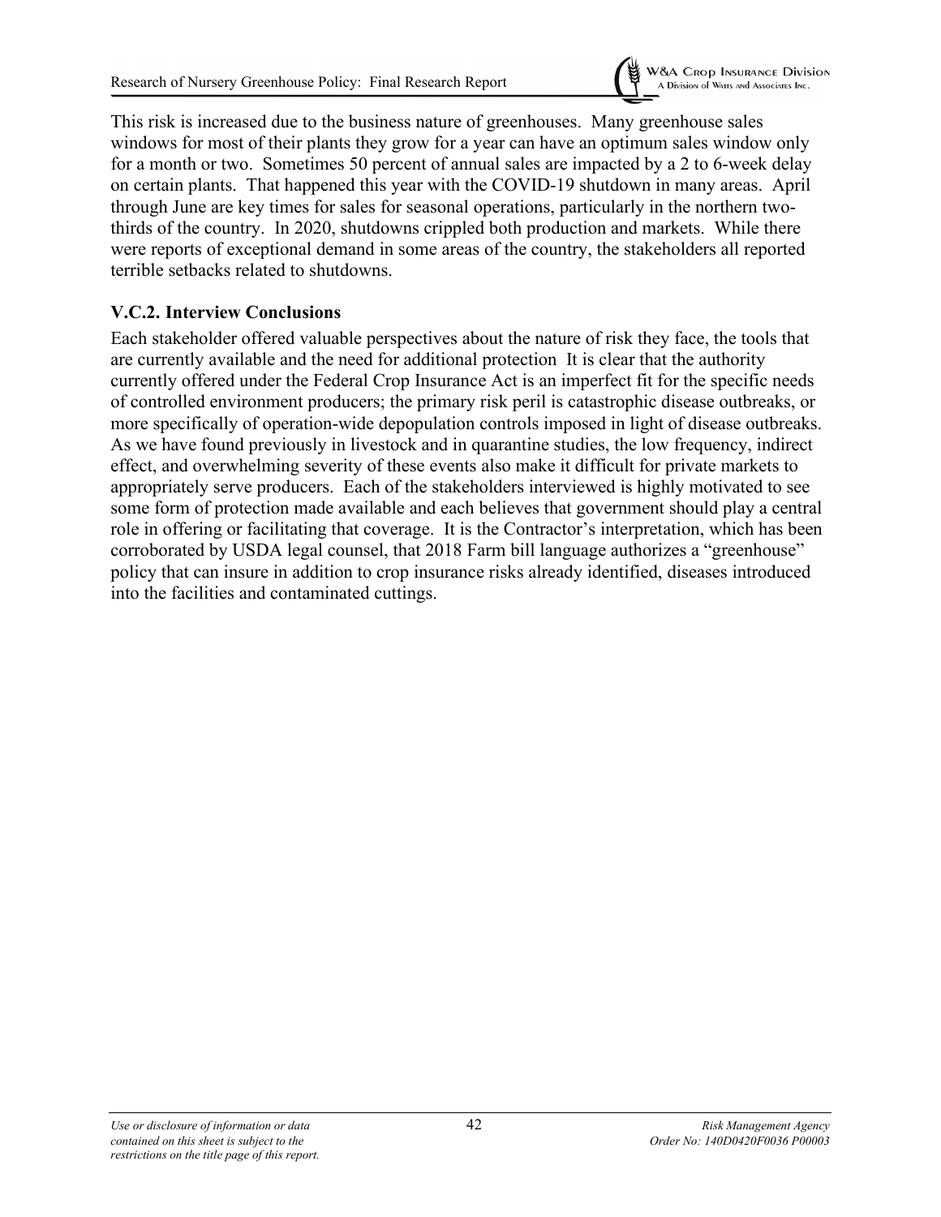This risk is increased due to the business nature of greenhouses. Many greenhouse sales windows for most of their plants they grow for a year can have an optimum sales window only for a month or two. Sometimes 50 percent of annual sales are impacted by a 2 to 6-week delay on certain plants. That happened this year with the COVID-19 shutdown in many areas. April through June are key times for sales for seasonal operations, particularly in the northern two-thirds of the country. In 2020, shutdowns crippled both production and markets. While there were reports of exceptional demand in some areas of the country, the stakeholders all reported terrible setbacks related to shutdowns.

### V.C.2. Interview Conclusions

Each stakeholder offered valuable perspectives about the nature of risk they face, the tools that are currently available and the need for additional protection It is clear that the authority currently offered under the Federal Crop Insurance Act is an imperfect fit for the specific needs of controlled environment producers; the primary risk peril is catastrophic disease outbreaks, or more specifically of operation-wide depopulation controls imposed in light of disease outbreaks. As we have found previously in livestock and in quarantine studies, the low frequency, indirect effect, and overwhelming severity of these events also make it difficult for private markets to appropriately serve producers. Each of the stakeholders interviewed is highly motivated to see some form of protection made available and each believes that government should play a central role in offering or facilitating that coverage. It is the Contractor's interpretation, which has been corroborated by USDA legal counsel, that 2018 Farm bill language authorizes a "greenhouse" policy that can insure in addition to crop insurance risks already identified, diseases introduced into the facilities and contaminated cuttings.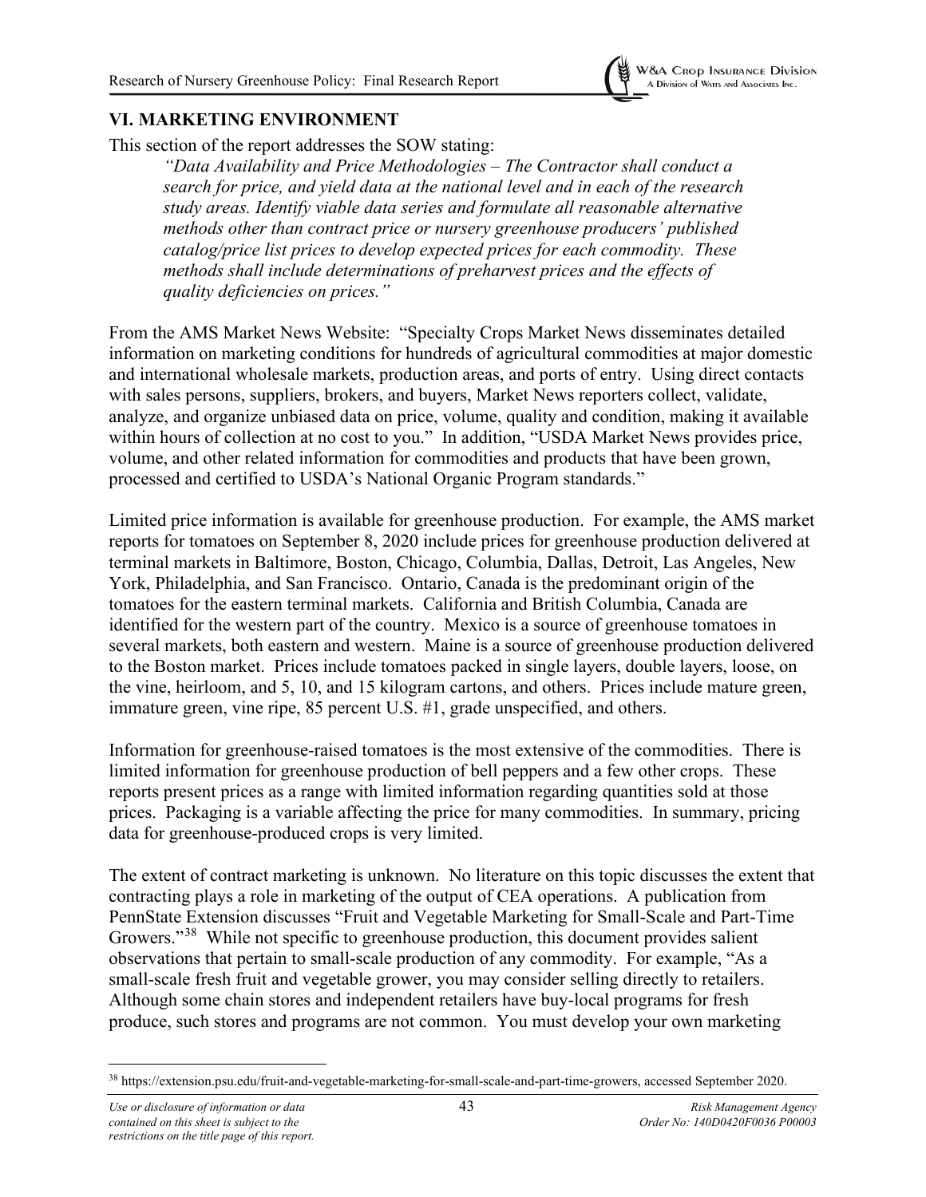## VI. MARKETING ENVIRONMENT

This section of the report addresses the SOW stating:

> *"Data Availability and Price Methodologies – The Contractor shall conduct a search for price, and yield data at the national level and in each of the research study areas. Identify viable data series and formulate all reasonable alternative methods other than contract price or nursery greenhouse producers' published catalog/price list prices to develop expected prices for each commodity. These methods shall include determinations of preharvest prices and the effects of quality deficiencies on prices."*

From the AMS Market News Website: "Specialty Crops Market News disseminates detailed information on marketing conditions for hundreds of agricultural commodities at major domestic and international wholesale markets, production areas, and ports of entry. Using direct contacts with sales persons, suppliers, brokers, and buyers, Market News reporters collect, validate, analyze, and organize unbiased data on price, volume, quality and condition, making it available within hours of collection at no cost to you." In addition, "USDA Market News provides price, volume, and other related information for commodities and products that have been grown, processed and certified to USDA's National Organic Program standards."

Limited price information is available for greenhouse production. For example, the AMS market reports for tomatoes on September 8, 2020 include prices for greenhouse production delivered at terminal markets in Baltimore, Boston, Chicago, Columbia, Dallas, Detroit, Las Angeles, New York, Philadelphia, and San Francisco. Ontario, Canada is the predominant origin of the tomatoes for the eastern terminal markets. California and British Columbia, Canada are identified for the western part of the country. Mexico is a source of greenhouse tomatoes in several markets, both eastern and western. Maine is a source of greenhouse production delivered to the Boston market. Prices include tomatoes packed in single layers, double layers, loose, on the vine, heirloom, and 5, 10, and 15 kilogram cartons, and others. Prices include mature green, immature green, vine ripe, 85 percent U.S. #1, grade unspecified, and others.

Information for greenhouse-raised tomatoes is the most extensive of the commodities. There is limited information for greenhouse production of bell peppers and a few other crops. These reports present prices as a range with limited information regarding quantities sold at those prices. Packaging is a variable affecting the price for many commodities. In summary, pricing data for greenhouse-produced crops is very limited.

The extent of contract marketing is unknown. No literature on this topic discusses the extent that contracting plays a role in marketing of the output of CEA operations. A publication from PennState Extension discusses "Fruit and Vegetable Marketing for Small-Scale and Part-Time Growers."[38] While not specific to greenhouse production, this document provides salient observations that pertain to small-scale production of any commodity. For example, "As a small-scale fresh fruit and vegetable grower, you may consider selling directly to retailers. Although some chain stores and independent retailers have buy-local programs for fresh produce, such stores and programs are not common. You must develop your own marketing

[38] https://extension.psu.edu/fruit-and-vegetable-marketing-for-small-scale-and-part-time-growers, accessed September 2020.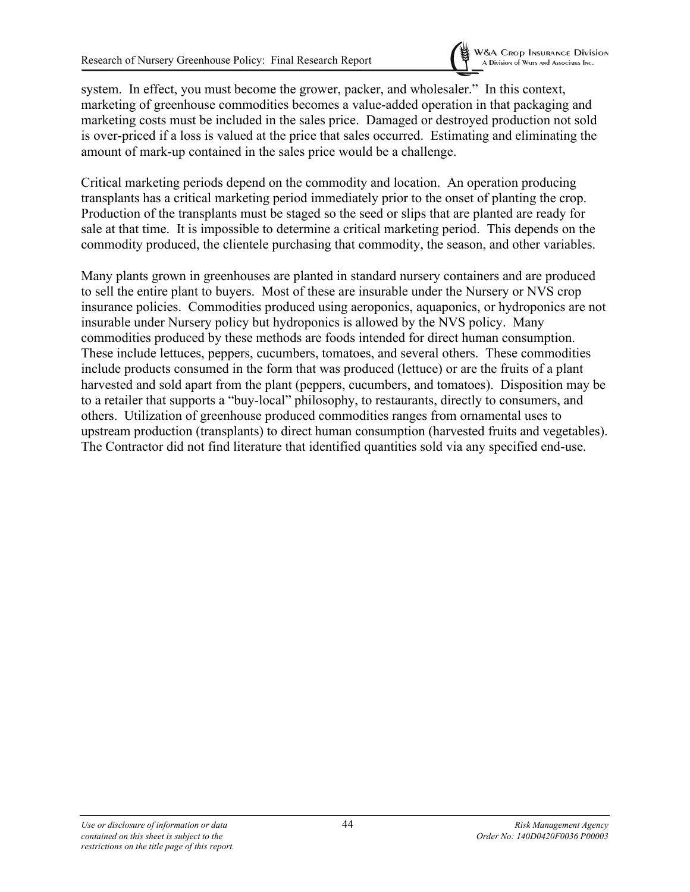system. In effect, you must become the grower, packer, and wholesaler." In this context, marketing of greenhouse commodities becomes a value-added operation in that packaging and marketing costs must be included in the sales price. Damaged or destroyed production not sold is over-priced if a loss is valued at the price that sales occurred. Estimating and eliminating the amount of mark-up contained in the sales price would be a challenge.

Critical marketing periods depend on the commodity and location. An operation producing transplants has a critical marketing period immediately prior to the onset of planting the crop. Production of the transplants must be staged so the seed or slips that are planted are ready for sale at that time. It is impossible to determine a critical marketing period. This depends on the commodity produced, the clientele purchasing that commodity, the season, and other variables.

Many plants grown in greenhouses are planted in standard nursery containers and are produced to sell the entire plant to buyers. Most of these are insurable under the Nursery or NVS crop insurance policies. Commodities produced using aeroponics, aquaponics, or hydroponics are not insurable under Nursery policy but hydroponics is allowed by the NVS policy. Many commodities produced by these methods are foods intended for direct human consumption. These include lettuces, peppers, cucumbers, tomatoes, and several others. These commodities include products consumed in the form that was produced (lettuce) or are the fruits of a plant harvested and sold apart from the plant (peppers, cucumbers, and tomatoes). Disposition may be to a retailer that supports a "buy-local" philosophy, to restaurants, directly to consumers, and others. Utilization of greenhouse produced commodities ranges from ornamental uses to upstream production (transplants) to direct human consumption (harvested fruits and vegetables). The Contractor did not find literature that identified quantities sold via any specified end-use.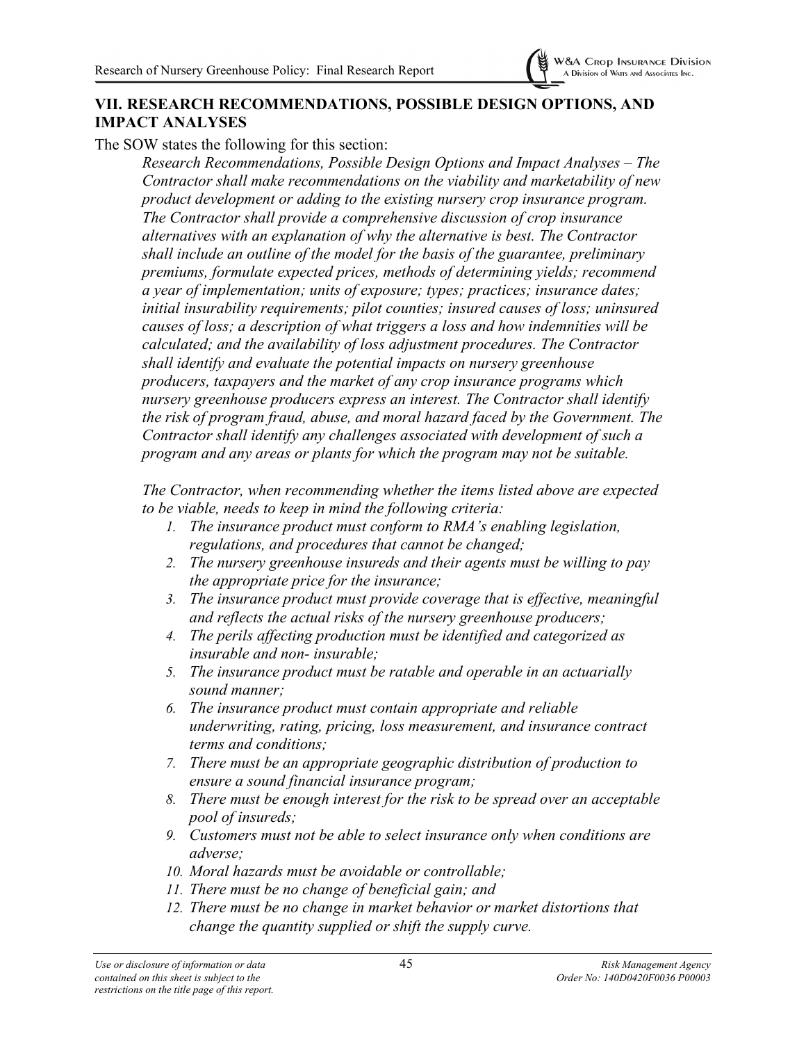## VII. RESEARCH RECOMMENDATIONS, POSSIBLE DESIGN OPTIONS, AND IMPACT ANALYSES

The SOW states the following for this section:

> *Research Recommendations, Possible Design Options and Impact Analyses – The Contractor shall make recommendations on the viability and marketability of new product development or adding to the existing nursery crop insurance program. The Contractor shall provide a comprehensive discussion of crop insurance alternatives with an explanation of why the alternative is best. The Contractor shall include an outline of the model for the basis of the guarantee, preliminary premiums, formulate expected prices, methods of determining yields; recommend a year of implementation; units of exposure; types; practices; insurance dates; initial insurability requirements; pilot counties; insured causes of loss; uninsured causes of loss; a description of what triggers a loss and how indemnities will be calculated; and the availability of loss adjustment procedures. The Contractor shall identify and evaluate the potential impacts on nursery greenhouse producers, taxpayers and the market of any crop insurance programs which nursery greenhouse producers express an interest. The Contractor shall identify the risk of program fraud, abuse, and moral hazard faced by the Government. The Contractor shall identify any challenges associated with development of such a program and any areas or plants for which the program may not be suitable.*
>
> *The Contractor, when recommending whether the items listed above are expected to be viable, needs to keep in mind the following criteria:*
>
> 1. *The insurance product must conform to RMA's enabling legislation, regulations, and procedures that cannot be changed;*
> 2. *The nursery greenhouse insureds and their agents must be willing to pay the appropriate price for the insurance;*
> 3. *The insurance product must provide coverage that is effective, meaningful and reflects the actual risks of the nursery greenhouse producers;*
> 4. *The perils affecting production must be identified and categorized as insurable and non- insurable;*
> 5. *The insurance product must be ratable and operable in an actuarially sound manner;*
> 6. *The insurance product must contain appropriate and reliable underwriting, rating, pricing, loss measurement, and insurance contract terms and conditions;*
> 7. *There must be an appropriate geographic distribution of production to ensure a sound financial insurance program;*
> 8. *There must be enough interest for the risk to be spread over an acceptable pool of insureds;*
> 9. *Customers must not be able to select insurance only when conditions are adverse;*
> 10. *Moral hazards must be avoidable or controllable;*
> 11. *There must be no change of beneficial gain; and*
> 12. *There must be no change in market behavior or market distortions that change the quantity supplied or shift the supply curve.*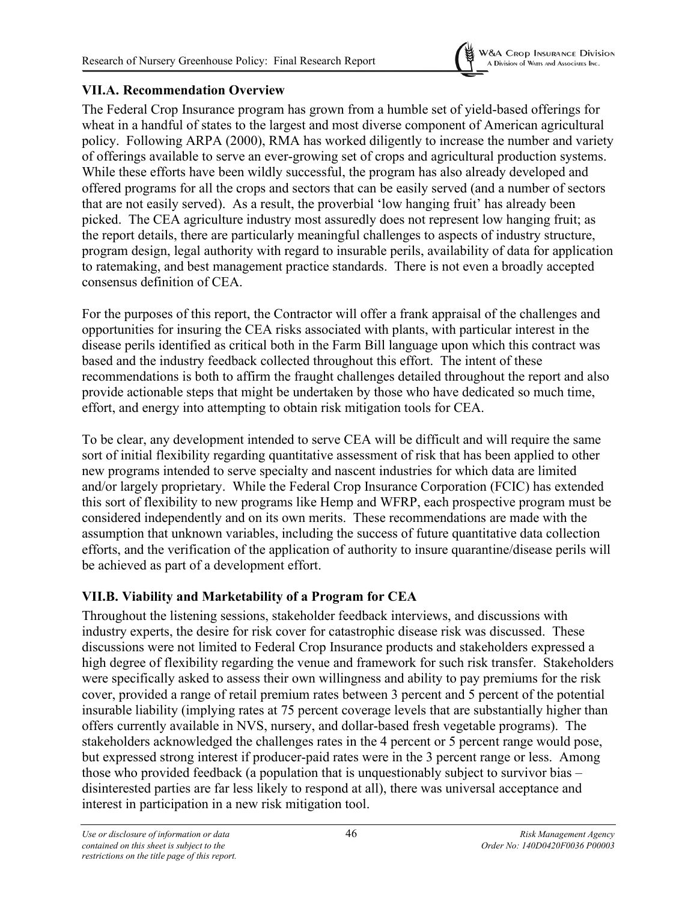### VII.A. Recommendation Overview

The Federal Crop Insurance program has grown from a humble set of yield-based offerings for wheat in a handful of states to the largest and most diverse component of American agricultural policy. Following ARPA (2000), RMA has worked diligently to increase the number and variety of offerings available to serve an ever-growing set of crops and agricultural production systems. While these efforts have been wildly successful, the program has also already developed and offered programs for all the crops and sectors that can be easily served (and a number of sectors that are not easily served). As a result, the proverbial 'low hanging fruit' has already been picked. The CEA agriculture industry most assuredly does not represent low hanging fruit; as the report details, there are particularly meaningful challenges to aspects of industry structure, program design, legal authority with regard to insurable perils, availability of data for application to ratemaking, and best management practice standards. There is not even a broadly accepted consensus definition of CEA.

For the purposes of this report, the Contractor will offer a frank appraisal of the challenges and opportunities for insuring the CEA risks associated with plants, with particular interest in the disease perils identified as critical both in the Farm Bill language upon which this contract was based and the industry feedback collected throughout this effort. The intent of these recommendations is both to affirm the fraught challenges detailed throughout the report and also provide actionable steps that might be undertaken by those who have dedicated so much time, effort, and energy into attempting to obtain risk mitigation tools for CEA.

To be clear, any development intended to serve CEA will be difficult and will require the same sort of initial flexibility regarding quantitative assessment of risk that has been applied to other new programs intended to serve specialty and nascent industries for which data are limited and/or largely proprietary. While the Federal Crop Insurance Corporation (FCIC) has extended this sort of flexibility to new programs like Hemp and WFRP, each prospective program must be considered independently and on its own merits. These recommendations are made with the assumption that unknown variables, including the success of future quantitative data collection efforts, and the verification of the application of authority to insure quarantine/disease perils will be achieved as part of a development effort.

### VII.B. Viability and Marketability of a Program for CEA

Throughout the listening sessions, stakeholder feedback interviews, and discussions with industry experts, the desire for risk cover for catastrophic disease risk was discussed. These discussions were not limited to Federal Crop Insurance products and stakeholders expressed a high degree of flexibility regarding the venue and framework for such risk transfer. Stakeholders were specifically asked to assess their own willingness and ability to pay premiums for the risk cover, provided a range of retail premium rates between 3 percent and 5 percent of the potential insurable liability (implying rates at 75 percent coverage levels that are substantially higher than offers currently available in NVS, nursery, and dollar-based fresh vegetable programs). The stakeholders acknowledged the challenges rates in the 4 percent or 5 percent range would pose, but expressed strong interest if producer-paid rates were in the 3 percent range or less. Among those who provided feedback (a population that is unquestionably subject to survivor bias – disinterested parties are far less likely to respond at all), there was universal acceptance and interest in participation in a new risk mitigation tool.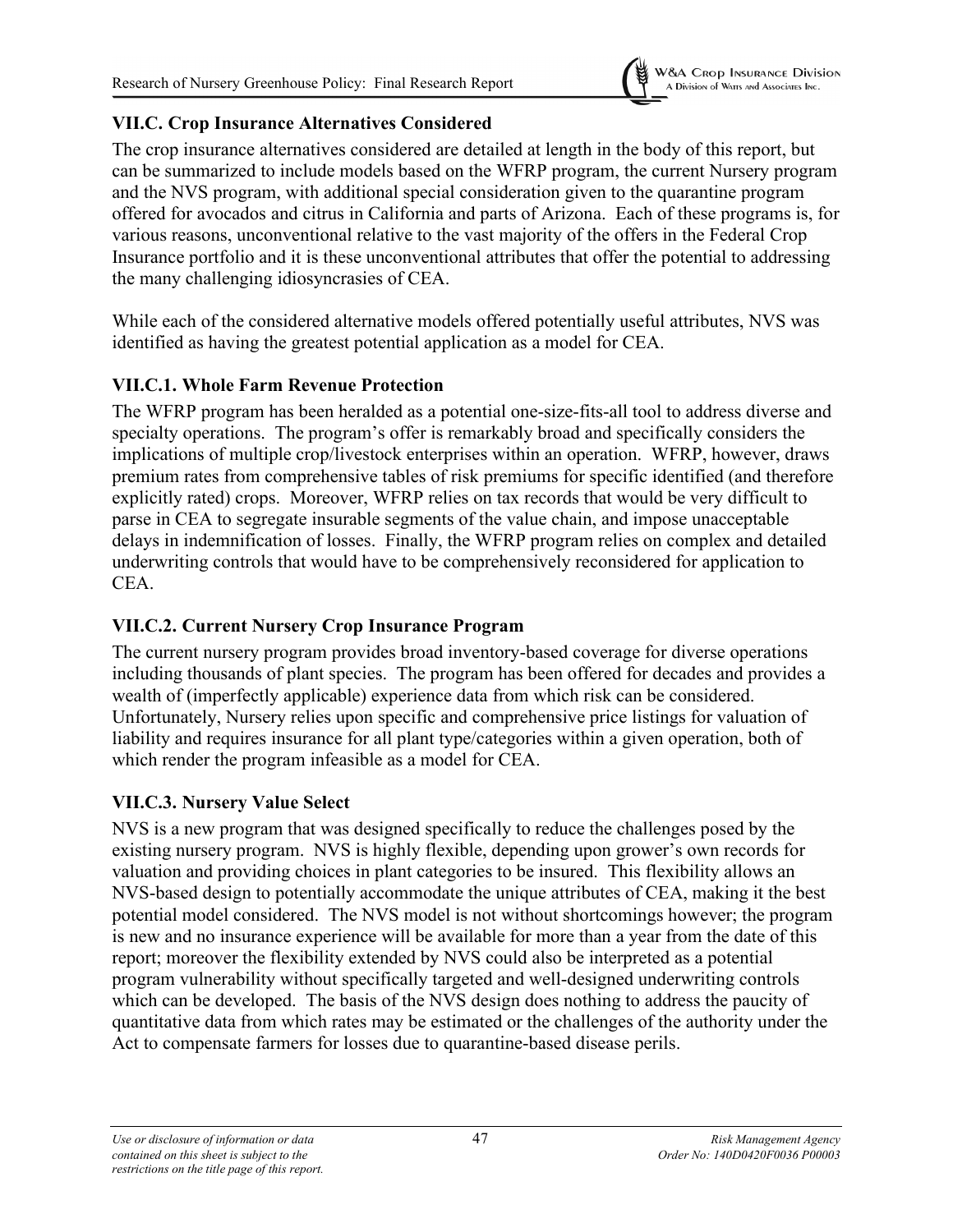### VII.C. Crop Insurance Alternatives Considered

The crop insurance alternatives considered are detailed at length in the body of this report, but can be summarized to include models based on the WFRP program, the current Nursery program and the NVS program, with additional special consideration given to the quarantine program offered for avocados and citrus in California and parts of Arizona. Each of these programs is, for various reasons, unconventional relative to the vast majority of the offers in the Federal Crop Insurance portfolio and it is these unconventional attributes that offer the potential to addressing the many challenging idiosyncrasies of CEA.

While each of the considered alternative models offered potentially useful attributes, NVS was identified as having the greatest potential application as a model for CEA.

#### VII.C.1. Whole Farm Revenue Protection

The WFRP program has been heralded as a potential one-size-fits-all tool to address diverse and specialty operations. The program's offer is remarkably broad and specifically considers the implications of multiple crop/livestock enterprises within an operation. WFRP, however, draws premium rates from comprehensive tables of risk premiums for specific identified (and therefore explicitly rated) crops. Moreover, WFRP relies on tax records that would be very difficult to parse in CEA to segregate insurable segments of the value chain, and impose unacceptable delays in indemnification of losses. Finally, the WFRP program relies on complex and detailed underwriting controls that would have to be comprehensively reconsidered for application to CEA.

#### VII.C.2. Current Nursery Crop Insurance Program

The current nursery program provides broad inventory-based coverage for diverse operations including thousands of plant species. The program has been offered for decades and provides a wealth of (imperfectly applicable) experience data from which risk can be considered. Unfortunately, Nursery relies upon specific and comprehensive price listings for valuation of liability and requires insurance for all plant type/categories within a given operation, both of which render the program infeasible as a model for CEA.

#### VII.C.3. Nursery Value Select

NVS is a new program that was designed specifically to reduce the challenges posed by the existing nursery program. NVS is highly flexible, depending upon grower's own records for valuation and providing choices in plant categories to be insured. This flexibility allows an NVS-based design to potentially accommodate the unique attributes of CEA, making it the best potential model considered. The NVS model is not without shortcomings however; the program is new and no insurance experience will be available for more than a year from the date of this report; moreover the flexibility extended by NVS could also be interpreted as a potential program vulnerability without specifically targeted and well-designed underwriting controls which can be developed. The basis of the NVS design does nothing to address the paucity of quantitative data from which rates may be estimated or the challenges of the authority under the Act to compensate farmers for losses due to quarantine-based disease perils.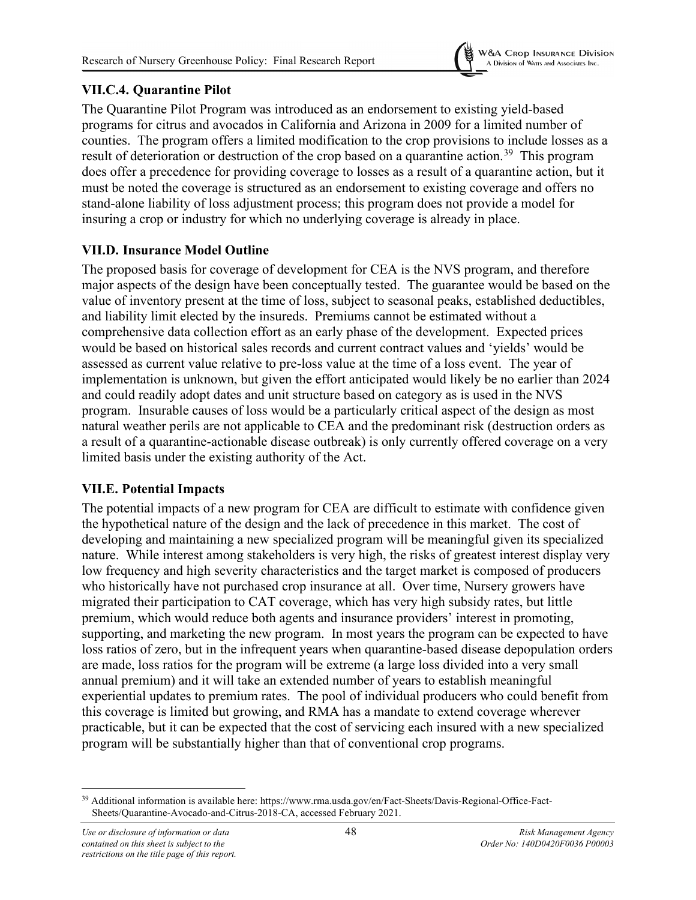### VII.C.4. Quarantine Pilot

The Quarantine Pilot Program was introduced as an endorsement to existing yield-based programs for citrus and avocados in California and Arizona in 2009 for a limited number of counties. The program offers a limited modification to the crop provisions to include losses as a result of deterioration or destruction of the crop based on a quarantine action.[39] This program does offer a precedence for providing coverage to losses as a result of a quarantine action, but it must be noted the coverage is structured as an endorsement to existing coverage and offers no stand-alone liability of loss adjustment process; this program does not provide a model for insuring a crop or industry for which no underlying coverage is already in place.

### VII.D. Insurance Model Outline

The proposed basis for coverage of development for CEA is the NVS program, and therefore major aspects of the design have been conceptually tested. The guarantee would be based on the value of inventory present at the time of loss, subject to seasonal peaks, established deductibles, and liability limit elected by the insureds. Premiums cannot be estimated without a comprehensive data collection effort as an early phase of the development. Expected prices would be based on historical sales records and current contract values and 'yields' would be assessed as current value relative to pre-loss value at the time of a loss event. The year of implementation is unknown, but given the effort anticipated would likely be no earlier than 2024 and could readily adopt dates and unit structure based on category as is used in the NVS program. Insurable causes of loss would be a particularly critical aspect of the design as most natural weather perils are not applicable to CEA and the predominant risk (destruction orders as a result of a quarantine-actionable disease outbreak) is only currently offered coverage on a very limited basis under the existing authority of the Act.

### VII.E. Potential Impacts

The potential impacts of a new program for CEA are difficult to estimate with confidence given the hypothetical nature of the design and the lack of precedence in this market. The cost of developing and maintaining a new specialized program will be meaningful given its specialized nature. While interest among stakeholders is very high, the risks of greatest interest display very low frequency and high severity characteristics and the target market is composed of producers who historically have not purchased crop insurance at all. Over time, Nursery growers have migrated their participation to CAT coverage, which has very high subsidy rates, but little premium, which would reduce both agents and insurance providers' interest in promoting, supporting, and marketing the new program. In most years the program can be expected to have loss ratios of zero, but in the infrequent years when quarantine-based disease depopulation orders are made, loss ratios for the program will be extreme (a large loss divided into a very small annual premium) and it will take an extended number of years to establish meaningful experiential updates to premium rates. The pool of individual producers who could benefit from this coverage is limited but growing, and RMA has a mandate to extend coverage wherever practicable, but it can be expected that the cost of servicing each insured with a new specialized program will be substantially higher than that of conventional crop programs.

---

[39] Additional information is available here: https://www.rma.usda.gov/en/Fact-Sheets/Davis-Regional-Office-Fact-Sheets/Quarantine-Avocado-and-Citrus-2018-CA, accessed February 2021.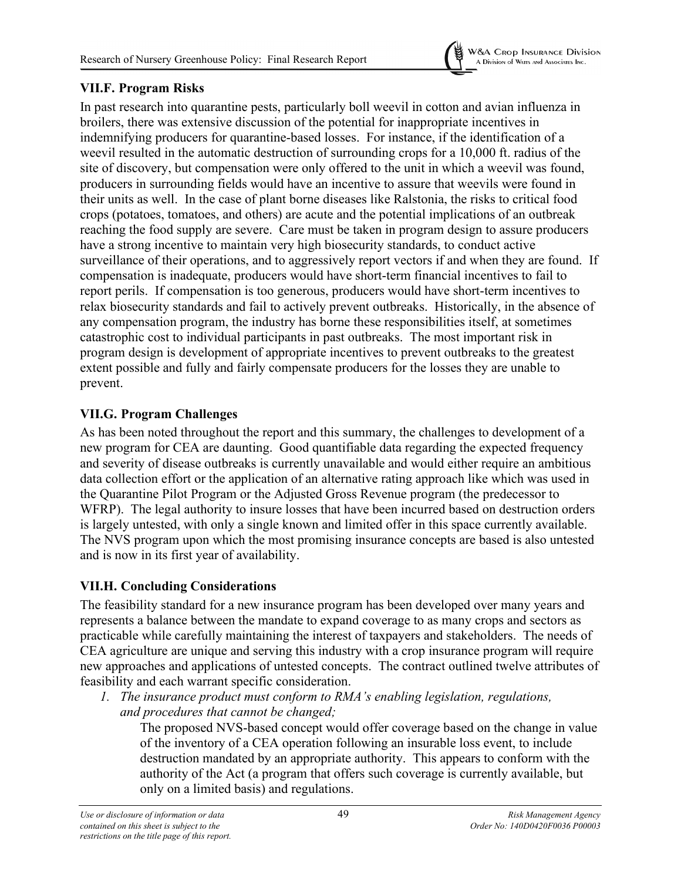### VII.F. Program Risks

In past research into quarantine pests, particularly boll weevil in cotton and avian influenza in broilers, there was extensive discussion of the potential for inappropriate incentives in indemnifying producers for quarantine-based losses. For instance, if the identification of a weevil resulted in the automatic destruction of surrounding crops for a 10,000 ft. radius of the site of discovery, but compensation were only offered to the unit in which a weevil was found, producers in surrounding fields would have an incentive to assure that weevils were found in their units as well. In the case of plant borne diseases like Ralstonia, the risks to critical food crops (potatoes, tomatoes, and others) are acute and the potential implications of an outbreak reaching the food supply are severe. Care must be taken in program design to assure producers have a strong incentive to maintain very high biosecurity standards, to conduct active surveillance of their operations, and to aggressively report vectors if and when they are found. If compensation is inadequate, producers would have short-term financial incentives to fail to report perils. If compensation is too generous, producers would have short-term incentives to relax biosecurity standards and fail to actively prevent outbreaks. Historically, in the absence of any compensation program, the industry has borne these responsibilities itself, at sometimes catastrophic cost to individual participants in past outbreaks. The most important risk in program design is development of appropriate incentives to prevent outbreaks to the greatest extent possible and fully and fairly compensate producers for the losses they are unable to prevent.

### VII.G. Program Challenges

As has been noted throughout the report and this summary, the challenges to development of a new program for CEA are daunting. Good quantifiable data regarding the expected frequency and severity of disease outbreaks is currently unavailable and would either require an ambitious data collection effort or the application of an alternative rating approach like which was used in the Quarantine Pilot Program or the Adjusted Gross Revenue program (the predecessor to WFRP). The legal authority to insure losses that have been incurred based on destruction orders is largely untested, with only a single known and limited offer in this space currently available. The NVS program upon which the most promising insurance concepts are based is also untested and is now in its first year of availability.

### VII.H. Concluding Considerations

The feasibility standard for a new insurance program has been developed over many years and represents a balance between the mandate to expand coverage to as many crops and sectors as practicable while carefully maintaining the interest of taxpayers and stakeholders. The needs of CEA agriculture are unique and serving this industry with a crop insurance program will require new approaches and applications of untested concepts. The contract outlined twelve attributes of feasibility and each warrant specific consideration.

1. *The insurance product must conform to RMA's enabling legislation, regulations, and procedures that cannot be changed;*

   The proposed NVS-based concept would offer coverage based on the change in value of the inventory of a CEA operation following an insurable loss event, to include destruction mandated by an appropriate authority. This appears to conform with the authority of the Act (a program that offers such coverage is currently available, but only on a limited basis) and regulations.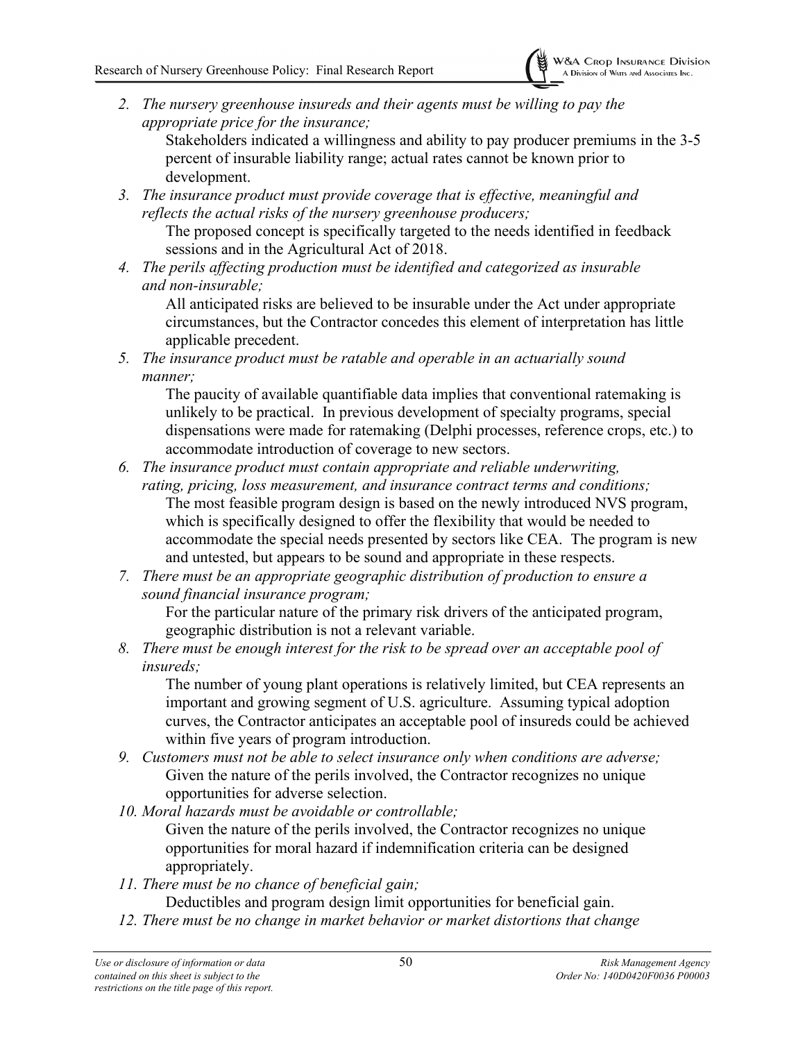2. *The nursery greenhouse insureds and their agents must be willing to pay the appropriate price for the insurance;*

   Stakeholders indicated a willingness and ability to pay producer premiums in the 3-5 percent of insurable liability range; actual rates cannot be known prior to development.

3. *The insurance product must provide coverage that is effective, meaningful and reflects the actual risks of the nursery greenhouse producers;*

   The proposed concept is specifically targeted to the needs identified in feedback sessions and in the Agricultural Act of 2018.

4. *The perils affecting production must be identified and categorized as insurable and non-insurable;*

   All anticipated risks are believed to be insurable under the Act under appropriate circumstances, but the Contractor concedes this element of interpretation has little applicable precedent.

5. *The insurance product must be ratable and operable in an actuarially sound manner;*

   The paucity of available quantifiable data implies that conventional ratemaking is unlikely to be practical. In previous development of specialty programs, special dispensations were made for ratemaking (Delphi processes, reference crops, etc.) to accommodate introduction of coverage to new sectors.

6. *The insurance product must contain appropriate and reliable underwriting, rating, pricing, loss measurement, and insurance contract terms and conditions;*

   The most feasible program design is based on the newly introduced NVS program, which is specifically designed to offer the flexibility that would be needed to accommodate the special needs presented by sectors like CEA. The program is new and untested, but appears to be sound and appropriate in these respects.

7. *There must be an appropriate geographic distribution of production to ensure a sound financial insurance program;*

   For the particular nature of the primary risk drivers of the anticipated program, geographic distribution is not a relevant variable.

8. *There must be enough interest for the risk to be spread over an acceptable pool of insureds;*

   The number of young plant operations is relatively limited, but CEA represents an important and growing segment of U.S. agriculture. Assuming typical adoption curves, the Contractor anticipates an acceptable pool of insureds could be achieved within five years of program introduction.

9. *Customers must not be able to select insurance only when conditions are adverse;*

   Given the nature of the perils involved, the Contractor recognizes no unique opportunities for adverse selection.

10. *Moral hazards must be avoidable or controllable;*

    Given the nature of the perils involved, the Contractor recognizes no unique opportunities for moral hazard if indemnification criteria can be designed appropriately.

11. *There must be no chance of beneficial gain;*

    Deductibles and program design limit opportunities for beneficial gain.

12. *There must be no change in market behavior or market distortions that change*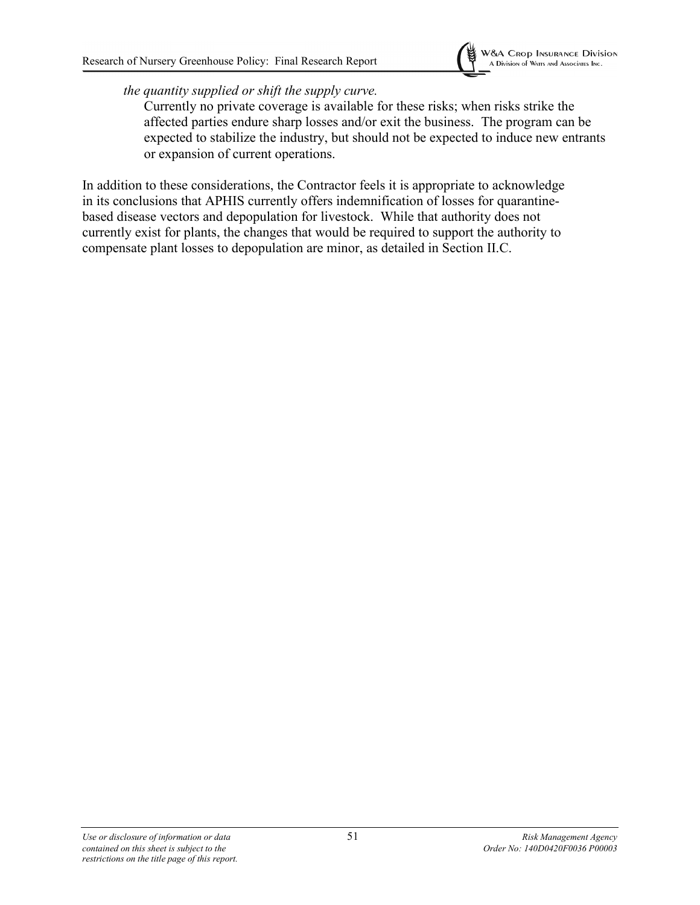*the quantity supplied or shift the supply curve.*

Currently no private coverage is available for these risks; when risks strike the affected parties endure sharp losses and/or exit the business. The program can be expected to stabilize the industry, but should not be expected to induce new entrants or expansion of current operations.

In addition to these considerations, the Contractor feels it is appropriate to acknowledge in its conclusions that APHIS currently offers indemnification of losses for quarantine-based disease vectors and depopulation for livestock. While that authority does not currently exist for plants, the changes that would be required to support the authority to compensate plant losses to depopulation are minor, as detailed in Section II.C.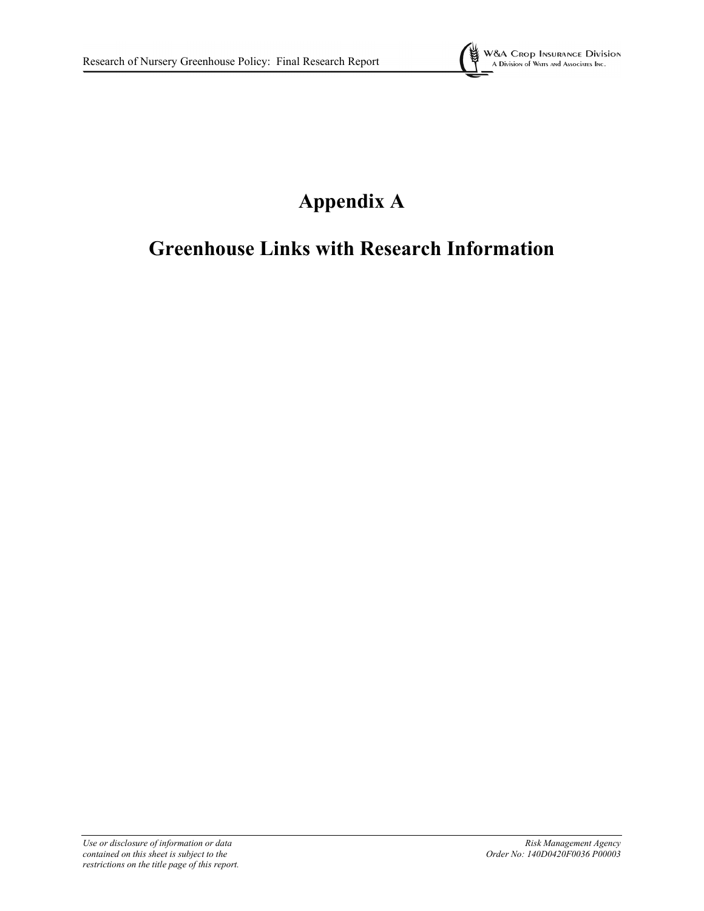# Appendix A

# Greenhouse Links with Research Information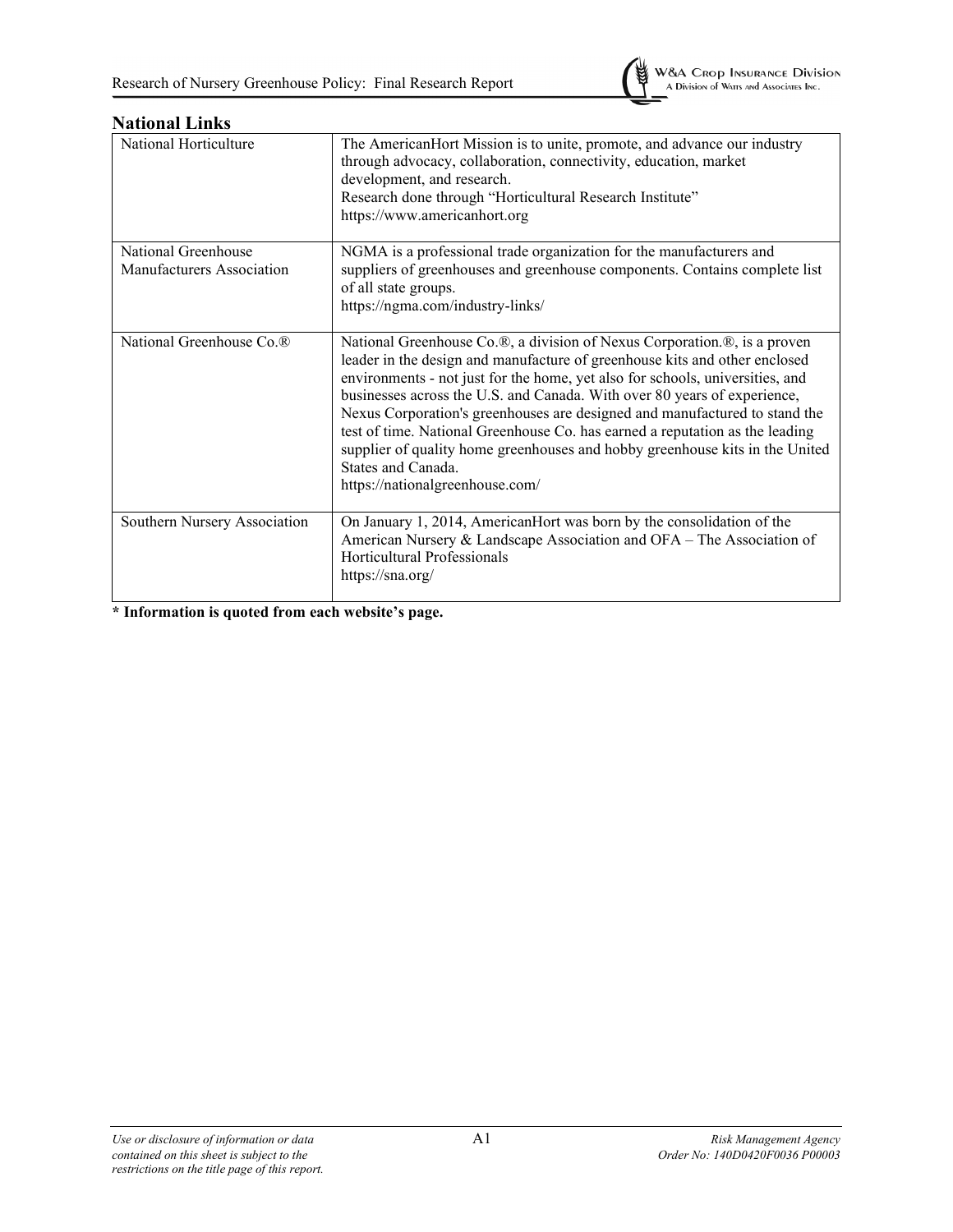## National Links

| | |
|---|---|
| National Horticulture | The AmericanHort Mission is to unite, promote, and advance our industry through advocacy, collaboration, connectivity, education, market development, and research.<br>Research done through "Horticultural Research Institute"<br>https://www.americanhort.org |
| National Greenhouse Manufacturers Association | NGMA is a professional trade organization for the manufacturers and suppliers of greenhouses and greenhouse components. Contains complete list of all state groups.<br>https://ngma.com/industry-links/ |
| National Greenhouse Co.® | National Greenhouse Co.®, a division of Nexus Corporation.®, is a proven leader in the design and manufacture of greenhouse kits and other enclosed environments - not just for the home, yet also for schools, universities, and businesses across the U.S. and Canada. With over 80 years of experience, Nexus Corporation's greenhouses are designed and manufactured to stand the test of time. National Greenhouse Co. has earned a reputation as the leading supplier of quality home greenhouses and hobby greenhouse kits in the United States and Canada.<br>https://nationalgreenhouse.com/ |
| Southern Nursery Association | On January 1, 2014, AmericanHort was born by the consolidation of the American Nursery & Landscape Association and OFA – The Association of Horticultural Professionals<br>https://sna.org/ |

**\* Information is quoted from each website's page.**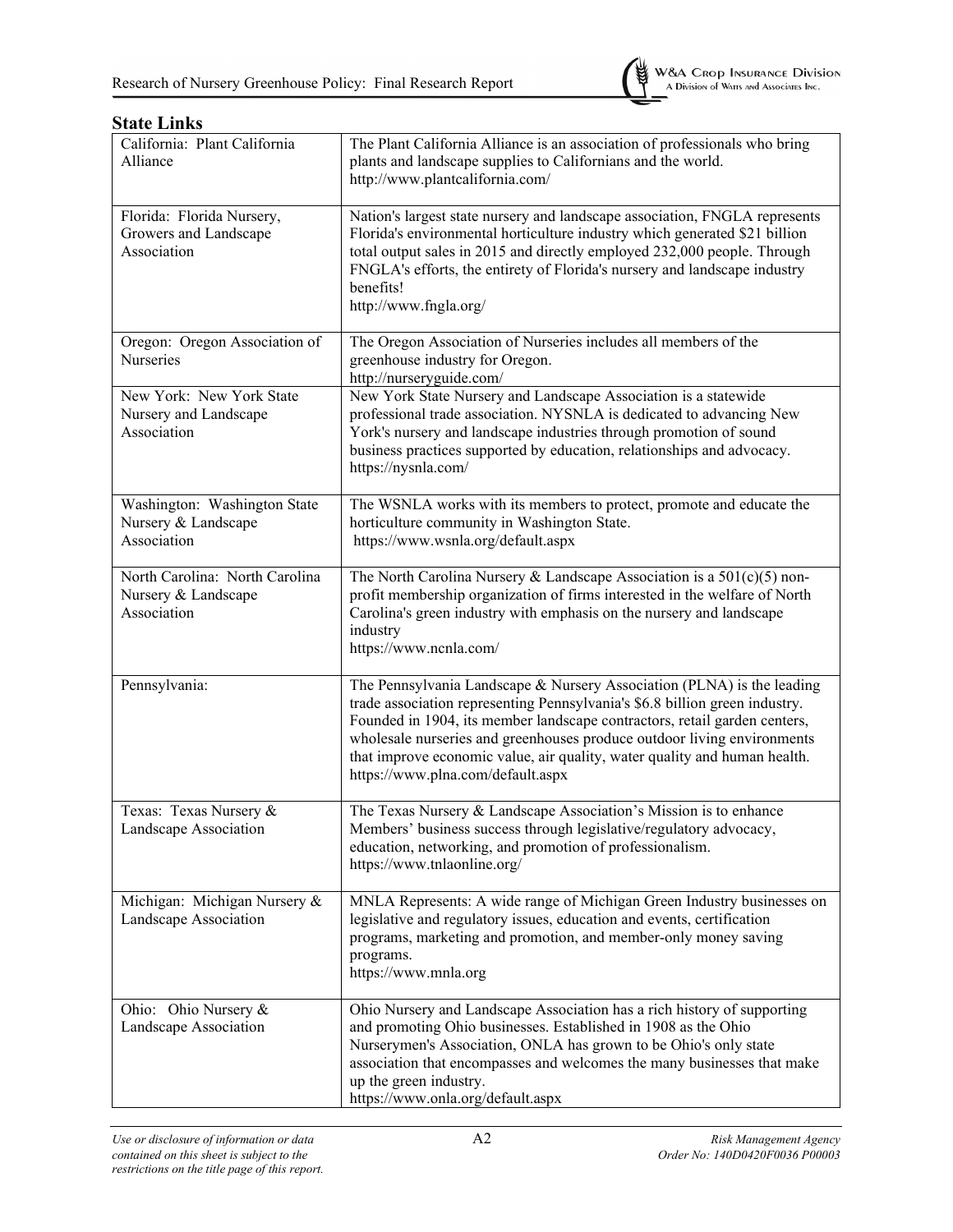## State Links

| | |
|---|---|
| California: Plant California Alliance | The Plant California Alliance is an association of professionals who bring plants and landscape supplies to Californians and the world. http://www.plantcalifornia.com/ |
| Florida: Florida Nursery, Growers and Landscape Association | Nation's largest state nursery and landscape association, FNGLA represents Florida's environmental horticulture industry which generated $21 billion total output sales in 2015 and directly employed 232,000 people. Through FNGLA's efforts, the entirety of Florida's nursery and landscape industry benefits! http://www.fngla.org/ |
| Oregon: Oregon Association of Nurseries | The Oregon Association of Nurseries includes all members of the greenhouse industry for Oregon. http://nurseryguide.com/ |
| New York: New York State Nursery and Landscape Association | New York State Nursery and Landscape Association is a statewide professional trade association. NYSNLA is dedicated to advancing New York's nursery and landscape industries through promotion of sound business practices supported by education, relationships and advocacy. https://nysnla.com/ |
| Washington: Washington State Nursery & Landscape Association | The WSNLA works with its members to protect, promote and educate the horticulture community in Washington State. https://www.wsnla.org/default.aspx |
| North Carolina: North Carolina Nursery & Landscape Association | The North Carolina Nursery & Landscape Association is a 501(c)(5) non-profit membership organization of firms interested in the welfare of North Carolina's green industry with emphasis on the nursery and landscape industry https://www.ncnla.com/ |
| Pennsylvania: | The Pennsylvania Landscape & Nursery Association (PLNA) is the leading trade association representing Pennsylvania's $6.8 billion green industry. Founded in 1904, its member landscape contractors, retail garden centers, wholesale nurseries and greenhouses produce outdoor living environments that improve economic value, air quality, water quality and human health. https://www.plna.com/default.aspx |
| Texas: Texas Nursery & Landscape Association | The Texas Nursery & Landscape Association's Mission is to enhance Members' business success through legislative/regulatory advocacy, education, networking, and promotion of professionalism. https://www.tnlaonline.org/ |
| Michigan: Michigan Nursery & Landscape Association | MNLA Represents: A wide range of Michigan Green Industry businesses on legislative and regulatory issues, education and events, certification programs, marketing and promotion, and member-only money saving programs. https://www.mnla.org |
| Ohio: Ohio Nursery & Landscape Association | Ohio Nursery and Landscape Association has a rich history of supporting and promoting Ohio businesses. Established in 1908 as the Ohio Nurserymen's Association, ONLA has grown to be Ohio's only state association that encompasses and welcomes the many businesses that make up the green industry. https://www.onla.org/default.aspx |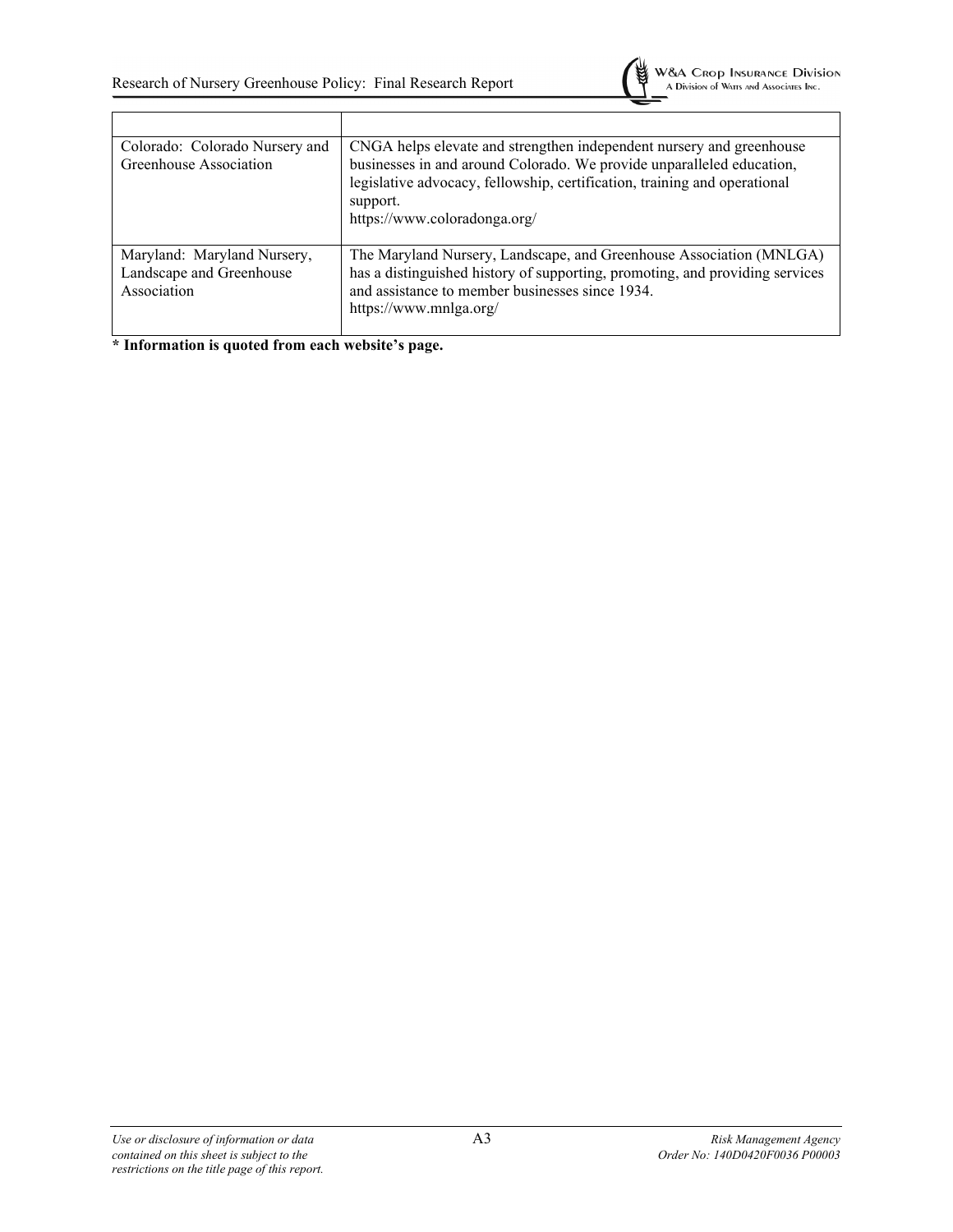| | |
|---|---|
| Colorado: Colorado Nursery and Greenhouse Association | CNGA helps elevate and strengthen independent nursery and greenhouse businesses in and around Colorado. We provide unparalleled education, legislative advocacy, fellowship, certification, training and operational support.<br>https://www.coloradonga.org/ |
| Maryland: Maryland Nursery, Landscape and Greenhouse Association | The Maryland Nursery, Landscape, and Greenhouse Association (MNLGA) has a distinguished history of supporting, promoting, and providing services and assistance to member businesses since 1934.<br>https://www.mnlga.org/ |

**\* Information is quoted from each website's page.**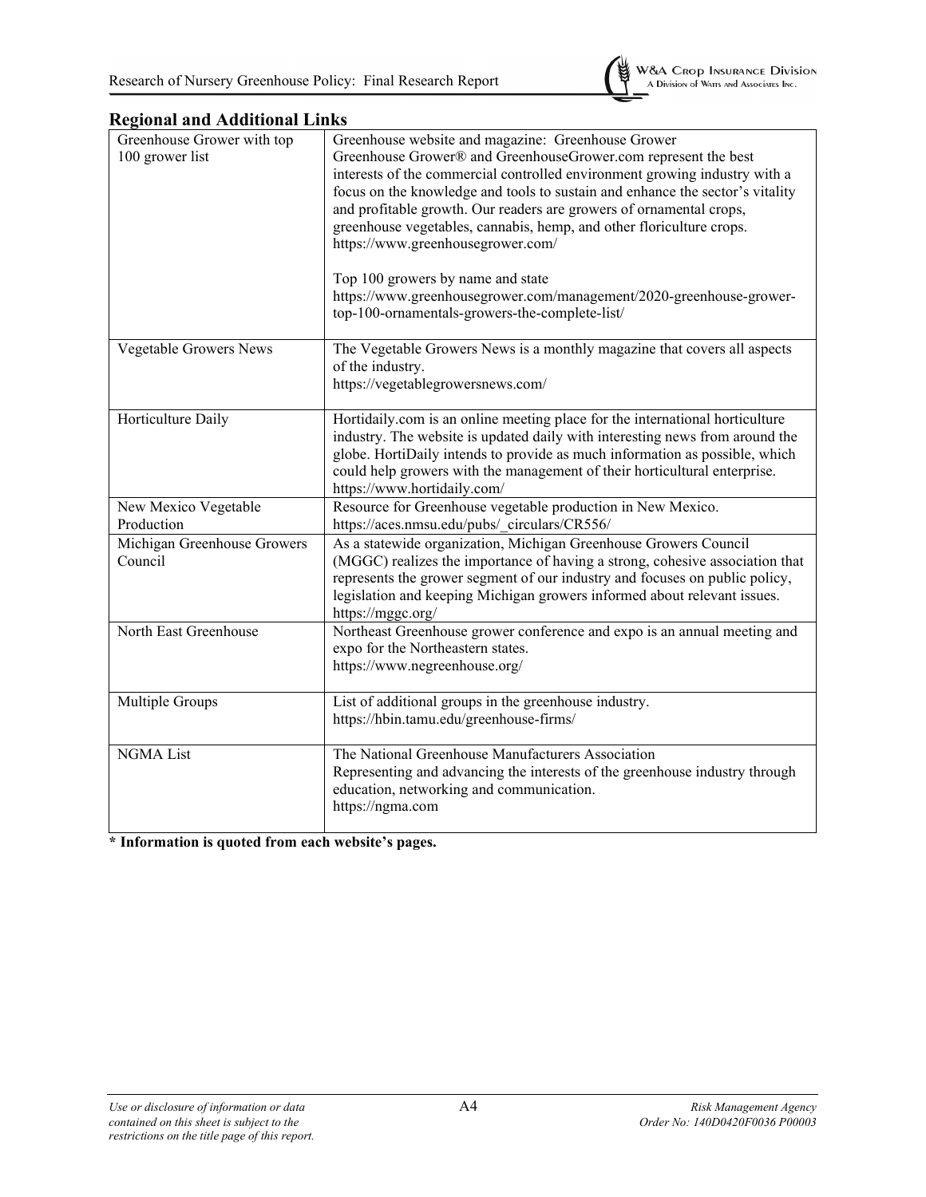## Regional and Additional Links

| | |
|---|---|
| Greenhouse Grower with top 100 grower list | Greenhouse website and magazine: Greenhouse Grower<br>Greenhouse Grower® and GreenhouseGrower.com represent the best interests of the commercial controlled environment growing industry with a focus on the knowledge and tools to sustain and enhance the sector's vitality and profitable growth. Our readers are growers of ornamental crops, greenhouse vegetables, cannabis, hemp, and other floriculture crops.<br>https://www.greenhousegrower.com/<br><br>Top 100 growers by name and state<br>https://www.greenhousegrower.com/management/2020-greenhouse-grower-top-100-ornamentals-growers-the-complete-list/ |
| Vegetable Growers News | The Vegetable Growers News is a monthly magazine that covers all aspects of the industry.<br>https://vegetablegrowersnews.com/ |
| Horticulture Daily | Hortidaily.com is an online meeting place for the international horticulture industry. The website is updated daily with interesting news from around the globe. HortiDaily intends to provide as much information as possible, which could help growers with the management of their horticultural enterprise.<br>https://www.hortidaily.com/ |
| New Mexico Vegetable Production | Resource for Greenhouse vegetable production in New Mexico.<br>https://aces.nmsu.edu/pubs/_circulars/CR556/ |
| Michigan Greenhouse Growers Council | As a statewide organization, Michigan Greenhouse Growers Council (MGGC) realizes the importance of having a strong, cohesive association that represents the grower segment of our industry and focuses on public policy, legislation and keeping Michigan growers informed about relevant issues.<br>https://mggc.org/ |
| North East Greenhouse | Northeast Greenhouse grower conference and expo is an annual meeting and expo for the Northeastern states.<br>https://www.negreenhouse.org/ |
| Multiple Groups | List of additional groups in the greenhouse industry.<br>https://hbin.tamu.edu/greenhouse-firms/ |
| NGMA List | The National Greenhouse Manufacturers Association<br>Representing and advancing the interests of the greenhouse industry through education, networking and communication.<br>https://ngma.com |

**\* Information is quoted from each website's pages.**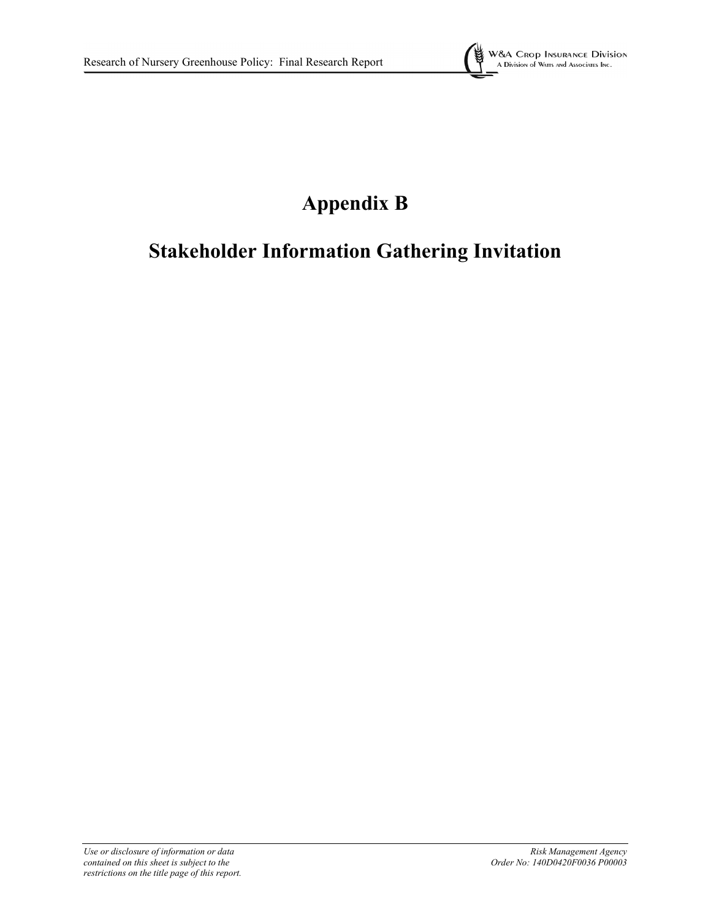# Appendix B

# Stakeholder Information Gathering Invitation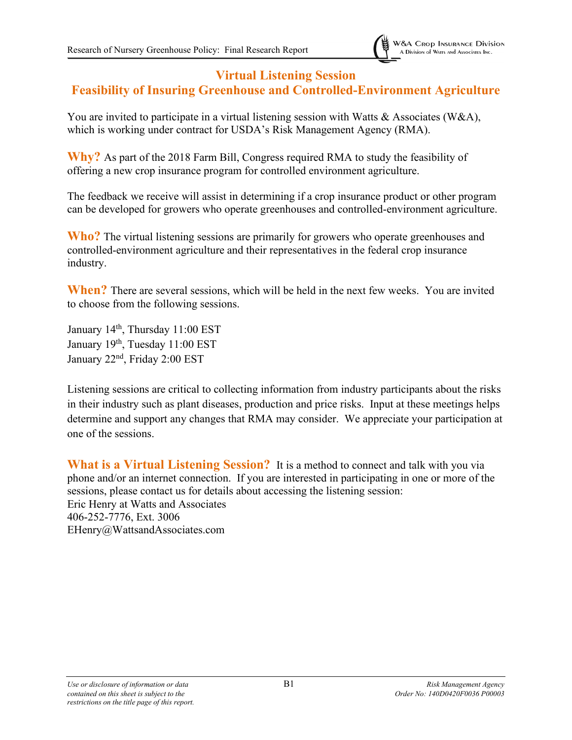# Virtual Listening Session
# Feasibility of Insuring Greenhouse and Controlled-Environment Agriculture

You are invited to participate in a virtual listening session with Watts & Associates (W&A), which is working under contract for USDA's Risk Management Agency (RMA).

**Why?** As part of the 2018 Farm Bill, Congress required RMA to study the feasibility of offering a new crop insurance program for controlled environment agriculture.

The feedback we receive will assist in determining if a crop insurance product or other program can be developed for growers who operate greenhouses and controlled-environment agriculture.

**Who?** The virtual listening sessions are primarily for growers who operate greenhouses and controlled-environment agriculture and their representatives in the federal crop insurance industry.

**When?** There are several sessions, which will be held in the next few weeks. You are invited to choose from the following sessions.

January 14th, Thursday 11:00 EST
January 19th, Tuesday 11:00 EST
January 22nd, Friday 2:00 EST

Listening sessions are critical to collecting information from industry participants about the risks in their industry such as plant diseases, production and price risks. Input at these meetings helps determine and support any changes that RMA may consider. We appreciate your participation at one of the sessions.

**What is a Virtual Listening Session?** It is a method to connect and talk with you via phone and/or an internet connection. If you are interested in participating in one or more of the sessions, please contact us for details about accessing the listening session:
Eric Henry at Watts and Associates
406-252-7776, Ext. 3006
EHenry@WattsandAssociates.com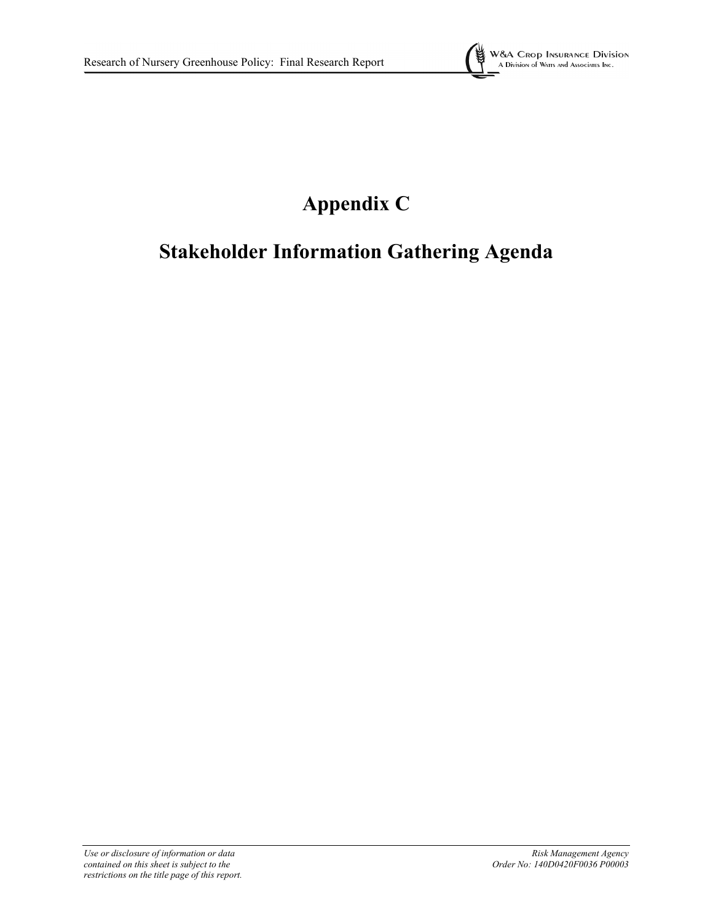# Appendix C

# Stakeholder Information Gathering Agenda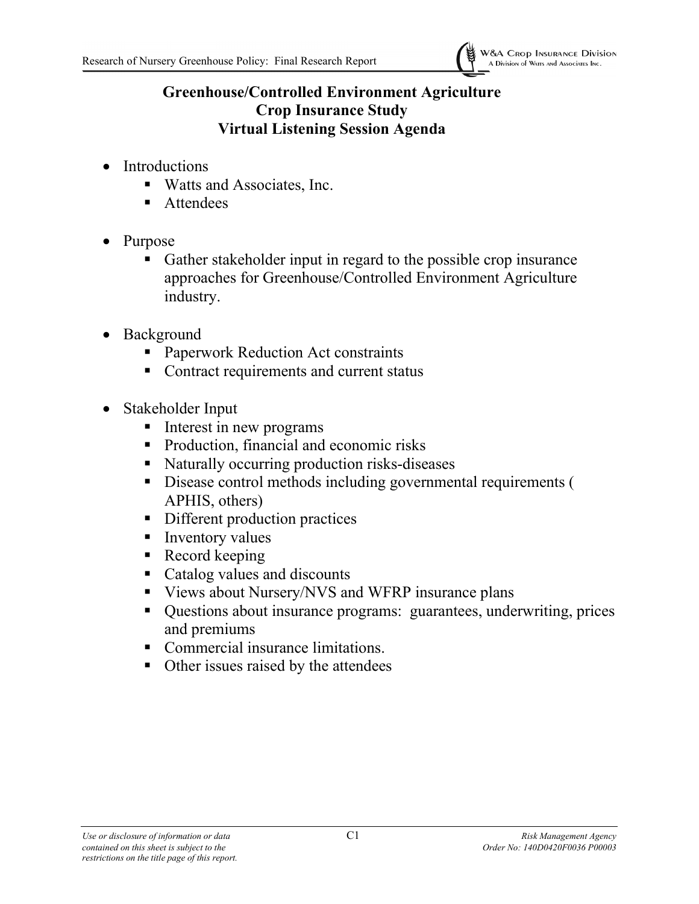# Greenhouse/Controlled Environment Agriculture
# Crop Insurance Study
# Virtual Listening Session Agenda

- Introductions
  - Watts and Associates, Inc.
  - Attendees

- Purpose
  - Gather stakeholder input in regard to the possible crop insurance approaches for Greenhouse/Controlled Environment Agriculture industry.

- Background
  - Paperwork Reduction Act constraints
  - Contract requirements and current status

- Stakeholder Input
  - Interest in new programs
  - Production, financial and economic risks
  - Naturally occurring production risks-diseases
  - Disease control methods including governmental requirements ( APHIS, others)
  - Different production practices
  - Inventory values
  - Record keeping
  - Catalog values and discounts
  - Views about Nursery/NVS and WFRP insurance plans
  - Questions about insurance programs: guarantees, underwriting, prices and premiums
  - Commercial insurance limitations.
  - Other issues raised by the attendees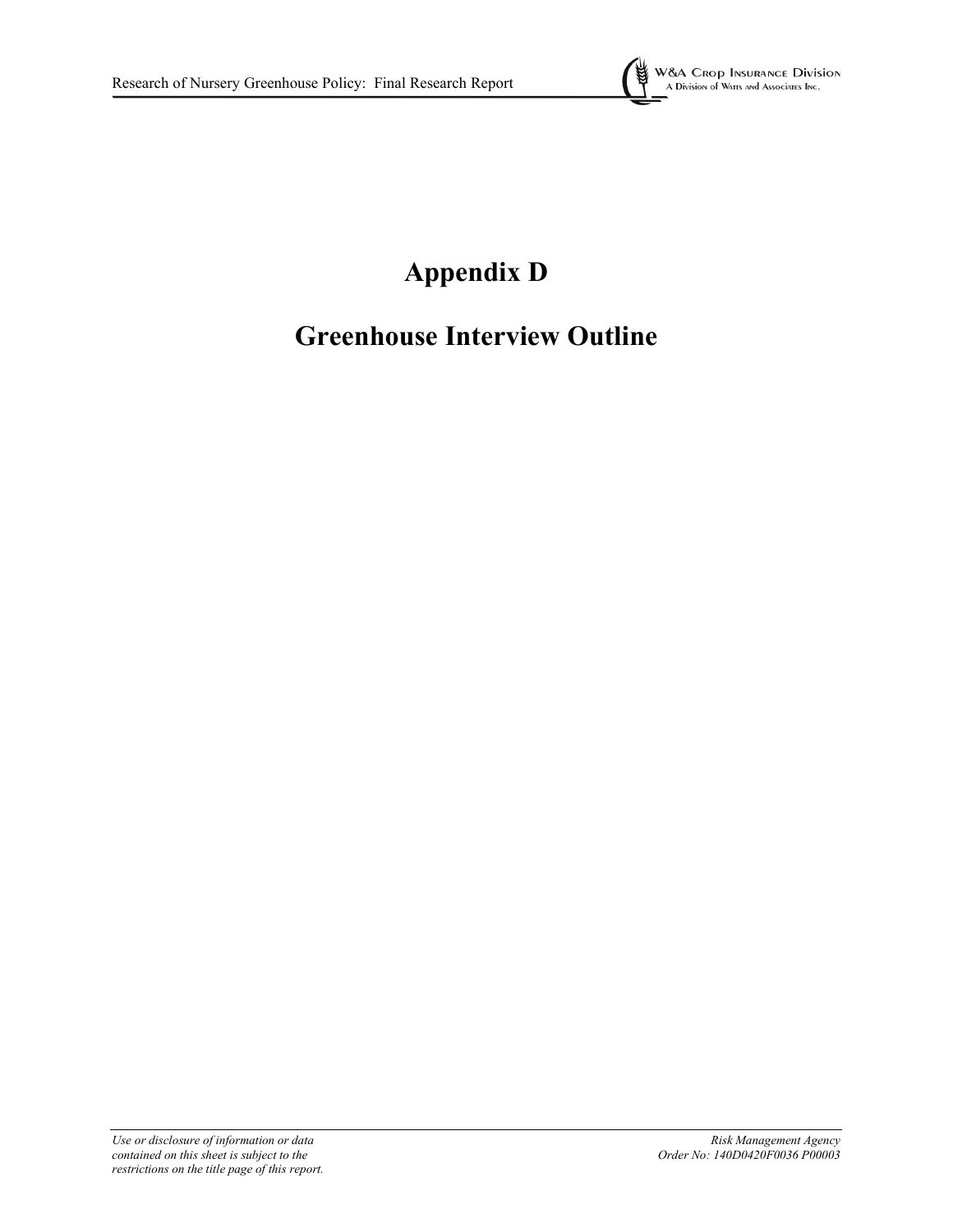# Appendix D

# Greenhouse Interview Outline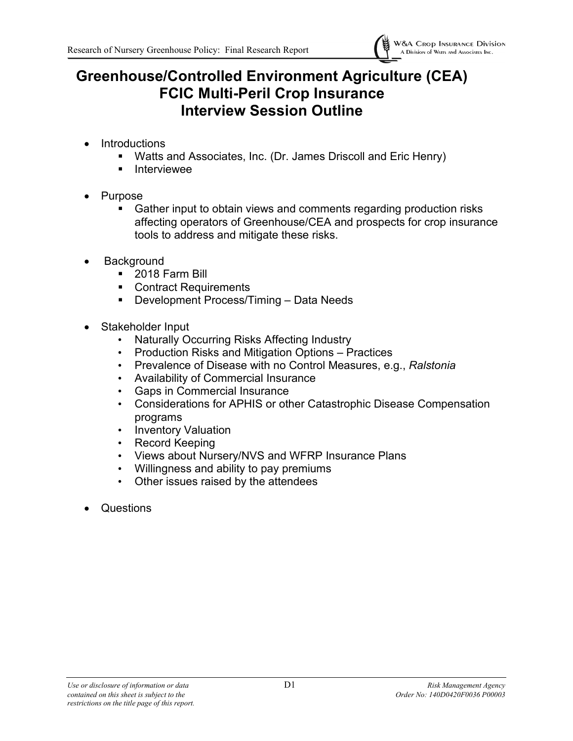# Greenhouse/Controlled Environment Agriculture (CEA) FCIC Multi-Peril Crop Insurance Interview Session Outline

- Introductions
  - Watts and Associates, Inc. (Dr. James Driscoll and Eric Henry)
  - Interviewee
- Purpose
  - Gather input to obtain views and comments regarding production risks affecting operators of Greenhouse/CEA and prospects for crop insurance tools to address and mitigate these risks.
- Background
  - 2018 Farm Bill
  - Contract Requirements
  - Development Process/Timing – Data Needs
- Stakeholder Input
  - Naturally Occurring Risks Affecting Industry
  - Production Risks and Mitigation Options – Practices
  - Prevalence of Disease with no Control Measures, e.g., *Ralstonia*
  - Availability of Commercial Insurance
  - Gaps in Commercial Insurance
  - Considerations for APHIS or other Catastrophic Disease Compensation programs
  - Inventory Valuation
  - Record Keeping
  - Views about Nursery/NVS and WFRP Insurance Plans
  - Willingness and ability to pay premiums
  - Other issues raised by the attendees
- Questions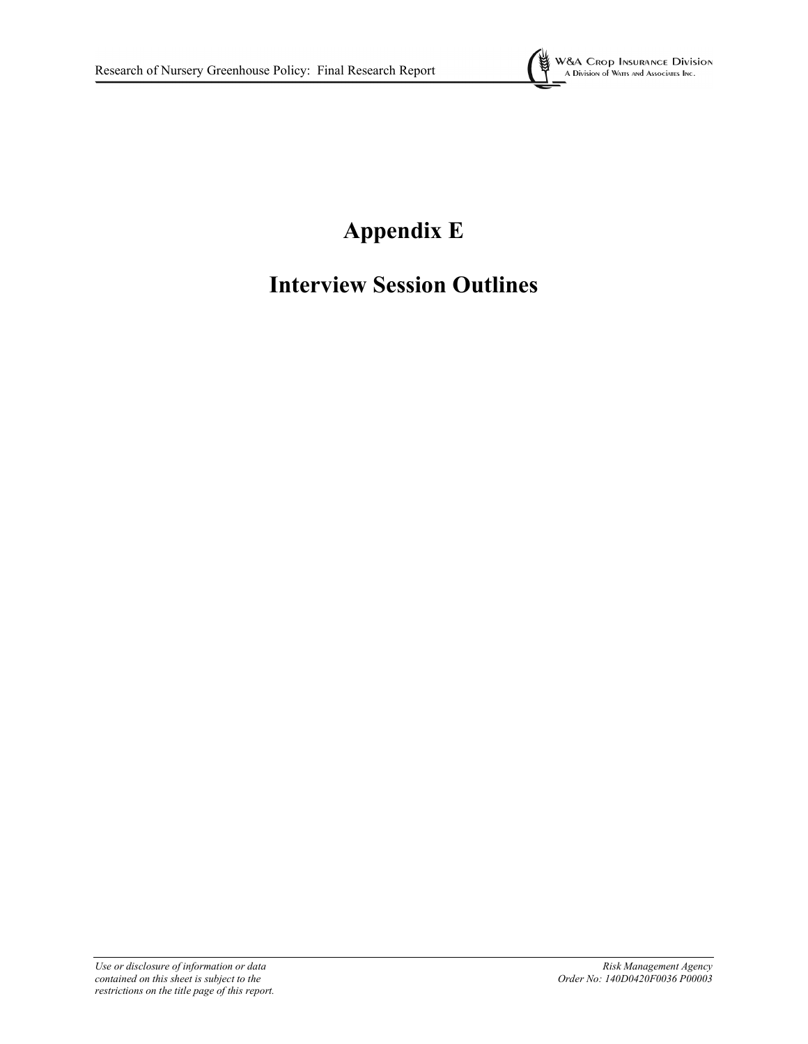# Appendix E

# Interview Session Outlines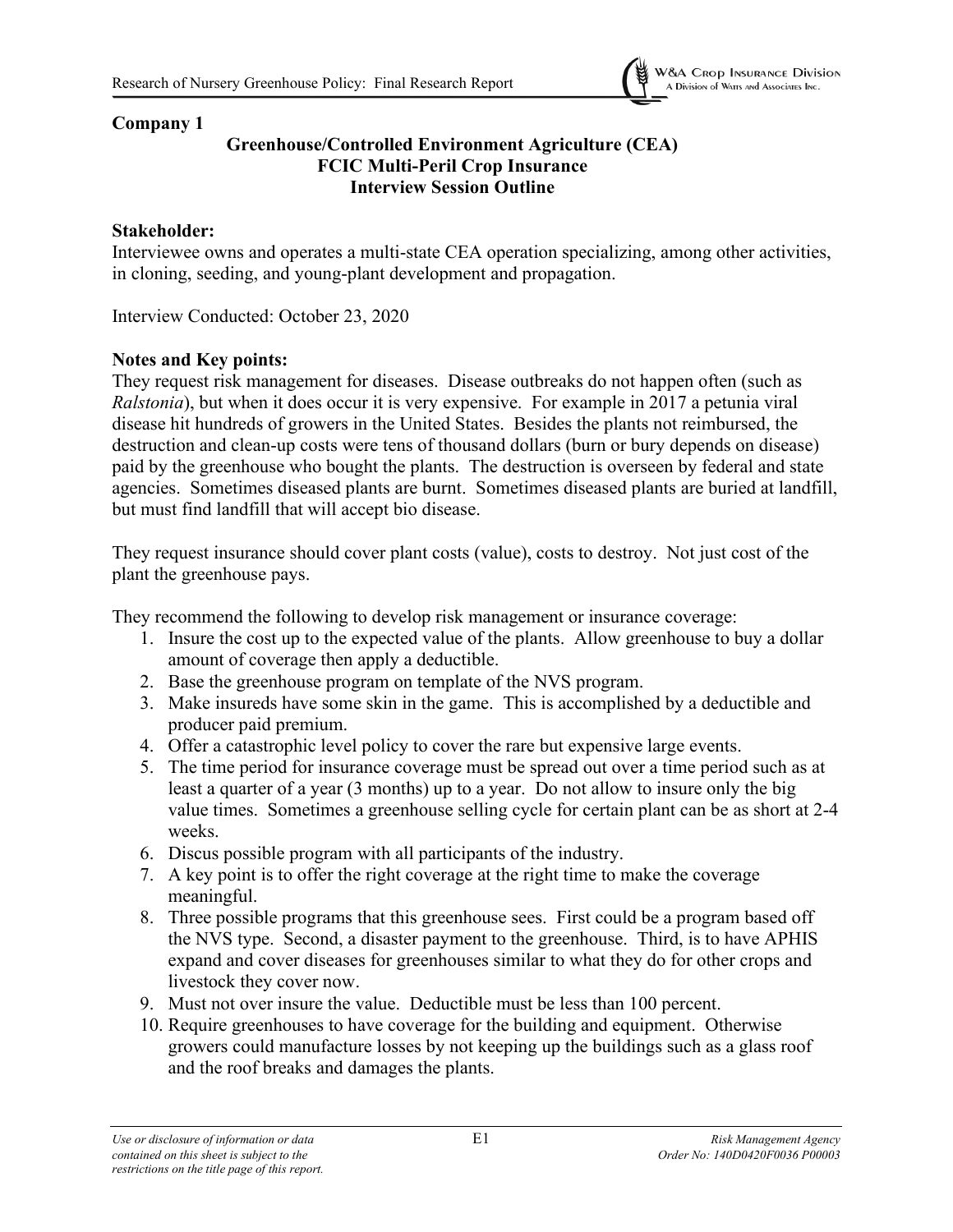**Company 1**

**Greenhouse/Controlled Environment Agriculture (CEA)**
**FCIC Multi-Peril Crop Insurance**
**Interview Session Outline**

**Stakeholder:**
Interviewee owns and operates a multi-state CEA operation specializing, among other activities, in cloning, seeding, and young-plant development and propagation.

Interview Conducted: October 23, 2020

**Notes and Key points:**
They request risk management for diseases. Disease outbreaks do not happen often (such as *Ralstonia*), but when it does occur it is very expensive. For example in 2017 a petunia viral disease hit hundreds of growers in the United States. Besides the plants not reimbursed, the destruction and clean-up costs were tens of thousand dollars (burn or bury depends on disease) paid by the greenhouse who bought the plants. The destruction is overseen by federal and state agencies. Sometimes diseased plants are burnt. Sometimes diseased plants are buried at landfill, but must find landfill that will accept bio disease.

They request insurance should cover plant costs (value), costs to destroy. Not just cost of the plant the greenhouse pays.

They recommend the following to develop risk management or insurance coverage:

1. Insure the cost up to the expected value of the plants. Allow greenhouse to buy a dollar amount of coverage then apply a deductible.
2. Base the greenhouse program on template of the NVS program.
3. Make insureds have some skin in the game. This is accomplished by a deductible and producer paid premium.
4. Offer a catastrophic level policy to cover the rare but expensive large events.
5. The time period for insurance coverage must be spread out over a time period such as at least a quarter of a year (3 months) up to a year. Do not allow to insure only the big value times. Sometimes a greenhouse selling cycle for certain plant can be as short at 2-4 weeks.
6. Discus possible program with all participants of the industry.
7. A key point is to offer the right coverage at the right time to make the coverage meaningful.
8. Three possible programs that this greenhouse sees. First could be a program based off the NVS type. Second, a disaster payment to the greenhouse. Third, is to have APHIS expand and cover diseases for greenhouses similar to what they do for other crops and livestock they cover now.
9. Must not over insure the value. Deductible must be less than 100 percent.
10. Require greenhouses to have coverage for the building and equipment. Otherwise growers could manufacture losses by not keeping up the buildings such as a glass roof and the roof breaks and damages the plants.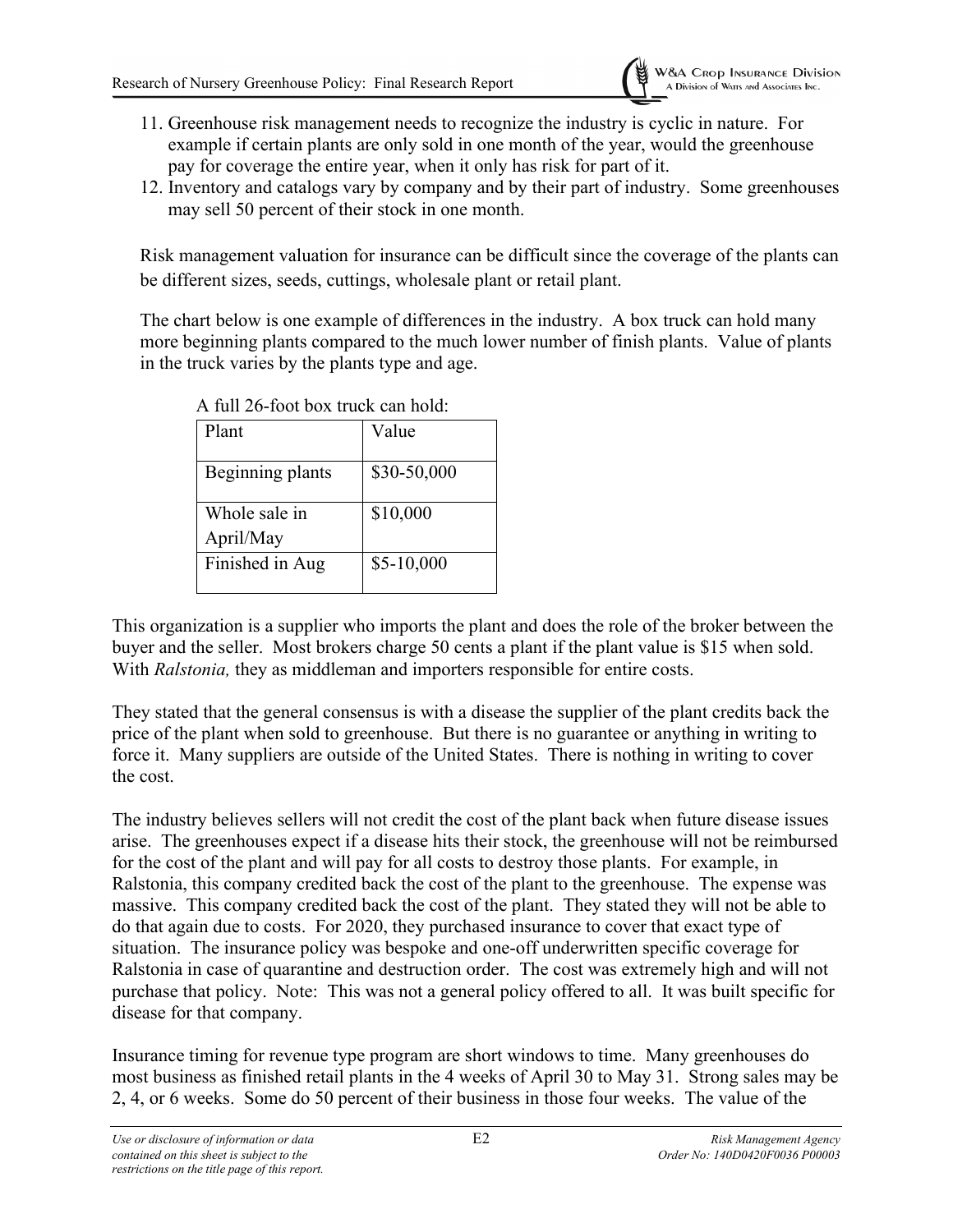11. Greenhouse risk management needs to recognize the industry is cyclic in nature. For example if certain plants are only sold in one month of the year, would the greenhouse pay for coverage the entire year, when it only has risk for part of it.
12. Inventory and catalogs vary by company and by their part of industry. Some greenhouses may sell 50 percent of their stock in one month.

Risk management valuation for insurance can be difficult since the coverage of the plants can be different sizes, seeds, cuttings, wholesale plant or retail plant.

The chart below is one example of differences in the industry. A box truck can hold many more beginning plants compared to the much lower number of finish plants. Value of plants in the truck varies by the plants type and age.

A full 26-foot box truck can hold:

| Plant | Value |
|---|---|
| Beginning plants | $30-50,000 |
| Whole sale in April/May | $10,000 |
| Finished in Aug | $5-10,000 |

This organization is a supplier who imports the plant and does the role of the broker between the buyer and the seller. Most brokers charge 50 cents a plant if the plant value is $15 when sold. With *Ralstonia,* they as middleman and importers responsible for entire costs.

They stated that the general consensus is with a disease the supplier of the plant credits back the price of the plant when sold to greenhouse. But there is no guarantee or anything in writing to force it. Many suppliers are outside of the United States. There is nothing in writing to cover the cost.

The industry believes sellers will not credit the cost of the plant back when future disease issues arise. The greenhouses expect if a disease hits their stock, the greenhouse will not be reimbursed for the cost of the plant and will pay for all costs to destroy those plants. For example, in Ralstonia, this company credited back the cost of the plant to the greenhouse. The expense was massive. This company credited back the cost of the plant. They stated they will not be able to do that again due to costs. For 2020, they purchased insurance to cover that exact type of situation. The insurance policy was bespoke and one-off underwritten specific coverage for Ralstonia in case of quarantine and destruction order. The cost was extremely high and will not purchase that policy. Note: This was not a general policy offered to all. It was built specific for disease for that company.

Insurance timing for revenue type program are short windows to time. Many greenhouses do most business as finished retail plants in the 4 weeks of April 30 to May 31. Strong sales may be 2, 4, or 6 weeks. Some do 50 percent of their business in those four weeks. The value of the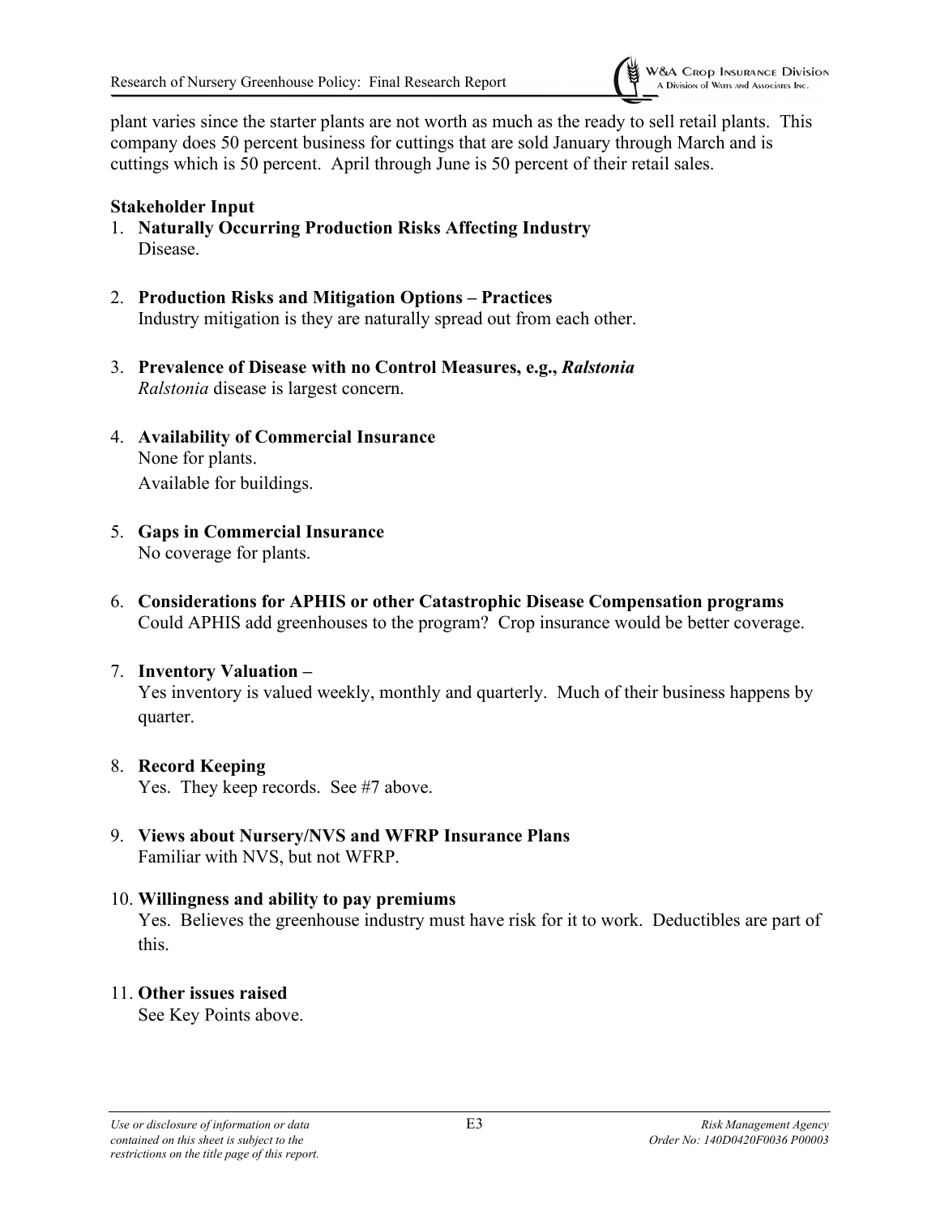plant varies since the starter plants are not worth as much as the ready to sell retail plants. This company does 50 percent business for cuttings that are sold January through March and is cuttings which is 50 percent. April through June is 50 percent of their retail sales.

**Stakeholder Input**

1. **Naturally Occurring Production Risks Affecting Industry**
   Disease.

2. **Production Risks and Mitigation Options – Practices**
   Industry mitigation is they are naturally spread out from each other.

3. **Prevalence of Disease with no Control Measures, e.g., *Ralstonia***
   *Ralstonia* disease is largest concern.

4. **Availability of Commercial Insurance**
   None for plants.
   Available for buildings.

5. **Gaps in Commercial Insurance**
   No coverage for plants.

6. **Considerations for APHIS or other Catastrophic Disease Compensation programs**
   Could APHIS add greenhouses to the program? Crop insurance would be better coverage.

7. **Inventory Valuation –**
   Yes inventory is valued weekly, monthly and quarterly. Much of their business happens by quarter.

8. **Record Keeping**
   Yes. They keep records. See #7 above.

9. **Views about Nursery/NVS and WFRP Insurance Plans**
   Familiar with NVS, but not WFRP.

10. **Willingness and ability to pay premiums**
    Yes. Believes the greenhouse industry must have risk for it to work. Deductibles are part of this.

11. **Other issues raised**
    See Key Points above.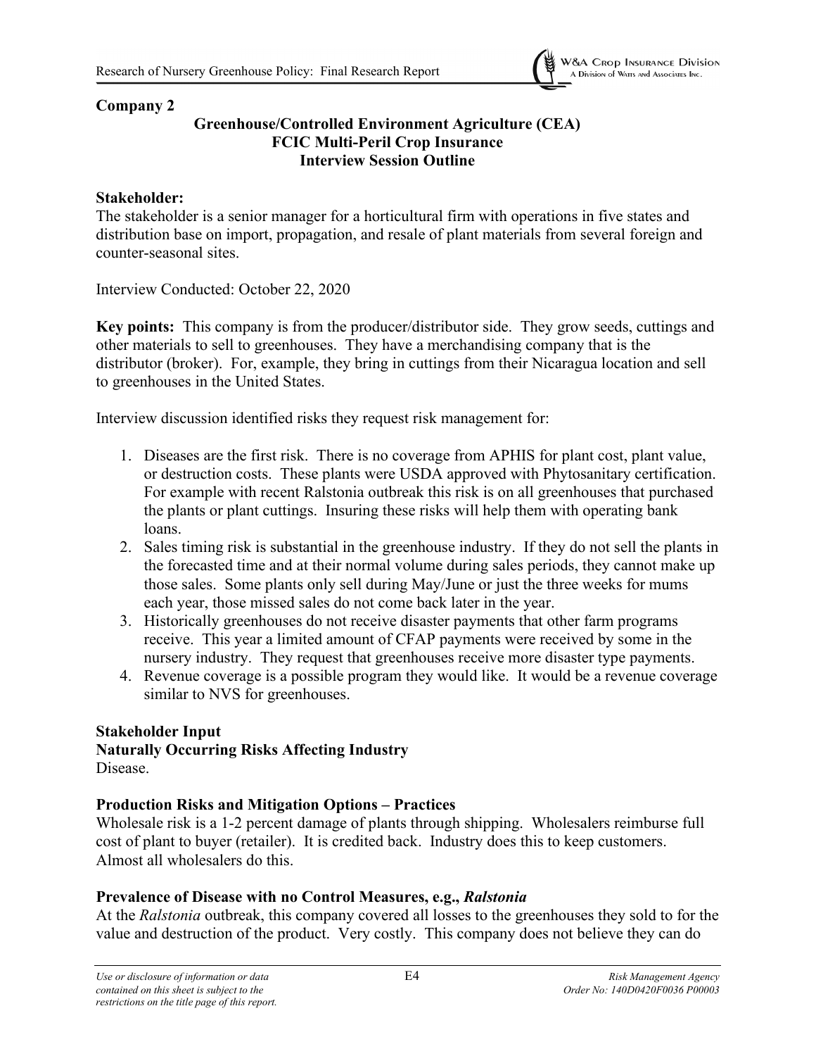**Company 2**

**Greenhouse/Controlled Environment Agriculture (CEA)**
**FCIC Multi-Peril Crop Insurance**
**Interview Session Outline**

**Stakeholder:**
The stakeholder is a senior manager for a horticultural firm with operations in five states and distribution base on import, propagation, and resale of plant materials from several foreign and counter-seasonal sites.

Interview Conducted: October 22, 2020

**Key points:** This company is from the producer/distributor side. They grow seeds, cuttings and other materials to sell to greenhouses. They have a merchandising company that is the distributor (broker). For, example, they bring in cuttings from their Nicaragua location and sell to greenhouses in the United States.

Interview discussion identified risks they request risk management for:

1. Diseases are the first risk. There is no coverage from APHIS for plant cost, plant value, or destruction costs. These plants were USDA approved with Phytosanitary certification. For example with recent Ralstonia outbreak this risk is on all greenhouses that purchased the plants or plant cuttings. Insuring these risks will help them with operating bank loans.
2. Sales timing risk is substantial in the greenhouse industry. If they do not sell the plants in the forecasted time and at their normal volume during sales periods, they cannot make up those sales. Some plants only sell during May/June or just the three weeks for mums each year, those missed sales do not come back later in the year.
3. Historically greenhouses do not receive disaster payments that other farm programs receive. This year a limited amount of CFAP payments were received by some in the nursery industry. They request that greenhouses receive more disaster type payments.
4. Revenue coverage is a possible program they would like. It would be a revenue coverage similar to NVS for greenhouses.

**Stakeholder Input**

**Naturally Occurring Risks Affecting Industry**

Disease.

**Production Risks and Mitigation Options – Practices**

Wholesale risk is a 1-2 percent damage of plants through shipping. Wholesalers reimburse full cost of plant to buyer (retailer). It is credited back. Industry does this to keep customers. Almost all wholesalers do this.

**Prevalence of Disease with no Control Measures, e.g., *Ralstonia***

At the *Ralstonia* outbreak, this company covered all losses to the greenhouses they sold to for the value and destruction of the product. Very costly. This company does not believe they can do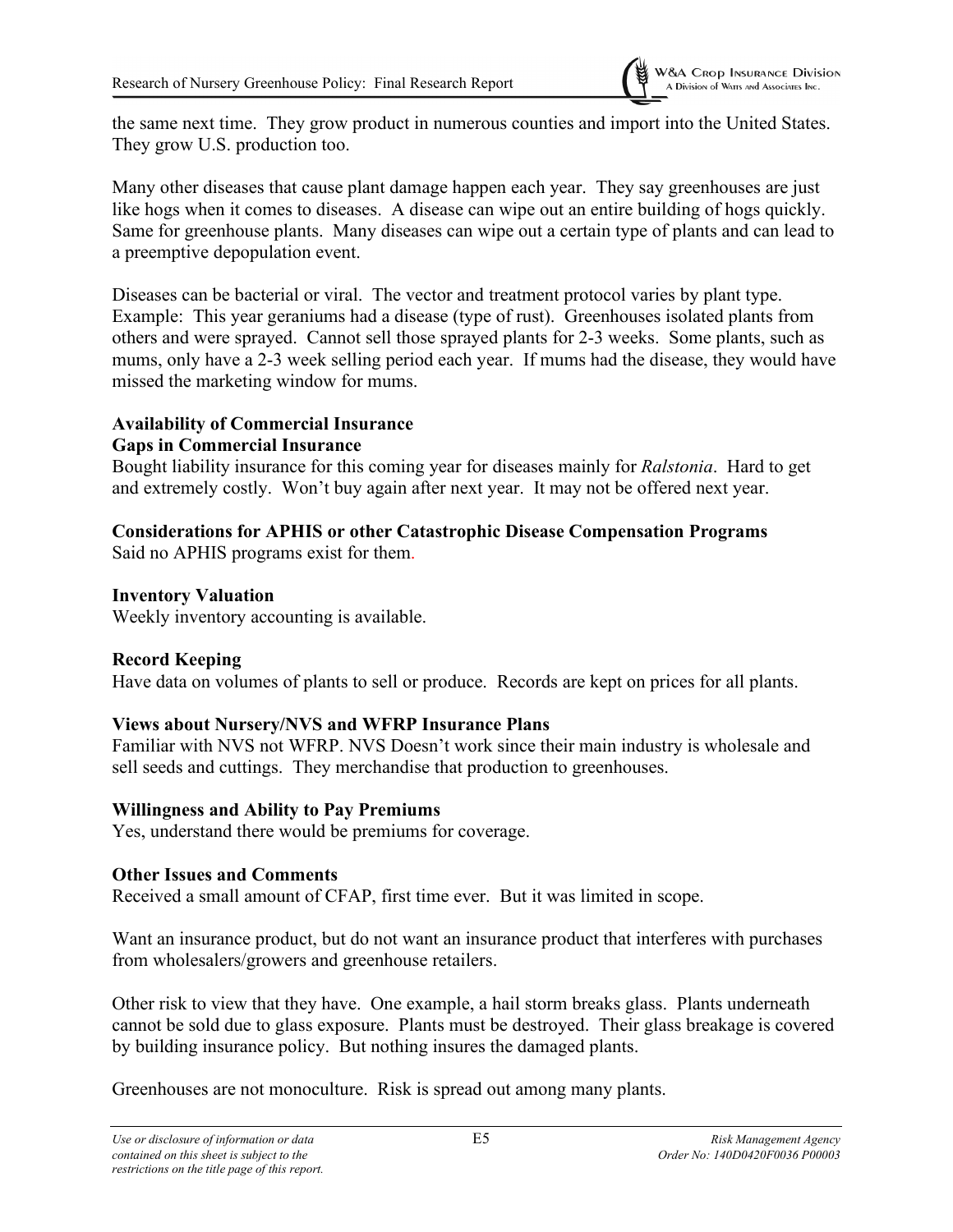the same next time. They grow product in numerous counties and import into the United States. They grow U.S. production too.

Many other diseases that cause plant damage happen each year. They say greenhouses are just like hogs when it comes to diseases. A disease can wipe out an entire building of hogs quickly. Same for greenhouse plants. Many diseases can wipe out a certain type of plants and can lead to a preemptive depopulation event.

Diseases can be bacterial or viral. The vector and treatment protocol varies by plant type. Example: This year geraniums had a disease (type of rust). Greenhouses isolated plants from others and were sprayed. Cannot sell those sprayed plants for 2-3 weeks. Some plants, such as mums, only have a 2-3 week selling period each year. If mums had the disease, they would have missed the marketing window for mums.

**Availability of Commercial Insurance**

**Gaps in Commercial Insurance**

Bought liability insurance for this coming year for diseases mainly for *Ralstonia*. Hard to get and extremely costly. Won't buy again after next year. It may not be offered next year.

**Considerations for APHIS or other Catastrophic Disease Compensation Programs**

Said no APHIS programs exist for them.

**Inventory Valuation**

Weekly inventory accounting is available.

**Record Keeping**

Have data on volumes of plants to sell or produce. Records are kept on prices for all plants.

**Views about Nursery/NVS and WFRP Insurance Plans**

Familiar with NVS not WFRP. NVS Doesn't work since their main industry is wholesale and sell seeds and cuttings. They merchandise that production to greenhouses.

**Willingness and Ability to Pay Premiums**

Yes, understand there would be premiums for coverage.

**Other Issues and Comments**

Received a small amount of CFAP, first time ever. But it was limited in scope.

Want an insurance product, but do not want an insurance product that interferes with purchases from wholesalers/growers and greenhouse retailers.

Other risk to view that they have. One example, a hail storm breaks glass. Plants underneath cannot be sold due to glass exposure. Plants must be destroyed. Their glass breakage is covered by building insurance policy. But nothing insures the damaged plants.

Greenhouses are not monoculture. Risk is spread out among many plants.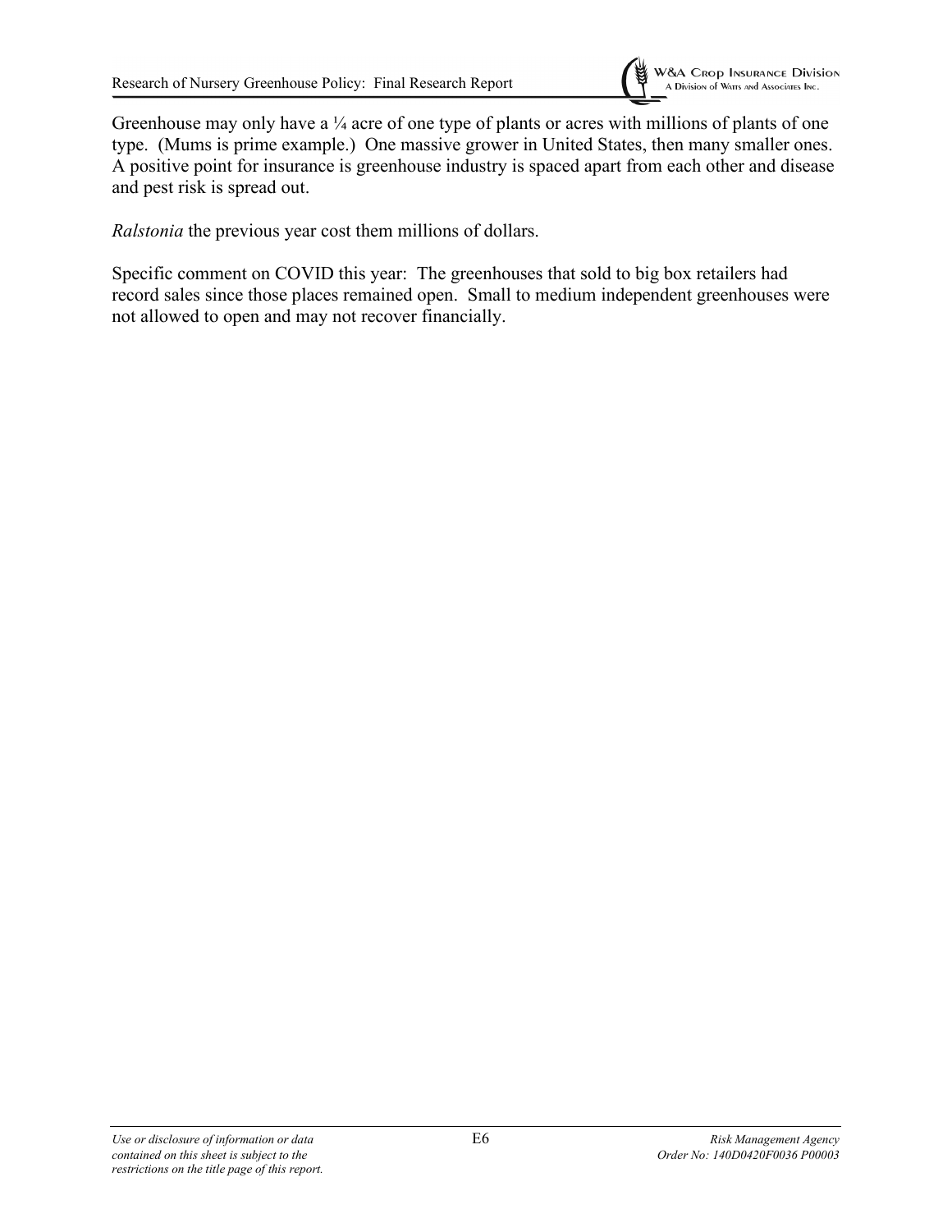Greenhouse may only have a ¼ acre of one type of plants or acres with millions of plants of one type. (Mums is prime example.) One massive grower in United States, then many smaller ones. A positive point for insurance is greenhouse industry is spaced apart from each other and disease and pest risk is spread out.

*Ralstonia* the previous year cost them millions of dollars.

Specific comment on COVID this year: The greenhouses that sold to big box retailers had record sales since those places remained open. Small to medium independent greenhouses were not allowed to open and may not recover financially.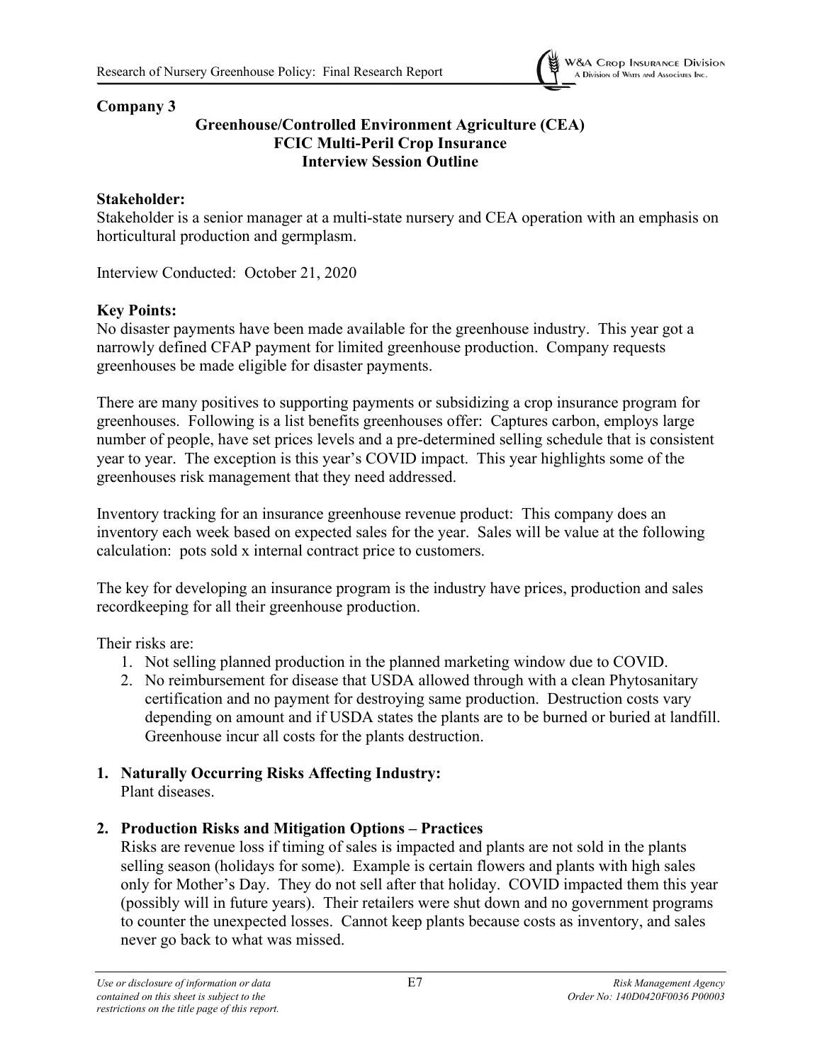**Company 3**

**Greenhouse/Controlled Environment Agriculture (CEA)**
**FCIC Multi-Peril Crop Insurance**
**Interview Session Outline**

**Stakeholder:**
Stakeholder is a senior manager at a multi-state nursery and CEA operation with an emphasis on horticultural production and germplasm.

Interview Conducted: October 21, 2020

**Key Points:**
No disaster payments have been made available for the greenhouse industry. This year got a narrowly defined CFAP payment for limited greenhouse production. Company requests greenhouses be made eligible for disaster payments.

There are many positives to supporting payments or subsidizing a crop insurance program for greenhouses. Following is a list benefits greenhouses offer: Captures carbon, employs large number of people, have set prices levels and a pre-determined selling schedule that is consistent year to year. The exception is this year's COVID impact. This year highlights some of the greenhouses risk management that they need addressed.

Inventory tracking for an insurance greenhouse revenue product: This company does an inventory each week based on expected sales for the year. Sales will be value at the following calculation: pots sold x internal contract price to customers.

The key for developing an insurance program is the industry have prices, production and sales recordkeeping for all their greenhouse production.

Their risks are:

1. Not selling planned production in the planned marketing window due to COVID.
2. No reimbursement for disease that USDA allowed through with a clean Phytosanitary certification and no payment for destroying same production. Destruction costs vary depending on amount and if USDA states the plants are to be burned or buried at landfill. Greenhouse incur all costs for the plants destruction.

1. **Naturally Occurring Risks Affecting Industry:**
   Plant diseases.

2. **Production Risks and Mitigation Options – Practices**
   Risks are revenue loss if timing of sales is impacted and plants are not sold in the plants selling season (holidays for some). Example is certain flowers and plants with high sales only for Mother's Day. They do not sell after that holiday. COVID impacted them this year (possibly will in future years). Their retailers were shut down and no government programs to counter the unexpected losses. Cannot keep plants because costs as inventory, and sales never go back to what was missed.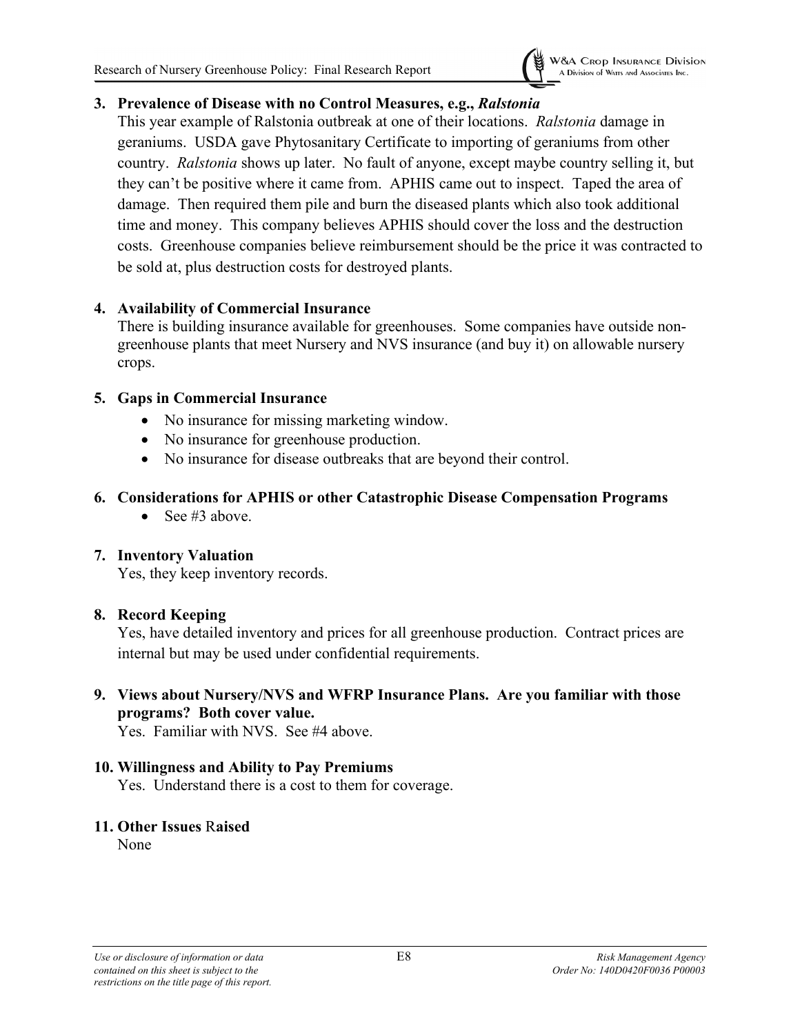**3. Prevalence of Disease with no Control Measures, e.g., *Ralstonia***

This year example of Ralstonia outbreak at one of their locations. *Ralstonia* damage in geraniums. USDA gave Phytosanitary Certificate to importing of geraniums from other country. *Ralstonia* shows up later. No fault of anyone, except maybe country selling it, but they can't be positive where it came from. APHIS came out to inspect. Taped the area of damage. Then required them pile and burn the diseased plants which also took additional time and money. This company believes APHIS should cover the loss and the destruction costs. Greenhouse companies believe reimbursement should be the price it was contracted to be sold at, plus destruction costs for destroyed plants.

**4. Availability of Commercial Insurance**

There is building insurance available for greenhouses. Some companies have outside non-greenhouse plants that meet Nursery and NVS insurance (and buy it) on allowable nursery crops.

**5. Gaps in Commercial Insurance**

- No insurance for missing marketing window.
- No insurance for greenhouse production.
- No insurance for disease outbreaks that are beyond their control.

**6. Considerations for APHIS or other Catastrophic Disease Compensation Programs**

- See #3 above.

**7. Inventory Valuation**

Yes, they keep inventory records.

**8. Record Keeping**

Yes, have detailed inventory and prices for all greenhouse production. Contract prices are internal but may be used under confidential requirements.

**9. Views about Nursery/NVS and WFRP Insurance Plans. Are you familiar with those programs? Both cover value.**

Yes. Familiar with NVS. See #4 above.

**10. Willingness and Ability to Pay Premiums**

Yes. Understand there is a cost to them for coverage.

**11. Other Issues Raised**

None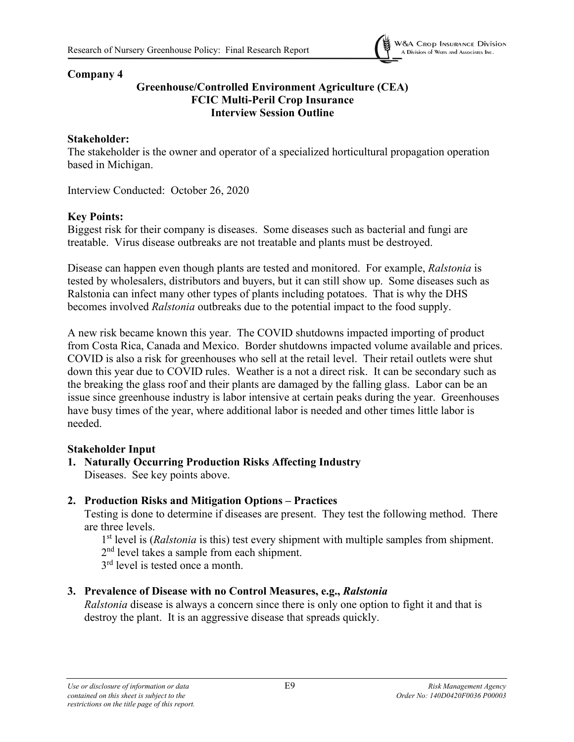**Company 4**

**Greenhouse/Controlled Environment Agriculture (CEA)**
**FCIC Multi-Peril Crop Insurance**
**Interview Session Outline**

**Stakeholder:**
The stakeholder is the owner and operator of a specialized horticultural propagation operation based in Michigan.

Interview Conducted: October 26, 2020

**Key Points:**
Biggest risk for their company is diseases. Some diseases such as bacterial and fungi are treatable. Virus disease outbreaks are not treatable and plants must be destroyed.

Disease can happen even though plants are tested and monitored. For example, *Ralstonia* is tested by wholesalers, distributors and buyers, but it can still show up. Some diseases such as Ralstonia can infect many other types of plants including potatoes. That is why the DHS becomes involved *Ralstonia* outbreaks due to the potential impact to the food supply.

A new risk became known this year. The COVID shutdowns impacted importing of product from Costa Rica, Canada and Mexico. Border shutdowns impacted volume available and prices. COVID is also a risk for greenhouses who sell at the retail level. Their retail outlets were shut down this year due to COVID rules. Weather is a not a direct risk. It can be secondary such as the breaking the glass roof and their plants are damaged by the falling glass. Labor can be an issue since greenhouse industry is labor intensive at certain peaks during the year. Greenhouses have busy times of the year, where additional labor is needed and other times little labor is needed.

**Stakeholder Input**

1. **Naturally Occurring Production Risks Affecting Industry**
   Diseases. See key points above.

2. **Production Risks and Mitigation Options – Practices**
   Testing is done to determine if diseases are present. They test the following method. There are three levels.
   1st level is (*Ralstonia* is this) test every shipment with multiple samples from shipment.
   2nd level takes a sample from each shipment.
   3rd level is tested once a month.

3. **Prevalence of Disease with no Control Measures, e.g., *Ralstonia***
   *Ralstonia* disease is always a concern since there is only one option to fight it and that is destroy the plant. It is an aggressive disease that spreads quickly.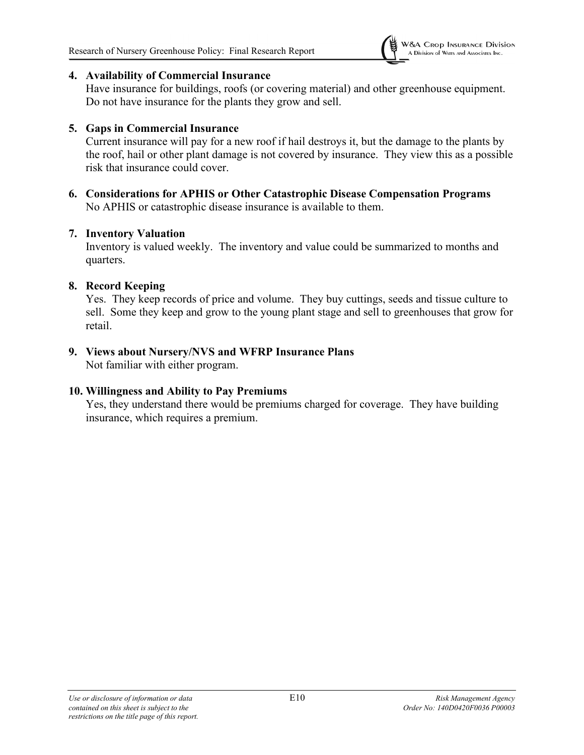4. **Availability of Commercial Insurance**
   Have insurance for buildings, roofs (or covering material) and other greenhouse equipment. Do not have insurance for the plants they grow and sell.

5. **Gaps in Commercial Insurance**
   Current insurance will pay for a new roof if hail destroys it, but the damage to the plants by the roof, hail or other plant damage is not covered by insurance. They view this as a possible risk that insurance could cover.

6. **Considerations for APHIS or Other Catastrophic Disease Compensation Programs**
   No APHIS or catastrophic disease insurance is available to them.

7. **Inventory Valuation**
   Inventory is valued weekly. The inventory and value could be summarized to months and quarters.

8. **Record Keeping**
   Yes. They keep records of price and volume. They buy cuttings, seeds and tissue culture to sell. Some they keep and grow to the young plant stage and sell to greenhouses that grow for retail.

9. **Views about Nursery/NVS and WFRP Insurance Plans**
   Not familiar with either program.

10. **Willingness and Ability to Pay Premiums**
    Yes, they understand there would be premiums charged for coverage. They have building insurance, which requires a premium.